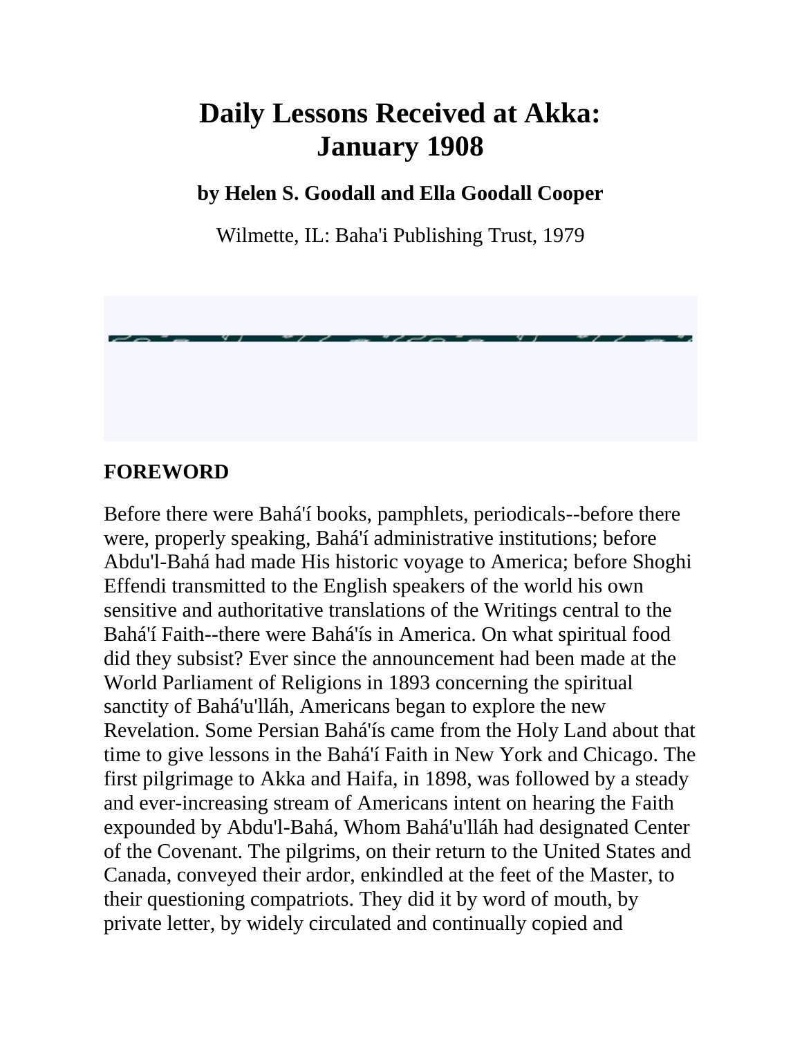# Daily Lessons Received at Akka: January 1908

**by Helen S. Goodall and Ella Goodall Cooper**

Wilmette, IL: Baha'i Publishing Trust, 1979

## FOREWORD

Before there were Bahá'í books, pamphlets, periodicals--before there were, properly speaking, Bahá'í administrative institutions; before Abdu'l-Bahá had made His historic voyage to America; before Shoghi Effendi transmitted to the English speakers of the world his own sensitive and authoritative translations of the Writings central to the Bahá'í Faith--there were Bahá'ís in America. On what spiritual food did they subsist? Ever since the announcement had been made at the World Parliament of Religions in 1893 concerning the spiritual sanctity of Bahá'u'lláh, Americans began to explore the new Revelation. Some Persian Bahá'ís came from the Holy Land about that time to give lessons in the Bahá'í Faith in New York and Chicago. The first pilgrimage to Akka and Haifa, in 1898, was followed by a steady and ever-increasing stream of Americans intent on hearing the Faith expounded by Abdu'l-Bahá, Whom Bahá'u'lláh had designated Center of the Covenant. The pilgrims, on their return to the United States and Canada, conveyed their ardor, enkindled at the feet of the Master, to their questioning compatriots. They did it by word of mouth, by private letter, by widely circulated and continually copied and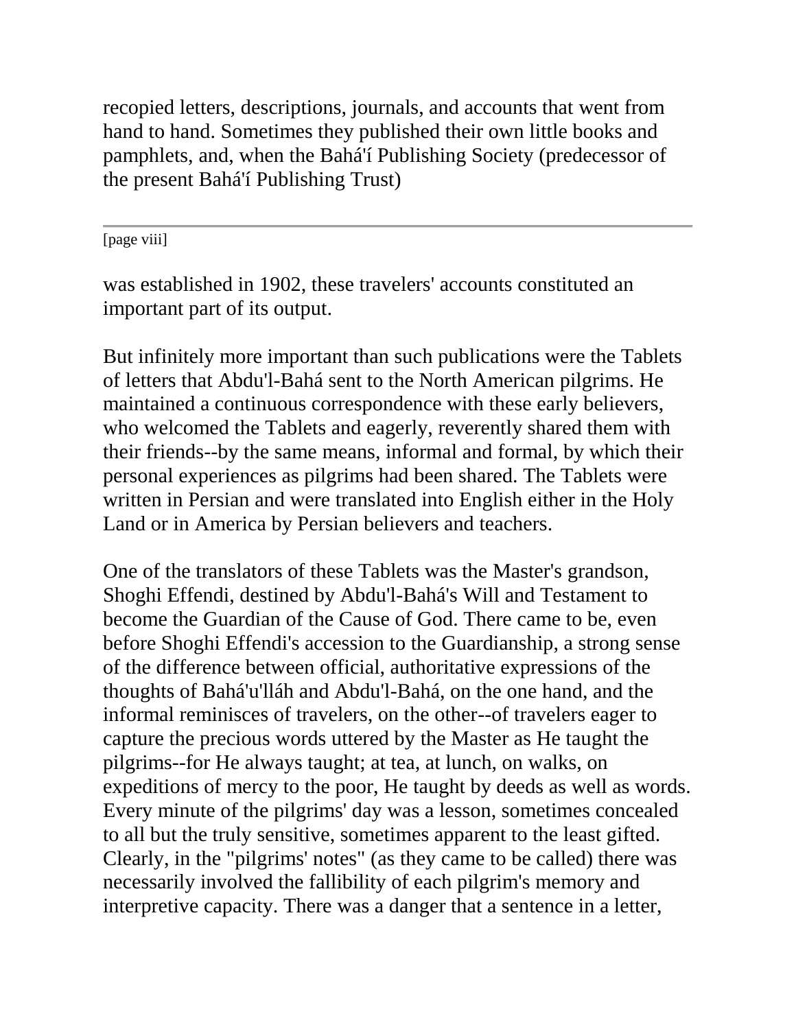recopied letters, descriptions, journals, and accounts that went from hand to hand. Sometimes they published their own little books and pamphlets, and, when the Bahá'í Publishing Society (predecessor of the present Bahá'í Publishing Trust)

[page viii]

was established in 1902, these travelers' accounts constituted an important part of its output.

But infinitely more important than such publications were the Tablets of letters that Abdu'l-Bahá sent to the North American pilgrims. He maintained a continuous correspondence with these early believers, who welcomed the Tablets and eagerly, reverently shared them with their friends--by the same means, informal and formal, by which their personal experiences as pilgrims had been shared. The Tablets were written in Persian and were translated into English either in the Holy Land or in America by Persian believers and teachers.

One of the translators of these Tablets was the Master's grandson, Shoghi Effendi, destined by Abdu'l-Bahá's Will and Testament to become the Guardian of the Cause of God. There came to be, even before Shoghi Effendi's accession to the Guardianship, a strong sense of the difference between official, authoritative expressions of the thoughts of Bahá'u'lláh and Abdu'l-Bahá, on the one hand, and the informal reminisces of travelers, on the other--of travelers eager to capture the precious words uttered by the Master as He taught the pilgrims--for He always taught; at tea, at lunch, on walks, on expeditions of mercy to the poor, He taught by deeds as well as words. Every minute of the pilgrims' day was a lesson, sometimes concealed to all but the truly sensitive, sometimes apparent to the least gifted. Clearly, in the "pilgrims' notes" (as they came to be called) there was necessarily involved the fallibility of each pilgrim's memory and interpretive capacity. There was a danger that a sentence in a letter,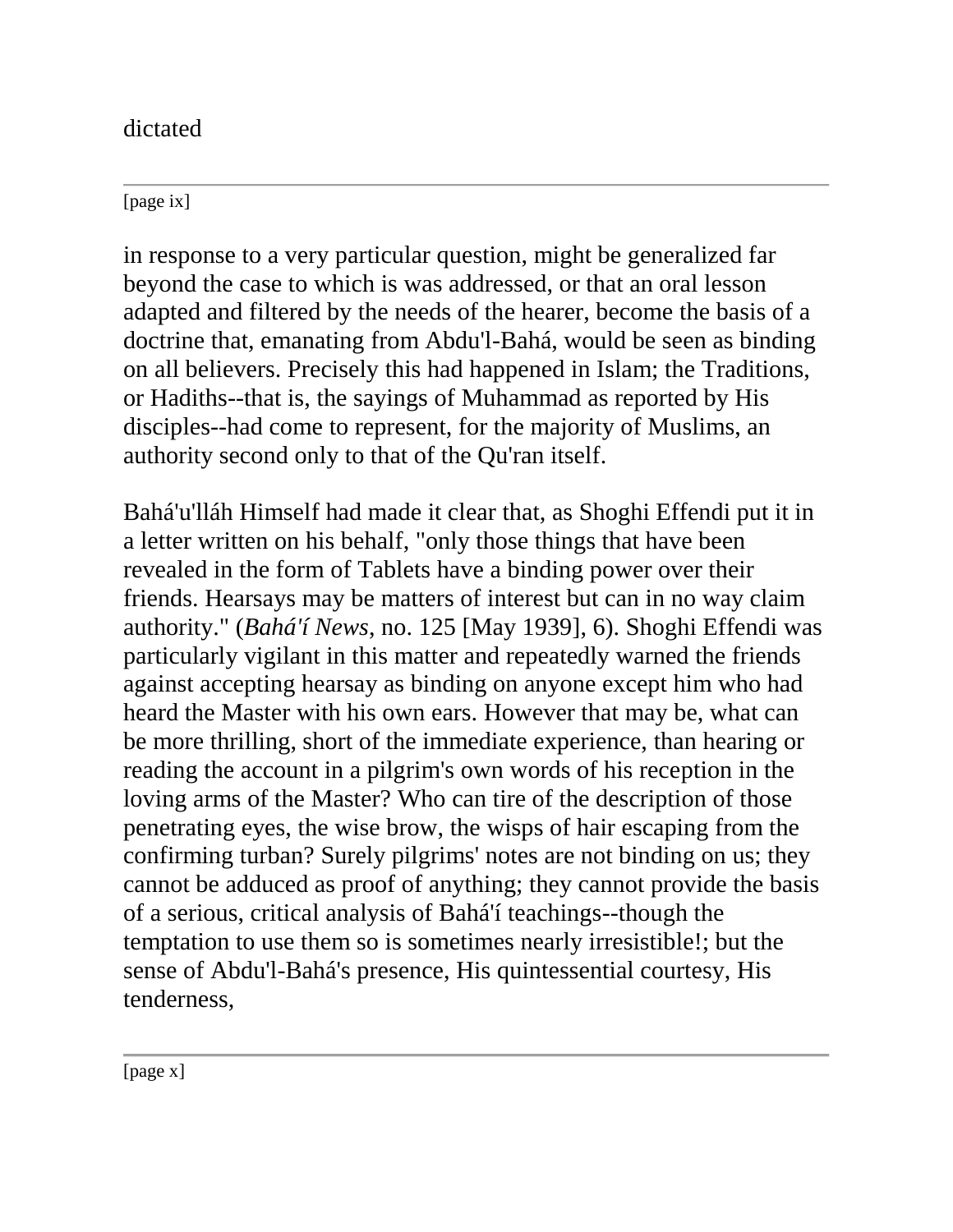dictated

in response to a very particular question, might be generalized far beyond the case to which is was addressed, or that an oral lesson adapted and filtered by the needs of the hearer, become the basis of a doctrine that, emanating from Abdu'l-Bahá, would be seen as binding on all believers. Precisely this had happened in Islam; the Traditions, or Hadiths--that is, the sayings of Muhammad as reported by His disciples--had come to represent, for the majority of Muslims, an authority second only to that of the Qu'ran itself.

Bahá'u'lláh Himself had made it clear that, as Shoghi Effendi put it in a letter written on his behalf, "only those things that have been revealed in the form of Tablets have a binding power over their friends. Hearsays may be matters of interest but can in no way claim authority." (*Bahá'í News*, no. 125 [May 1939], 6). Shoghi Effendi was particularly vigilant in this matter and repeatedly warned the friends against accepting hearsay as binding on anyone except him who had heard the Master with his own ears. However that may be, what can be more thrilling, short of the immediate experience, than hearing or reading the account in a pilgrim's own words of his reception in the loving arms of the Master? Who can tire of the description of those penetrating eyes, the wise brow, the wisps of hair escaping from the confirming turban? Surely pilgrims' notes are not binding on us; they cannot be adduced as proof of anything; they cannot provide the basis of a serious, critical analysis of Bahá'í teachings--though the temptation to use them so is sometimes nearly irresistible!; but the sense of Abdu'l-Bahá's presence, His quintessential courtesy, His tenderness,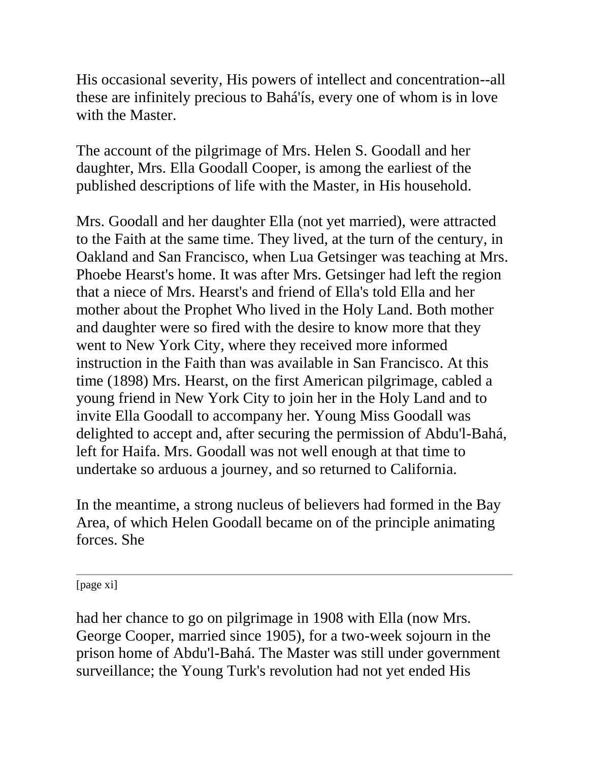His occasional severity, His powers of intellect and concentration--all these are infinitely precious to Bahá'ís, every one of whom is in love with the Master.

The account of the pilgrimage of Mrs. Helen S. Goodall and her daughter, Mrs. Ella Goodall Cooper, is among the earliest of the published descriptions of life with the Master, in His household.

Mrs. Goodall and her daughter Ella (not yet married), were attracted to the Faith at the same time. They lived, at the turn of the century, in Oakland and San Francisco, when Lua Getsinger was teaching at Mrs. Phoebe Hearst's home. It was after Mrs. Getsinger had left the region that a niece of Mrs. Hearst's and friend of Ella's told Ella and her mother about the Prophet Who lived in the Holy Land. Both mother and daughter were so fired with the desire to know more that they went to New York City, where they received more informed instruction in the Faith than was available in San Francisco. At this time (1898) Mrs. Hearst, on the first American pilgrimage, cabled a young friend in New York City to join her in the Holy Land and to invite Ella Goodall to accompany her. Young Miss Goodall was delighted to accept and, after securing the permission of Abdu'l-Bahá, left for Haifa. Mrs. Goodall was not well enough at that time to undertake so arduous a journey, and so returned to California.

In the meantime, a strong nucleus of believers had formed in the Bay Area, of which Helen Goodall became on of the principle animating forces. She

[page xi]

had her chance to go on pilgrimage in 1908 with Ella (now Mrs. George Cooper, married since 1905), for a two-week sojourn in the prison home of Abdu'l-Bahá. The Master was still under government surveillance; the Young Turk's revolution had not yet ended His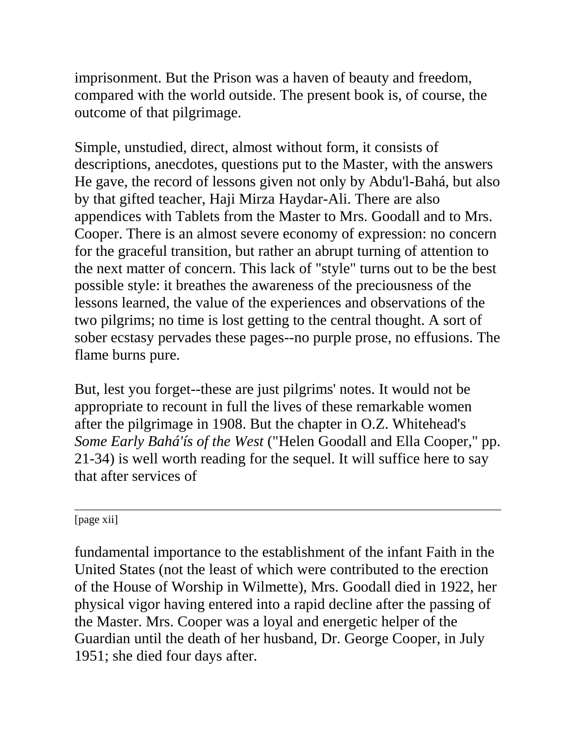imprisonment. But the Prison was a haven of beauty and freedom, compared with the world outside. The present book is, of course, the outcome of that pilgrimage.

Simple, unstudied, direct, almost without form, it consists of descriptions, anecdotes, questions put to the Master, with the answers He gave, the record of lessons given not only by Abdu'l-Bahá, but also by that gifted teacher, Haji Mirza Haydar-Ali. There are also appendices with Tablets from the Master to Mrs. Goodall and to Mrs. Cooper. There is an almost severe economy of expression: no concern for the graceful transition, but rather an abrupt turning of attention to the next matter of concern. This lack of "style" turns out to be the best possible style: it breathes the awareness of the preciousness of the lessons learned, the value of the experiences and observations of the two pilgrims; no time is lost getting to the central thought. A sort of sober ecstasy pervades these pages--no purple prose, no effusions. The flame burns pure.

But, lest you forget--these are just pilgrims' notes. It would not be appropriate to recount in full the lives of these remarkable women after the pilgrimage in 1908. But the chapter in O.Z. Whitehead's *Some Early Bahá'ís of the West* ("Helen Goodall and Ella Cooper," pp. 21-34) is well worth reading for the sequel. It will suffice here to say that after services of fundamental importance to the establishment of the infant Faith in the United States (not the least of which were contributed to the erection of the House of Worship in Wilmette), Mrs. Goodall died in 1922, her physical vigor having entered into a rapid decline after the passing of the Master. Mrs. Cooper was a loyal and energetic helper of the Guardian until the death of her husband, Dr. George Cooper, in July 1951; she died four days after.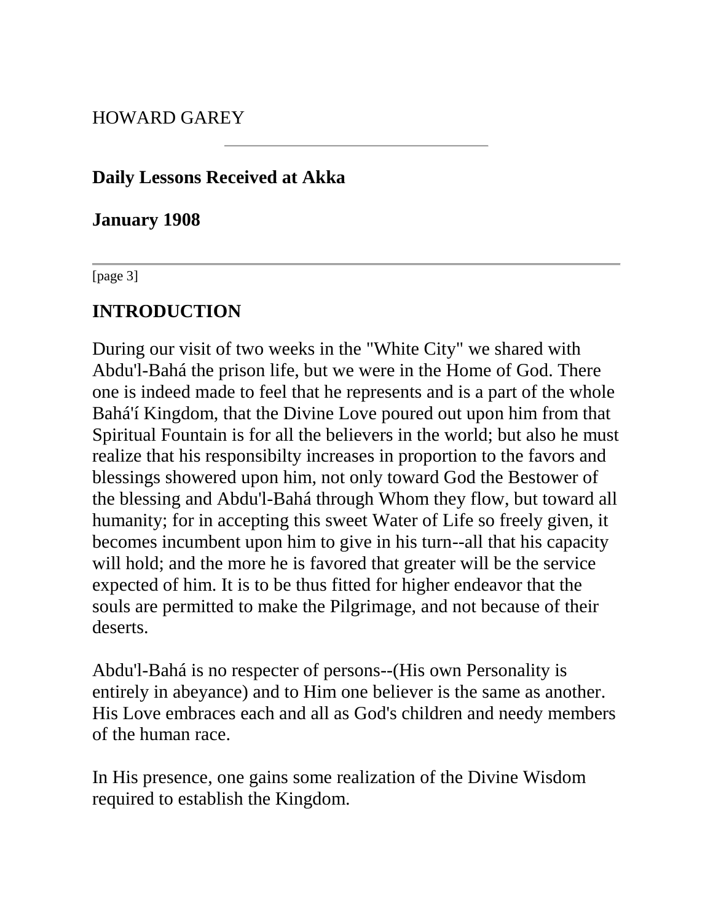HOWARD GAREY

---

**Daily Lessons Received at Akka**

**January 1908**

---

[page 3]

## INTRODUCTION

During our visit of two weeks in the "White City" we shared with Abdu'l-Bahá the prison life, but we were in the Home of God. There one is indeed made to feel that he represents and is a part of the whole Bahá'í Kingdom, that the Divine Love poured out upon him from that Spiritual Fountain is for all the believers in the world; but also he must realize that his responsibilty increases in proportion to the favors and blessings showered upon him, not only toward God the Bestower of the blessing and Abdu'l-Bahá through Whom they flow, but toward all humanity; for in accepting this sweet Water of Life so freely given, it becomes incumbent upon him to give in his turn--all that his capacity will hold; and the more he is favored that greater will be the service expected of him. It is to be thus fitted for higher endeavor that the souls are permitted to make the Pilgrimage, and not because of their deserts.

Abdu'l-Bahá is no respecter of persons--(His own Personality is entirely in abeyance) and to Him one believer is the same as another. His Love embraces each and all as God's children and needy members of the human race.

In His presence, one gains some realization of the Divine Wisdom required to establish the Kingdom.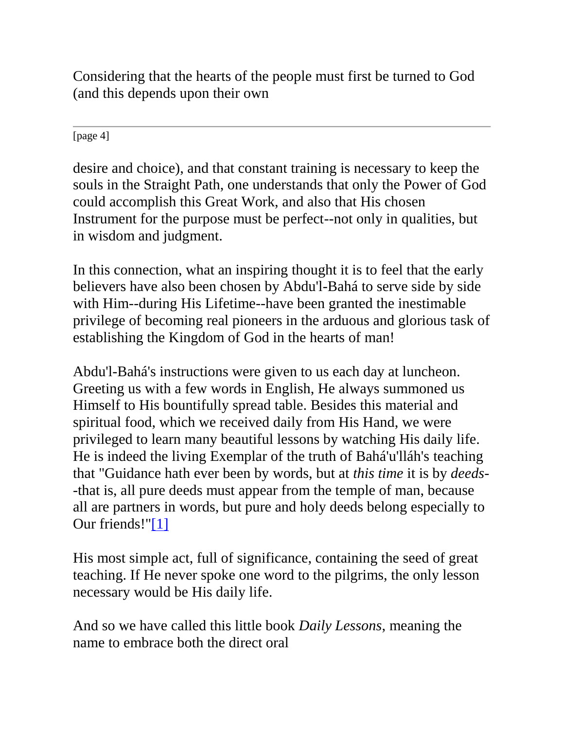Considering that the hearts of the people must first be turned to God (and this depends upon their own

desire and choice), and that constant training is necessary to keep the souls in the Straight Path, one understands that only the Power of God could accomplish this Great Work, and also that His chosen Instrument for the purpose must be perfect--not only in qualities, but in wisdom and judgment.

In this connection, what an inspiring thought it is to feel that the early believers have also been chosen by Abdu'l-Bahá to serve side by side with Him--during His Lifetime--have been granted the inestimable privilege of becoming real pioneers in the arduous and glorious task of establishing the Kingdom of God in the hearts of man!

Abdu'l-Bahá's instructions were given to us each day at luncheon. Greeting us with a few words in English, He always summoned us Himself to His bountifully spread table. Besides this material and spiritual food, which we received daily from His Hand, we were privileged to learn many beautiful lessons by watching His daily life. He is indeed the living Exemplar of the truth of Bahá'u'lláh's teaching that "Guidance hath ever been by words, but at *this time* it is by *deeds*--that is, all pure deeds must appear from the temple of man, because all are partners in words, but pure and holy deeds belong especially to Our friends!"[1]

His most simple act, full of significance, containing the seed of great teaching. If He never spoke one word to the pilgrims, the only lesson necessary would be His daily life.

And so we have called this little book *Daily Lessons*, meaning the name to embrace both the direct oral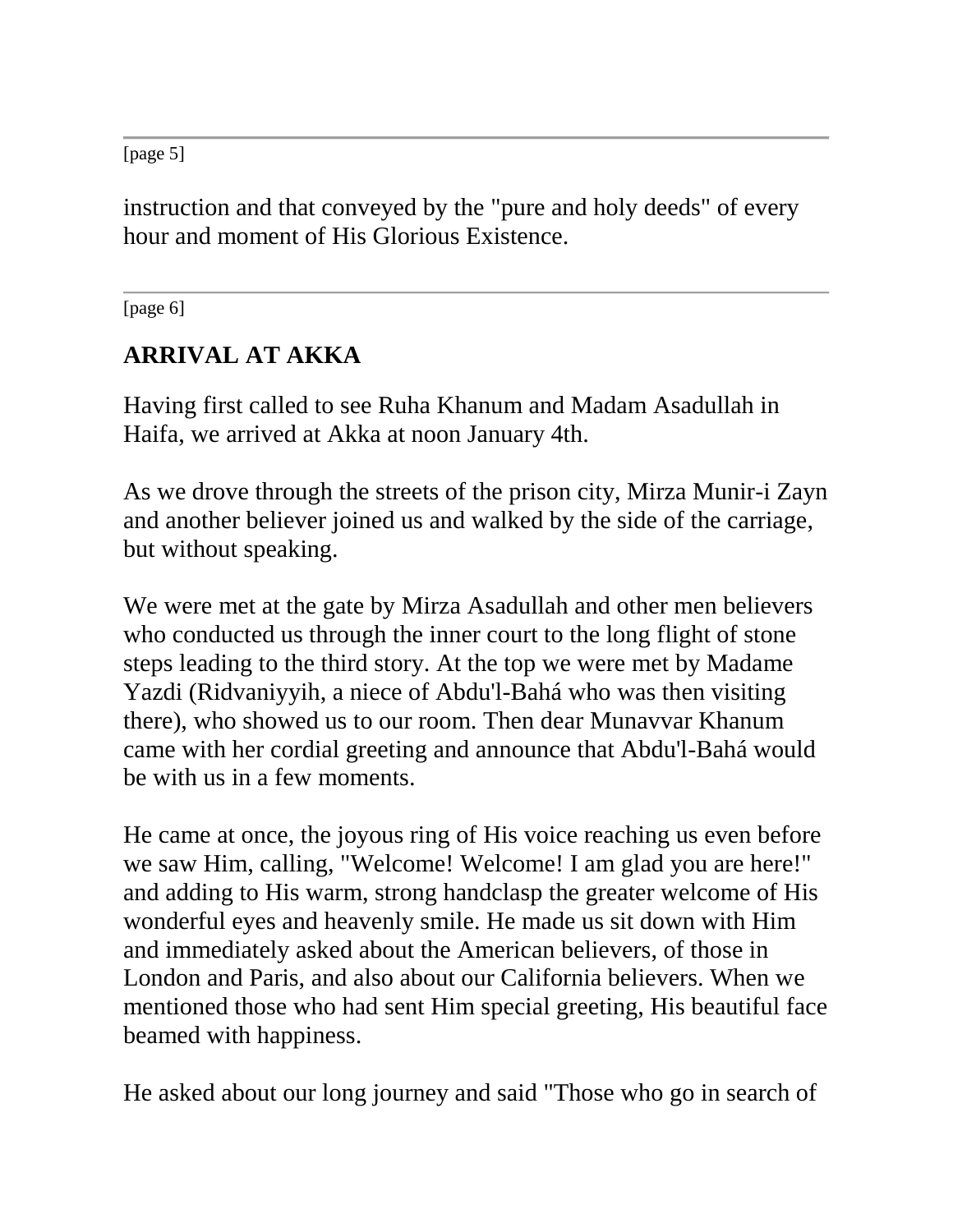[page 5]

instruction and that conveyed by the "pure and holy deeds" of every hour and moment of His Glorious Existence.

---

[page 6]

## ARRIVAL AT AKKA

Having first called to see Ruha Khanum and Madam Asadullah in Haifa, we arrived at Akka at noon January 4th.

As we drove through the streets of the prison city, Mirza Munir-i Zayn and another believer joined us and walked by the side of the carriage, but without speaking.

We were met at the gate by Mirza Asadullah and other men believers who conducted us through the inner court to the long flight of stone steps leading to the third story. At the top we were met by Madame Yazdi (Ridvaniyyih, a niece of Abdu'l-Bahá who was then visiting there), who showed us to our room. Then dear Munavvar Khanum came with her cordial greeting and announce that Abdu'l-Bahá would be with us in a few moments.

He came at once, the joyous ring of His voice reaching us even before we saw Him, calling, "Welcome! Welcome! I am glad you are here!" and adding to His warm, strong handclasp the greater welcome of His wonderful eyes and heavenly smile. He made us sit down with Him and immediately asked about the American believers, of those in London and Paris, and also about our California believers. When we mentioned those who had sent Him special greeting, His beautiful face beamed with happiness.

He asked about our long journey and said "Those who go in search of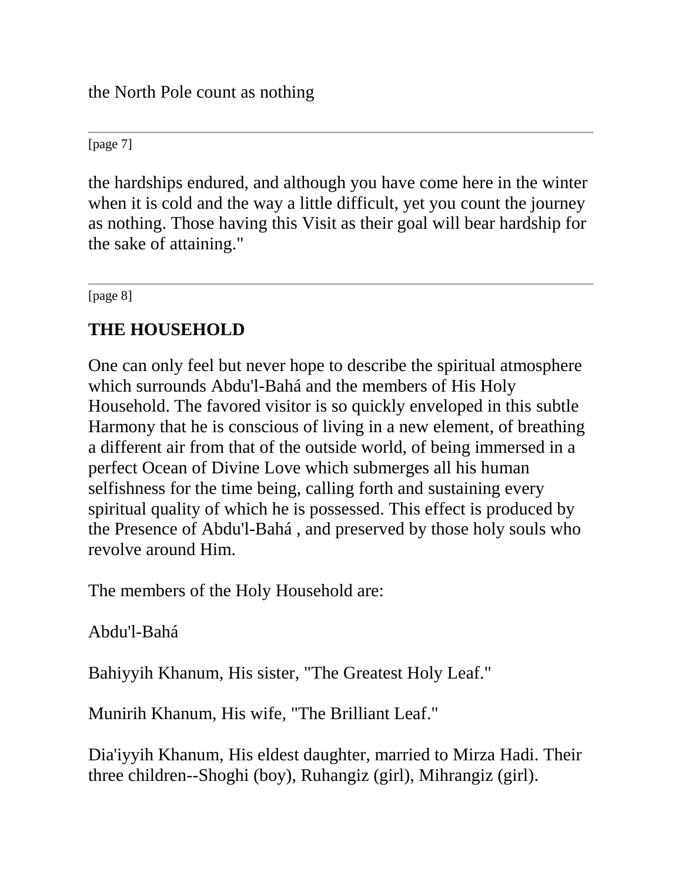the North Pole count as nothing

[page 7]

the hardships endured, and although you have come here in the winter when it is cold and the way a little difficult, yet you count the journey as nothing. Those having this Visit as their goal will bear hardship for the sake of attaining."

[page 8]

## THE HOUSEHOLD

One can only feel but never hope to describe the spiritual atmosphere which surrounds Abdu'l-Bahá and the members of His Holy Household. The favored visitor is so quickly enveloped in this subtle Harmony that he is conscious of living in a new element, of breathing a different air from that of the outside world, of being immersed in a perfect Ocean of Divine Love which submerges all his human selfishness for the time being, calling forth and sustaining every spiritual quality of which he is possessed. This effect is produced by the Presence of Abdu'l-Bahá , and preserved by those holy souls who revolve around Him.

The members of the Holy Household are:

Abdu'l-Bahá

Bahiyyih Khanum, His sister, "The Greatest Holy Leaf."

Munirih Khanum, His wife, "The Brilliant Leaf."

Dia'iyyih Khanum, His eldest daughter, married to Mirza Hadi. Their three children--Shoghi (boy), Ruhangiz (girl), Mihrangiz (girl).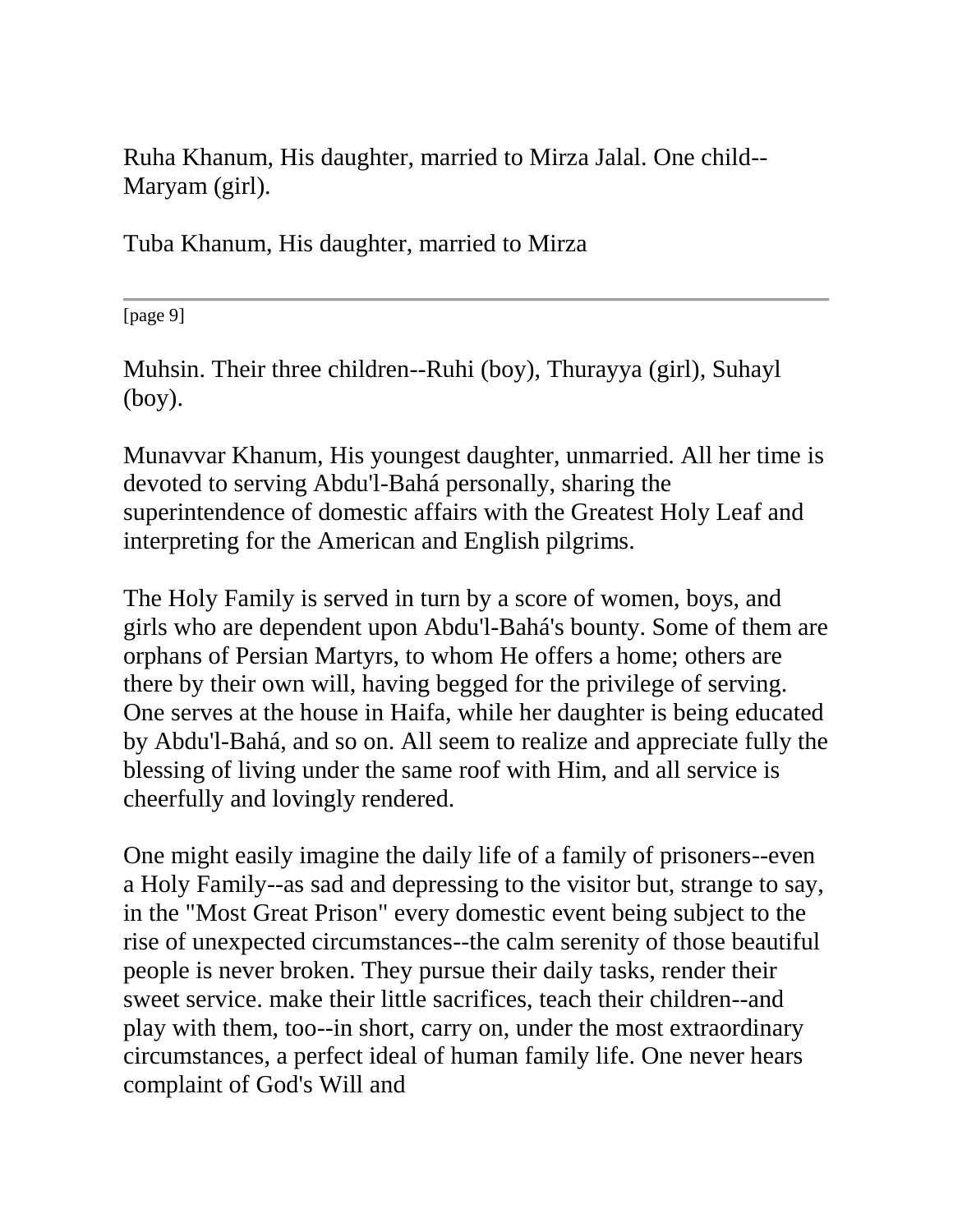Ruha Khanum, His daughter, married to Mirza Jalal. One child--Maryam (girl).

Tuba Khanum, His daughter, married to Mirza Muhsin. Their three children--Ruhi (boy), Thurayya (girl), Suhayl (boy).

Munavvar Khanum, His youngest daughter, unmarried. All her time is devoted to serving Abdu'l-Bahá personally, sharing the superintendence of domestic affairs with the Greatest Holy Leaf and interpreting for the American and English pilgrims.

The Holy Family is served in turn by a score of women, boys, and girls who are dependent upon Abdu'l-Bahá's bounty. Some of them are orphans of Persian Martyrs, to whom He offers a home; others are there by their own will, having begged for the privilege of serving. One serves at the house in Haifa, while her daughter is being educated by Abdu'l-Bahá, and so on. All seem to realize and appreciate fully the blessing of living under the same roof with Him, and all service is cheerfully and lovingly rendered.

One might easily imagine the daily life of a family of prisoners--even a Holy Family--as sad and depressing to the visitor but, strange to say, in the "Most Great Prison" every domestic event being subject to the rise of unexpected circumstances--the calm serenity of those beautiful people is never broken. They pursue their daily tasks, render their sweet service. make their little sacrifices, teach their children--and play with them, too--in short, carry on, under the most extraordinary circumstances, a perfect ideal of human family life. One never hears complaint of God's Will and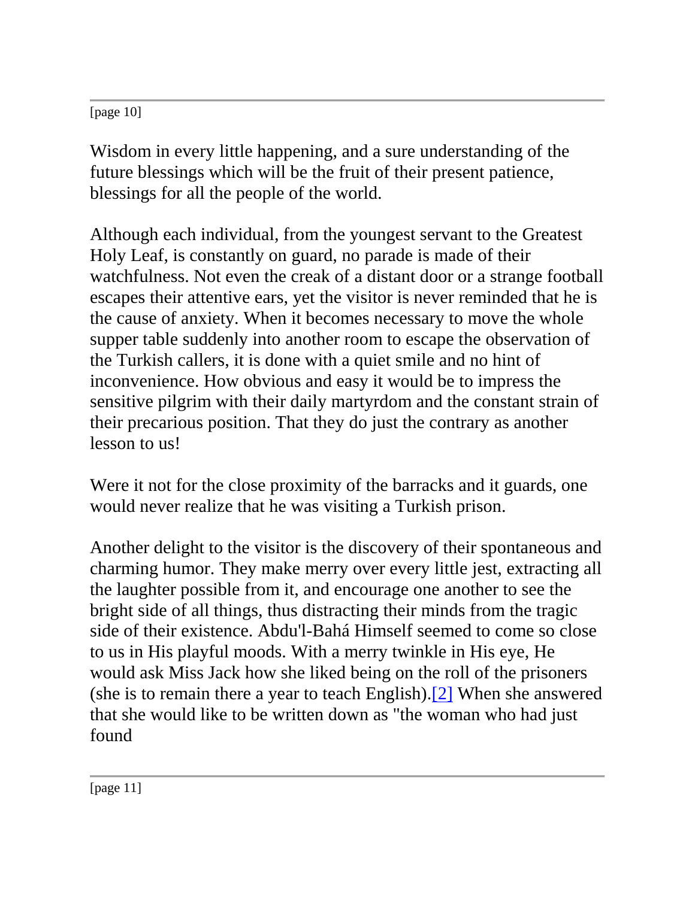Wisdom in every little happening, and a sure understanding of the future blessings which will be the fruit of their present patience, blessings for all the people of the world.

Although each individual, from the youngest servant to the Greatest Holy Leaf, is constantly on guard, no parade is made of their watchfulness. Not even the creak of a distant door or a strange football escapes their attentive ears, yet the visitor is never reminded that he is the cause of anxiety. When it becomes necessary to move the whole supper table suddenly into another room to escape the observation of the Turkish callers, it is done with a quiet smile and no hint of inconvenience. How obvious and easy it would be to impress the sensitive pilgrim with their daily martyrdom and the constant strain of their precarious position. That they do just the contrary as another lesson to us!

Were it not for the close proximity of the barracks and it guards, one would never realize that he was visiting a Turkish prison.

Another delight to the visitor is the discovery of their spontaneous and charming humor. They make merry over every little jest, extracting all the laughter possible from it, and encourage one another to see the bright side of all things, thus distracting their minds from the tragic side of their existence. Abdu'l-Bahá Himself seemed to come so close to us in His playful moods. With a merry twinkle in His eye, He would ask Miss Jack how she liked being on the roll of the prisoners (she is to remain there a year to teach English).[2] When she answered that she would like to be written down as "the woman who had just found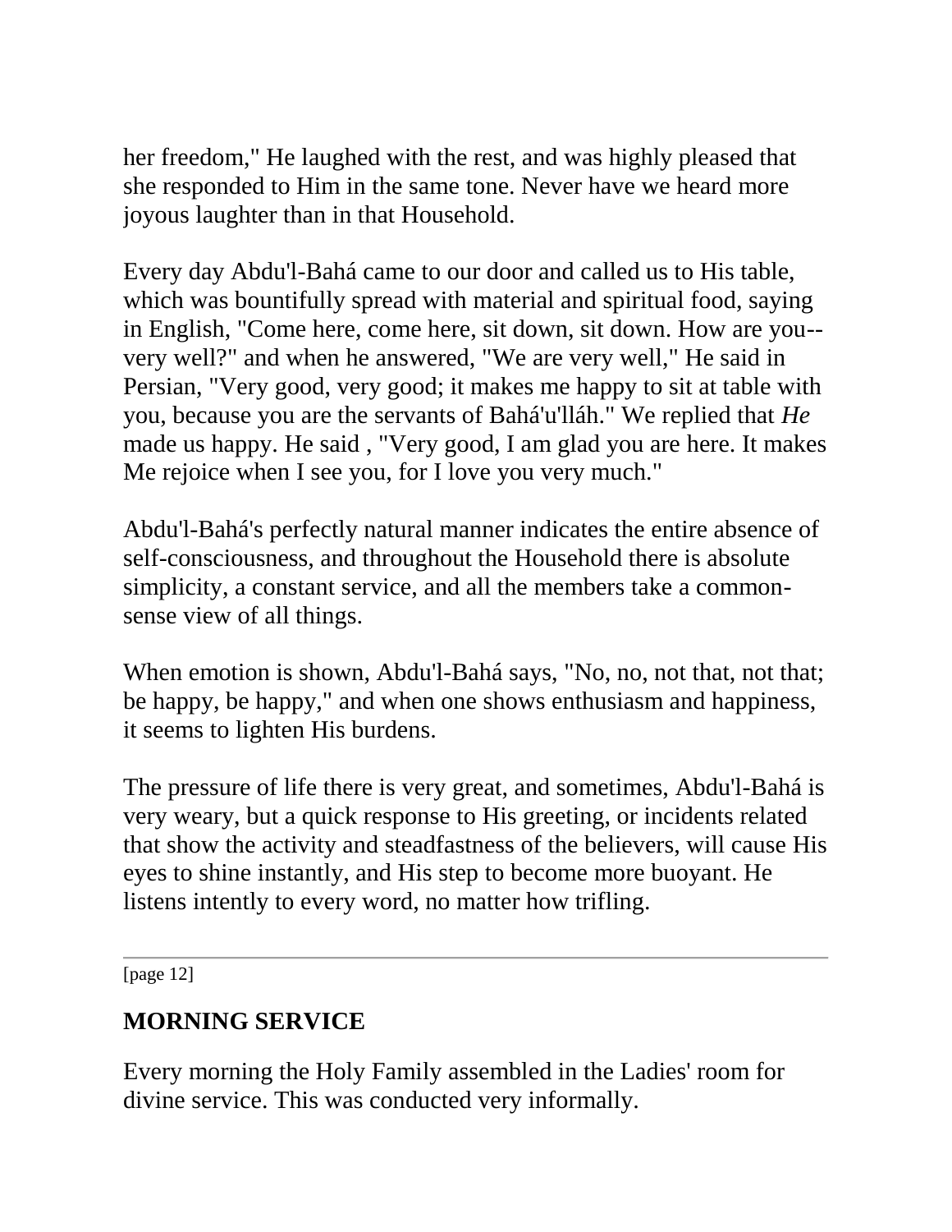her freedom," He laughed with the rest, and was highly pleased that she responded to Him in the same tone. Never have we heard more joyous laughter than in that Household.

Every day Abdu'l-Bahá came to our door and called us to His table, which was bountifully spread with material and spiritual food, saying in English, "Come here, come here, sit down, sit down. How are you--very well?" and when he answered, "We are very well," He said in Persian, "Very good, very good; it makes me happy to sit at table with you, because you are the servants of Bahá'u'lláh." We replied that *He* made us happy. He said , "Very good, I am glad you are here. It makes Me rejoice when I see you, for I love you very much."

Abdu'l-Bahá's perfectly natural manner indicates the entire absence of self-consciousness, and throughout the Household there is absolute simplicity, a constant service, and all the members take a common-sense view of all things.

When emotion is shown, Abdu'l-Bahá says, "No, no, not that, not that; be happy, be happy," and when one shows enthusiasm and happiness, it seems to lighten His burdens.

The pressure of life there is very great, and sometimes, Abdu'l-Bahá is very weary, but a quick response to His greeting, or incidents related that show the activity and steadfastness of the believers, will cause His eyes to shine instantly, and His step to become more buoyant. He listens intently to every word, no matter how trifling.

---

[page 12]

## MORNING SERVICE

Every morning the Holy Family assembled in the Ladies' room for divine service. This was conducted very informally.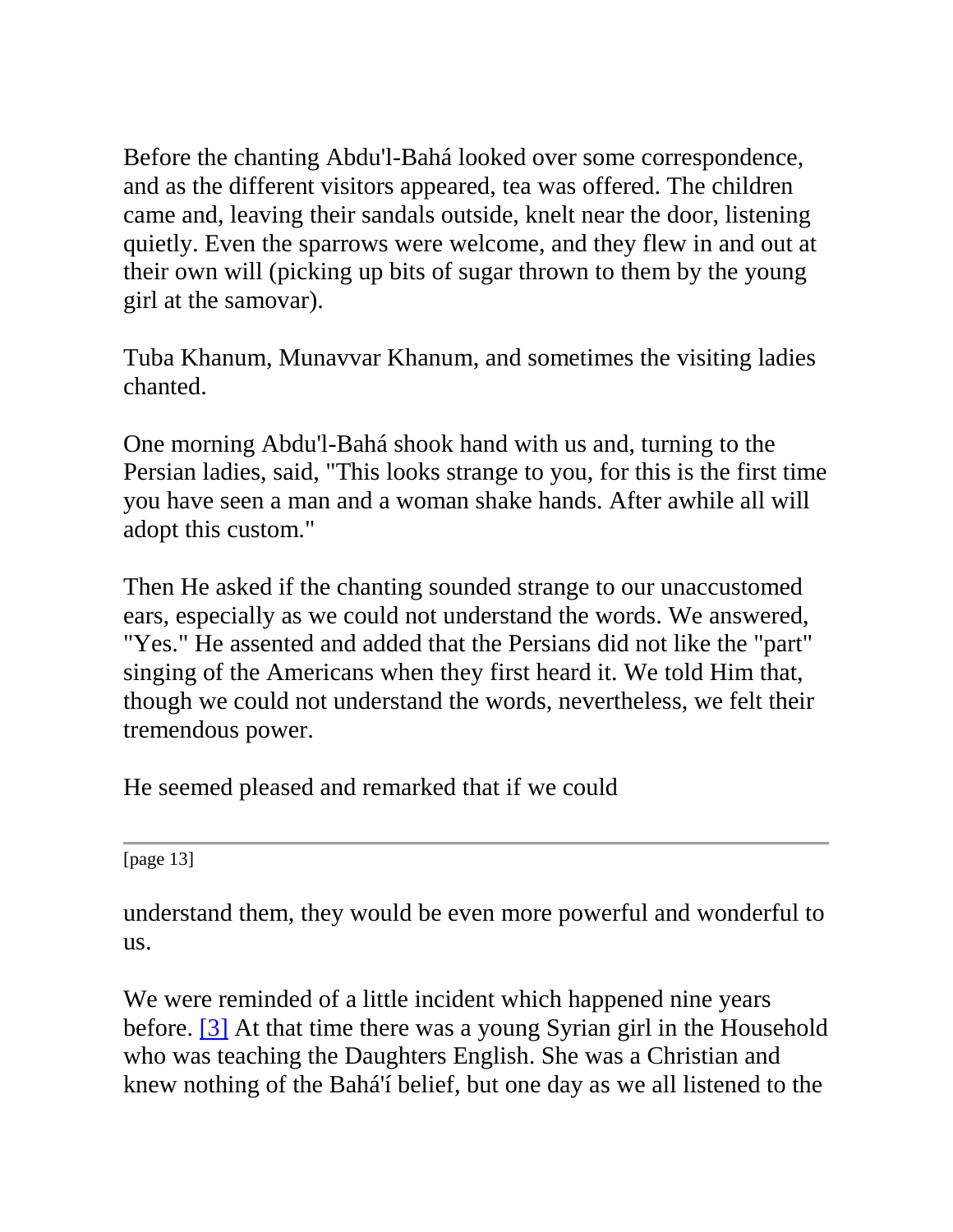Before the chanting Abdu'l-Bahá looked over some correspondence, and as the different visitors appeared, tea was offered. The children came and, leaving their sandals outside, knelt near the door, listening quietly. Even the sparrows were welcome, and they flew in and out at their own will (picking up bits of sugar thrown to them by the young girl at the samovar).

Tuba Khanum, Munavvar Khanum, and sometimes the visiting ladies chanted.

One morning Abdu'l-Bahá shook hand with us and, turning to the Persian ladies, said, "This looks strange to you, for this is the first time you have seen a man and a woman shake hands. After awhile all will adopt this custom."

Then He asked if the chanting sounded strange to our unaccustomed ears, especially as we could not understand the words. We answered, "Yes." He assented and added that the Persians did not like the "part" singing of the Americans when they first heard it. We told Him that, though we could not understand the words, nevertheless, we felt their tremendous power.

He seemed pleased and remarked that if we could understand them, they would be even more powerful and wonderful to us.

We were reminded of a little incident which happened nine years before. [3] At that time there was a young Syrian girl in the Household who was teaching the Daughters English. She was a Christian and knew nothing of the Bahá'í belief, but one day as we all listened to the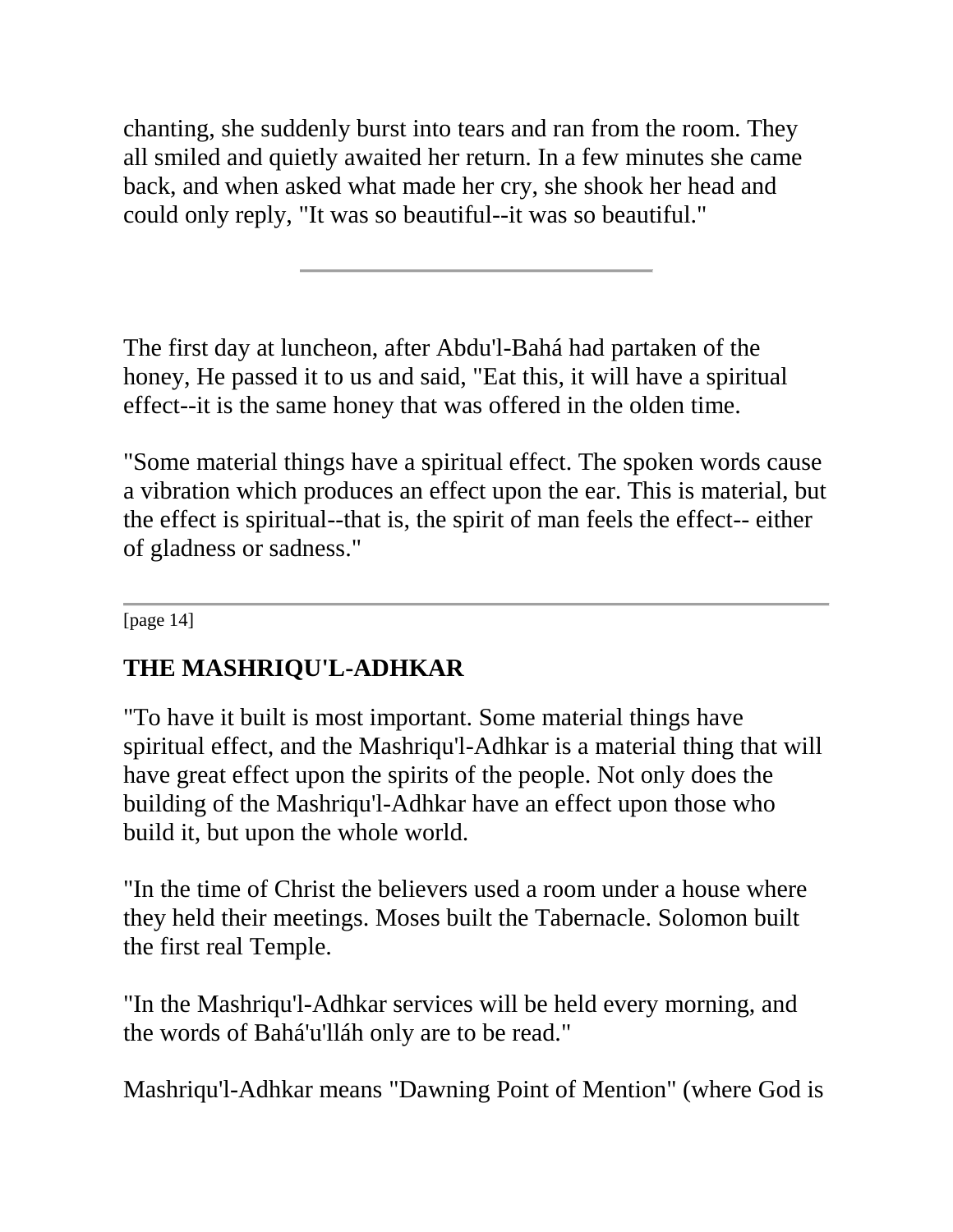chanting, she suddenly burst into tears and ran from the room. They all smiled and quietly awaited her return. In a few minutes she came back, and when asked what made her cry, she shook her head and could only reply, "It was so beautiful--it was so beautiful."

---

The first day at luncheon, after Abdu'l-Bahá had partaken of the honey, He passed it to us and said, "Eat this, it will have a spiritual effect--it is the same honey that was offered in the olden time.

"Some material things have a spiritual effect. The spoken words cause a vibration which produces an effect upon the ear. This is material, but the effect is spiritual--that is, the spirit of man feels the effect-- either of gladness or sadness."

---

## THE MASHRIQU'L-ADHKAR

"To have it built is most important. Some material things have spiritual effect, and the Mashriqu'l-Adhkar is a material thing that will have great effect upon the spirits of the people. Not only does the building of the Mashriqu'l-Adhkar have an effect upon those who build it, but upon the whole world.

"In the time of Christ the believers used a room under a house where they held their meetings. Moses built the Tabernacle. Solomon built the first real Temple.

"In the Mashriqu'l-Adhkar services will be held every morning, and the words of Bahá'u'lláh only are to be read."

Mashriqu'l-Adhkar means "Dawning Point of Mention" (where God is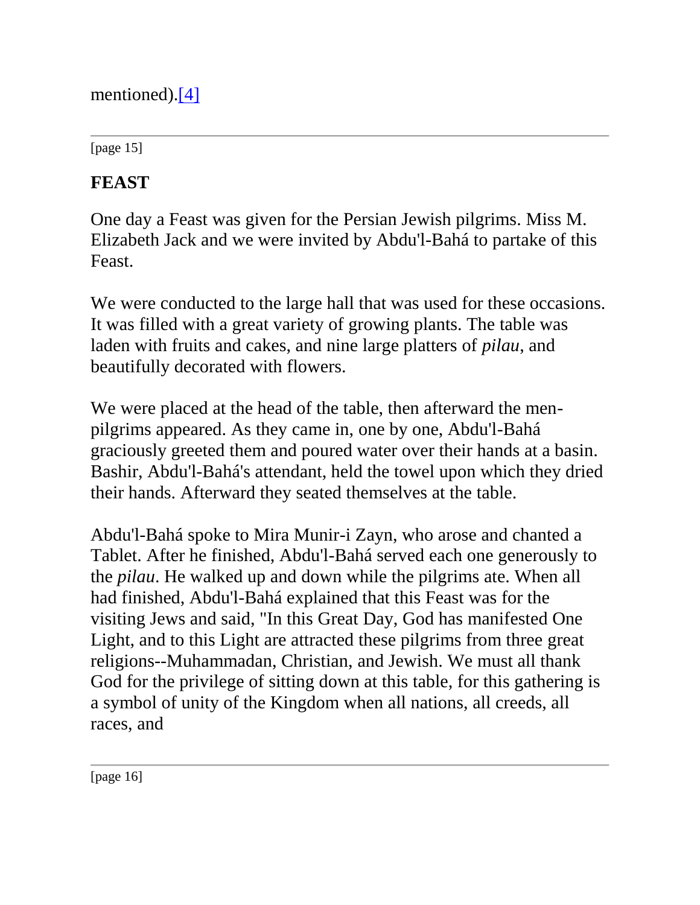mentioned).[4]

## FEAST

One day a Feast was given for the Persian Jewish pilgrims. Miss M. Elizabeth Jack and we were invited by Abdu'l-Bahá to partake of this Feast.

We were conducted to the large hall that was used for these occasions. It was filled with a great variety of growing plants. The table was laden with fruits and cakes, and nine large platters of *pilau*, and beautifully decorated with flowers.

We were placed at the head of the table, then afterward the men-pilgrims appeared. As they came in, one by one, Abdu'l-Bahá graciously greeted them and poured water over their hands at a basin. Bashir, Abdu'l-Bahá's attendant, held the towel upon which they dried their hands. Afterward they seated themselves at the table.

Abdu'l-Bahá spoke to Mira Munir-i Zayn, who arose and chanted a Tablet. After he finished, Abdu'l-Bahá served each one generously to the *pilau*. He walked up and down while the pilgrims ate. When all had finished, Abdu'l-Bahá explained that this Feast was for the visiting Jews and said, "In this Great Day, God has manifested One Light, and to this Light are attracted these pilgrims from three great religions--Muhammadan, Christian, and Jewish. We must all thank God for the privilege of sitting down at this table, for this gathering is a symbol of unity of the Kingdom when all nations, all creeds, all races, and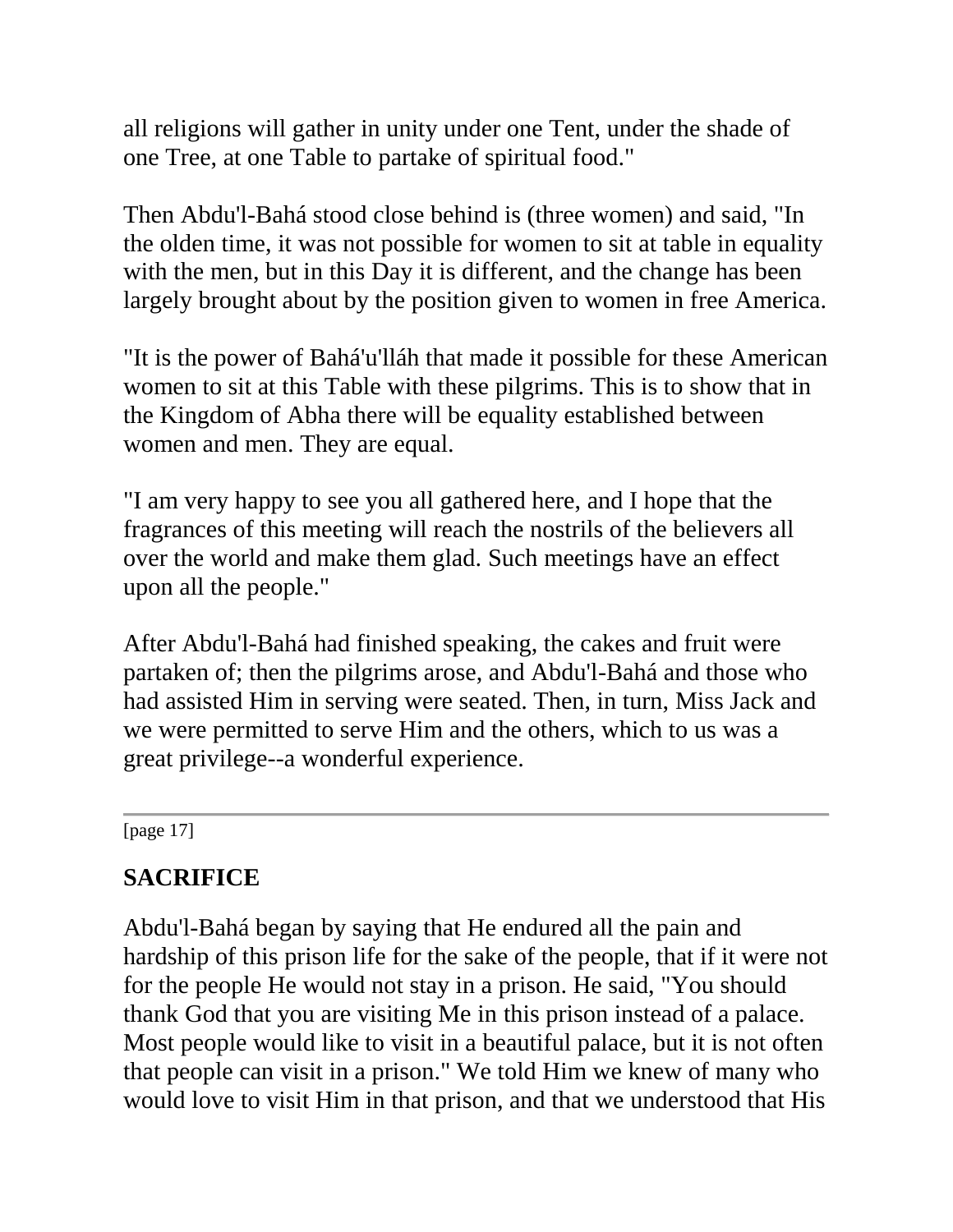all religions will gather in unity under one Tent, under the shade of one Tree, at one Table to partake of spiritual food."

Then Abdu'l-Bahá stood close behind is (three women) and said, "In the olden time, it was not possible for women to sit at table in equality with the men, but in this Day it is different, and the change has been largely brought about by the position given to women in free America.

"It is the power of Bahá'u'lláh that made it possible for these American women to sit at this Table with these pilgrims. This is to show that in the Kingdom of Abha there will be equality established between women and men. They are equal.

"I am very happy to see you all gathered here, and I hope that the fragrances of this meeting will reach the nostrils of the believers all over the world and make them glad. Such meetings have an effect upon all the people."

After Abdu'l-Bahá had finished speaking, the cakes and fruit were partaken of; then the pilgrims arose, and Abdu'l-Bahá and those who had assisted Him in serving were seated. Then, in turn, Miss Jack and we were permitted to serve Him and the others, which to us was a great privilege--a wonderful experience.

---

[page 17]

## SACRIFICE

Abdu'l-Bahá began by saying that He endured all the pain and hardship of this prison life for the sake of the people, that if it were not for the people He would not stay in a prison. He said, "You should thank God that you are visiting Me in this prison instead of a palace. Most people would like to visit in a beautiful palace, but it is not often that people can visit in a prison." We told Him we knew of many who would love to visit Him in that prison, and that we understood that His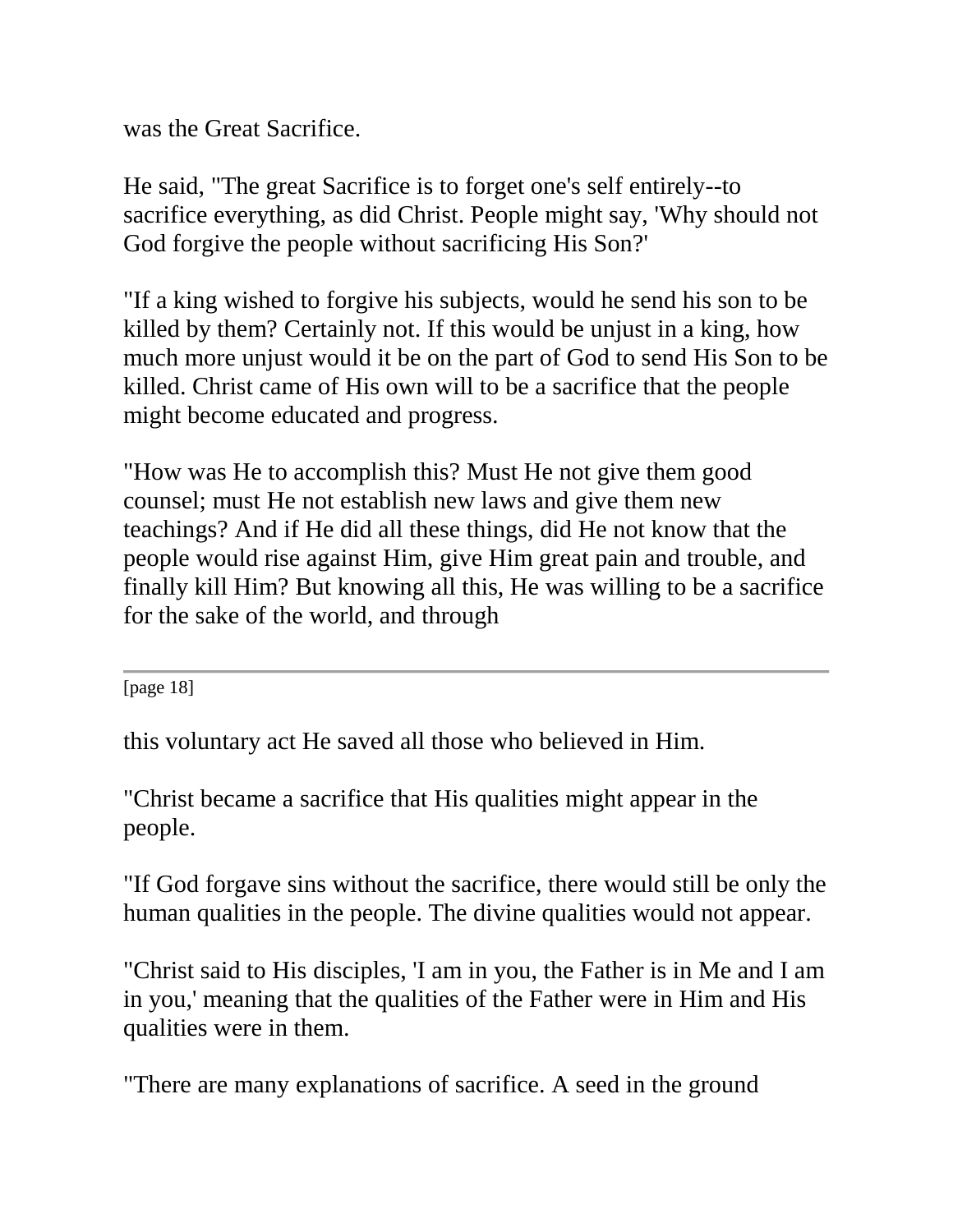was the Great Sacrifice.

He said, "The great Sacrifice is to forget one's self entirely--to sacrifice everything, as did Christ. People might say, 'Why should not God forgive the people without sacrificing His Son?'

"If a king wished to forgive his subjects, would he send his son to be killed by them? Certainly not. If this would be unjust in a king, how much more unjust would it be on the part of God to send His Son to be killed. Christ came of His own will to be a sacrifice that the people might become educated and progress.

"How was He to accomplish this? Must He not give them good counsel; must He not establish new laws and give them new teachings? And if He did all these things, did He not know that the people would rise against Him, give Him great pain and trouble, and finally kill Him? But knowing all this, He was willing to be a sacrifice for the sake of the world, and through

---

[page 18]

this voluntary act He saved all those who believed in Him.

"Christ became a sacrifice that His qualities might appear in the people.

"If God forgave sins without the sacrifice, there would still be only the human qualities in the people. The divine qualities would not appear.

"Christ said to His disciples, 'I am in you, the Father is in Me and I am in you,' meaning that the qualities of the Father were in Him and His qualities were in them.

"There are many explanations of sacrifice. A seed in the ground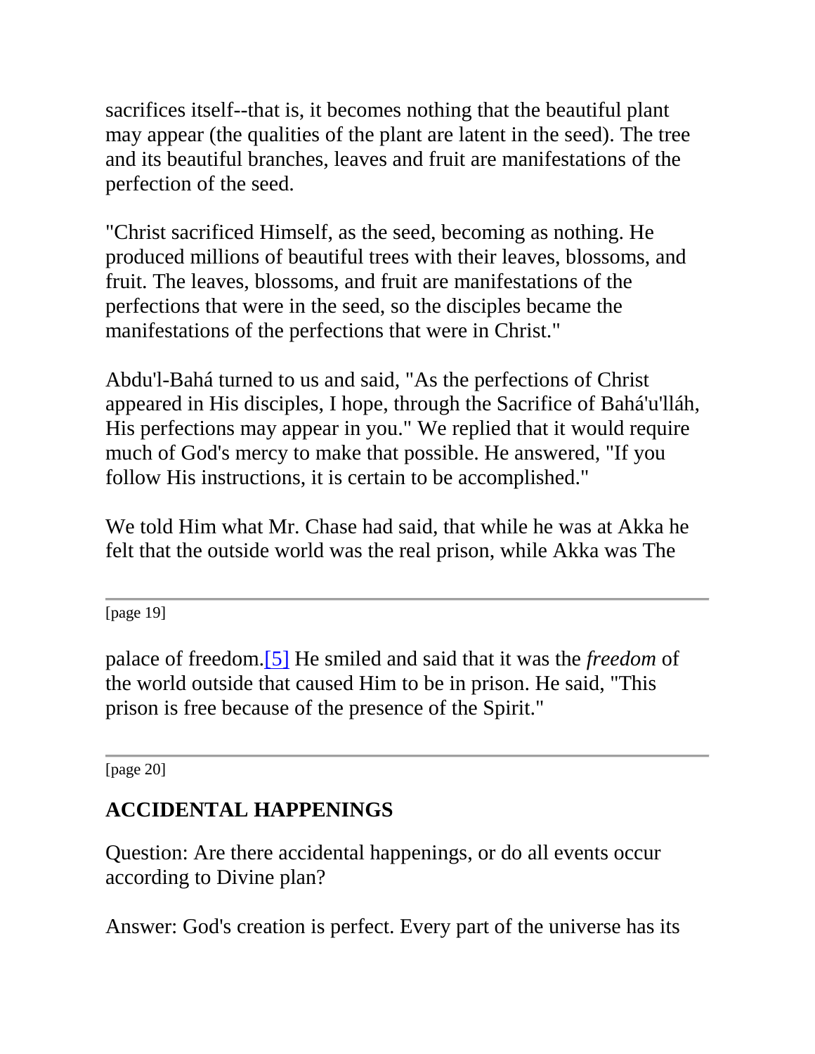sacrifices itself--that is, it becomes nothing that the beautiful plant may appear (the qualities of the plant are latent in the seed). The tree and its beautiful branches, leaves and fruit are manifestations of the perfection of the seed.

"Christ sacrificed Himself, as the seed, becoming as nothing. He produced millions of beautiful trees with their leaves, blossoms, and fruit. The leaves, blossoms, and fruit are manifestations of the perfections that were in the seed, so the disciples became the manifestations of the perfections that were in Christ."

Abdu'l-Bahá turned to us and said, "As the perfections of Christ appeared in His disciples, I hope, through the Sacrifice of Bahá'u'lláh, His perfections may appear in you." We replied that it would require much of God's mercy to make that possible. He answered, "If you follow His instructions, it is certain to be accomplished."

We told Him what Mr. Chase had said, that while he was at Akka he felt that the outside world was the real prison, while Akka was The palace of freedom.[5] He smiled and said that it was the *freedom* of the world outside that caused Him to be in prison. He said, "This prison is free because of the presence of the Spirit."

## ACCIDENTAL HAPPENINGS

Question: Are there accidental happenings, or do all events occur according to Divine plan?

Answer: God's creation is perfect. Every part of the universe has its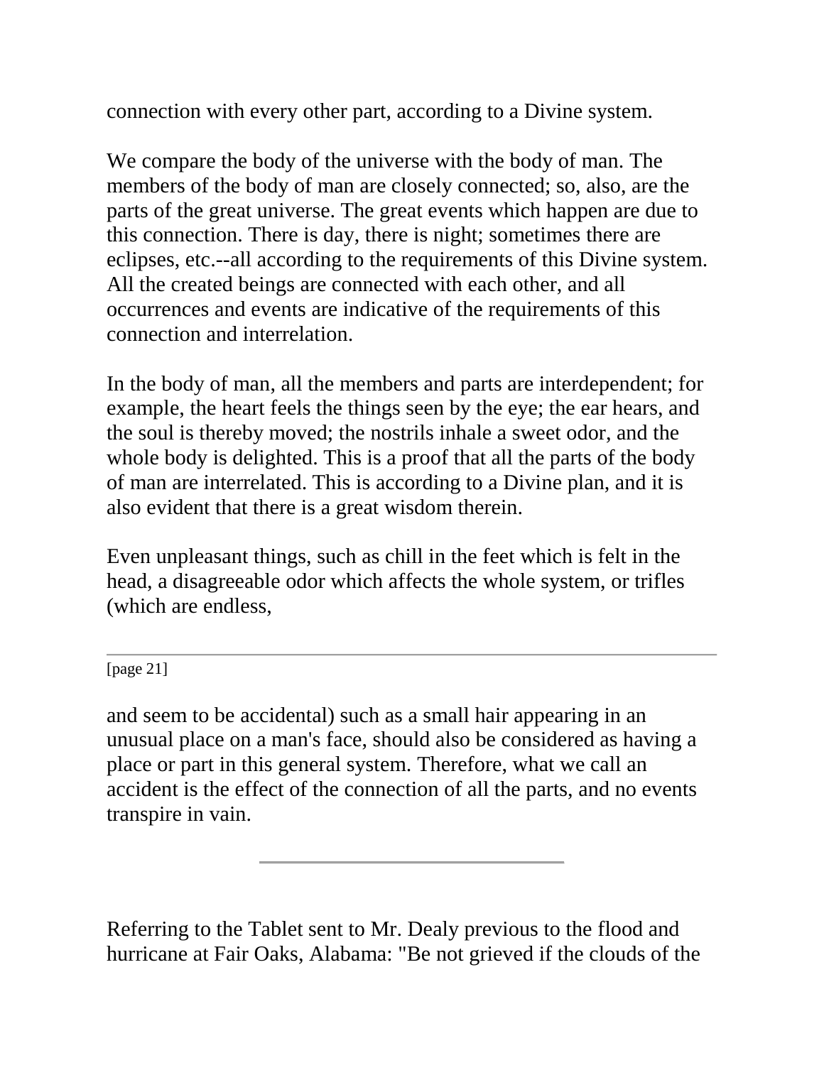connection with every other part, according to a Divine system.

We compare the body of the universe with the body of man. The members of the body of man are closely connected; so, also, are the parts of the great universe. The great events which happen are due to this connection. There is day, there is night; sometimes there are eclipses, etc.--all according to the requirements of this Divine system. All the created beings are connected with each other, and all occurrences and events are indicative of the requirements of this connection and interrelation.

In the body of man, all the members and parts are interdependent; for example, the heart feels the things seen by the eye; the ear hears, and the soul is thereby moved; the nostrils inhale a sweet odor, and the whole body is delighted. This is a proof that all the parts of the body of man are interrelated. This is according to a Divine plan, and it is also evident that there is a great wisdom therein.

Even unpleasant things, such as chill in the feet which is felt in the head, a disagreeable odor which affects the whole system, or trifles (which are endless,

---

[page 21]

and seem to be accidental) such as a small hair appearing in an unusual place on a man's face, should also be considered as having a place or part in this general system. Therefore, what we call an accident is the effect of the connection of all the parts, and no events transpire in vain.

---

Referring to the Tablet sent to Mr. Dealy previous to the flood and hurricane at Fair Oaks, Alabama: "Be not grieved if the clouds of the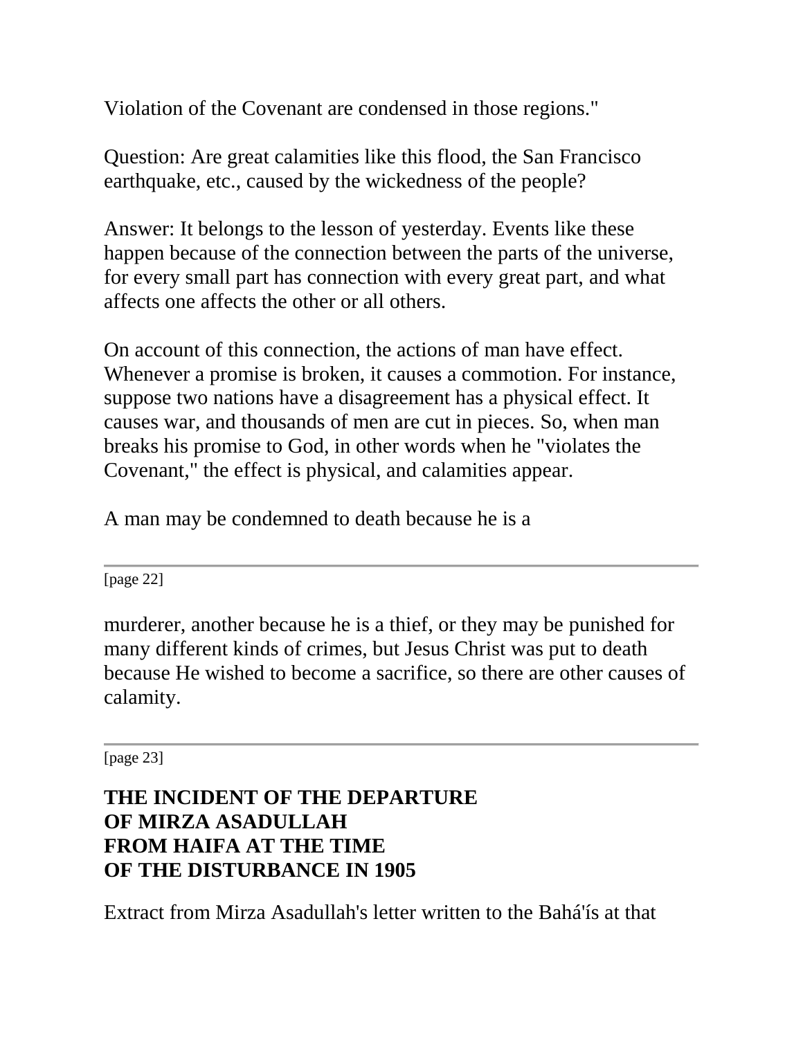Violation of the Covenant are condensed in those regions."

Question: Are great calamities like this flood, the San Francisco earthquake, etc., caused by the wickedness of the people?

Answer: It belongs to the lesson of yesterday. Events like these happen because of the connection between the parts of the universe, for every small part has connection with every great part, and what affects one affects the other or all others.

On account of this connection, the actions of man have effect. Whenever a promise is broken, it causes a commotion. For instance, suppose two nations have a disagreement has a physical effect. It causes war, and thousands of men are cut in pieces. So, when man breaks his promise to God, in other words when he "violates the Covenant," the effect is physical, and calamities appear.

A man may be condemned to death because he is a murderer, another because he is a thief, or they may be punished for many different kinds of crimes, but Jesus Christ was put to death because He wished to become a sacrifice, so there are other causes of calamity.

## THE INCIDENT OF THE DEPARTURE OF MIRZA ASADULLAH FROM HAIFA AT THE TIME OF THE DISTURBANCE IN 1905

Extract from Mirza Asadullah's letter written to the Bahá'ís at that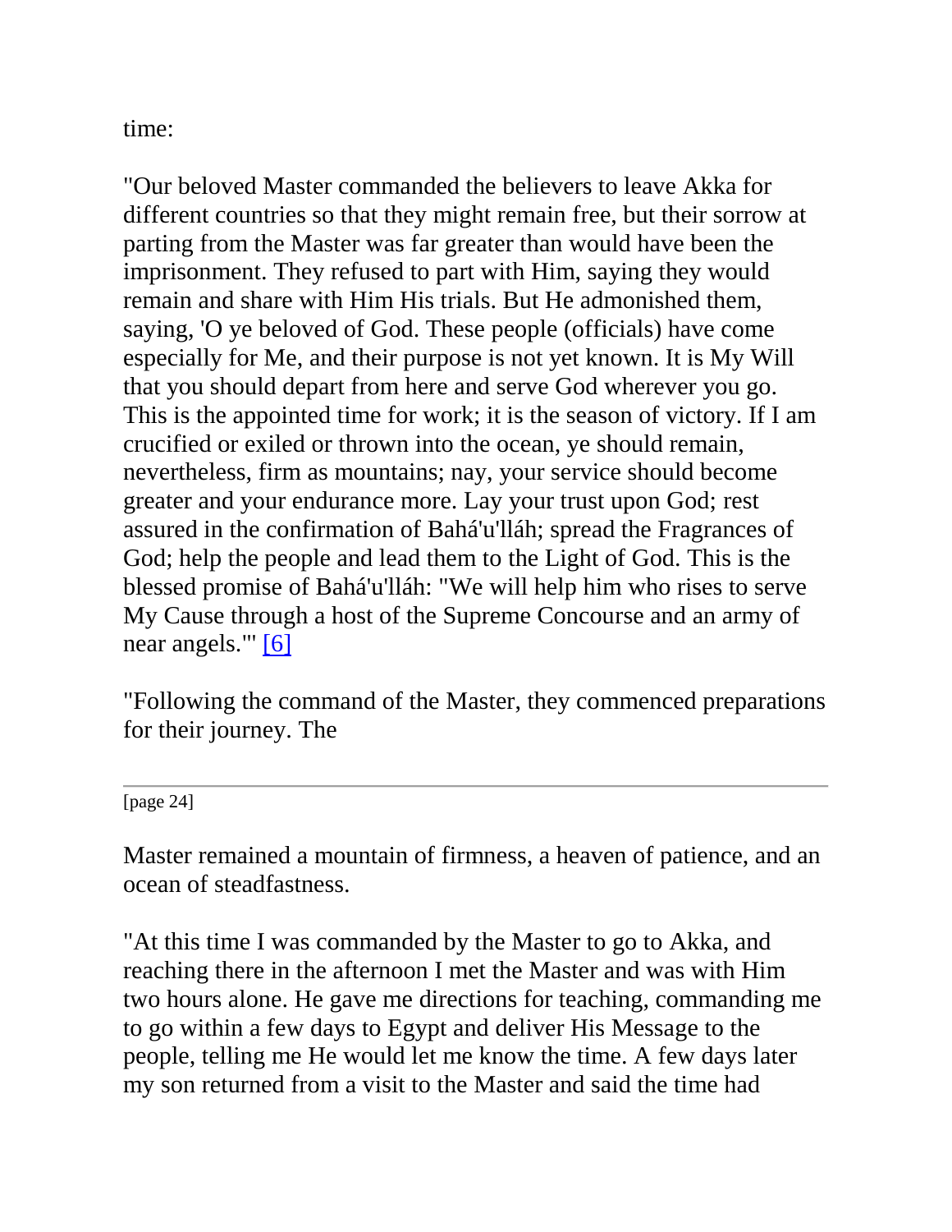time:

"Our beloved Master commanded the believers to leave Akka for different countries so that they might remain free, but their sorrow at parting from the Master was far greater than would have been the imprisonment. They refused to part with Him, saying they would remain and share with Him His trials. But He admonished them, saying, 'O ye beloved of God. These people (officials) have come especially for Me, and their purpose is not yet known. It is My Will that you should depart from here and serve God wherever you go. This is the appointed time for work; it is the season of victory. If I am crucified or exiled or thrown into the ocean, ye should remain, nevertheless, firm as mountains; nay, your service should become greater and your endurance more. Lay your trust upon God; rest assured in the confirmation of Bahá'u'lláh; spread the Fragrances of God; help the people and lead them to the Light of God. This is the blessed promise of Bahá'u'lláh: "We will help him who rises to serve My Cause through a host of the Supreme Concourse and an army of near angels."' [6]

"Following the command of the Master, they commenced preparations for their journey. The Master remained a mountain of firmness, a heaven of patience, and an ocean of steadfastness.

"At this time I was commanded by the Master to go to Akka, and reaching there in the afternoon I met the Master and was with Him two hours alone. He gave me directions for teaching, commanding me to go within a few days to Egypt and deliver His Message to the people, telling me He would let me know the time. A few days later my son returned from a visit to the Master and said the time had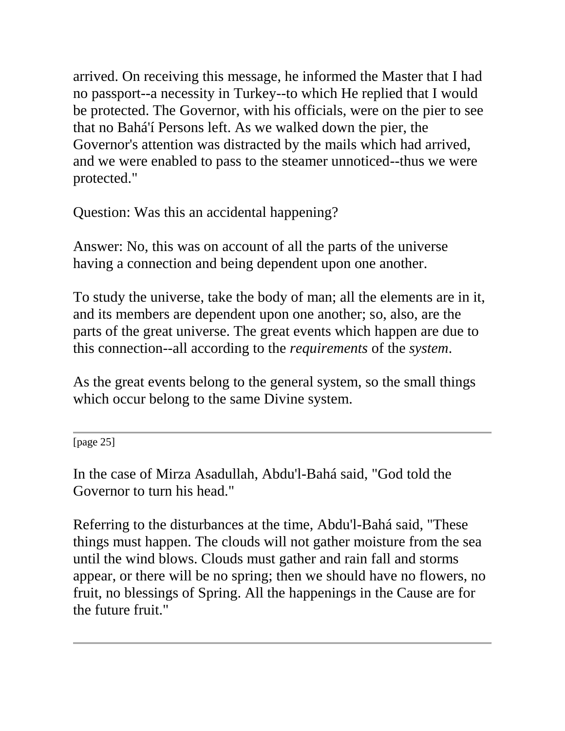arrived. On receiving this message, he informed the Master that I had no passport--a necessity in Turkey--to which He replied that I would be protected. The Governor, with his officials, were on the pier to see that no Bahá'í Persons left. As we walked down the pier, the Governor's attention was distracted by the mails which had arrived, and we were enabled to pass to the steamer unnoticed--thus we were protected."

Question: Was this an accidental happening?

Answer: No, this was on account of all the parts of the universe having a connection and being dependent upon one another.

To study the universe, take the body of man; all the elements are in it, and its members are dependent upon one another; so, also, are the parts of the great universe. The great events which happen are due to this connection--all according to the *requirements* of the *system*.

As the great events belong to the general system, so the small things which occur belong to the same Divine system.

---

In the case of Mirza Asadullah, Abdu'l-Bahá said, "God told the Governor to turn his head."

Referring to the disturbances at the time, Abdu'l-Bahá said, "These things must happen. The clouds will not gather moisture from the sea until the wind blows. Clouds must gather and rain fall and storms appear, or there will be no spring; then we should have no flowers, no fruit, no blessings of Spring. All the happenings in the Cause are for the future fruit."

---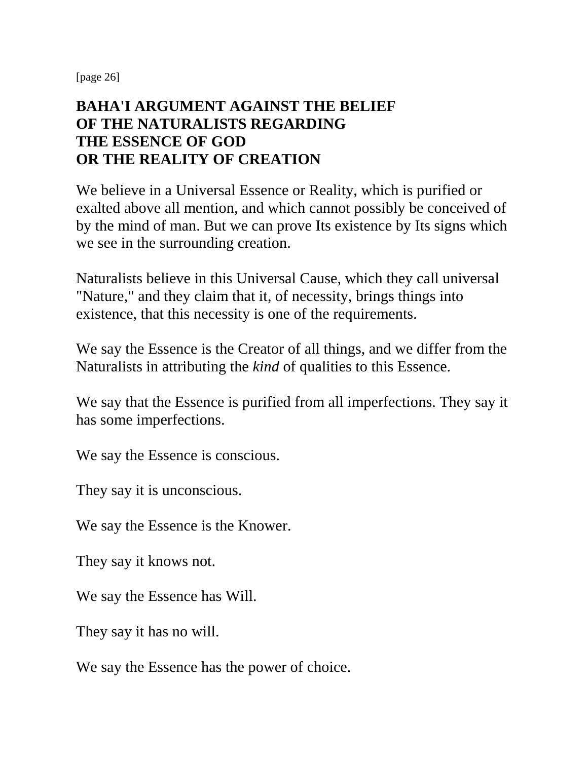## BAHA'I ARGUMENT AGAINST THE BELIEF OF THE NATURALISTS REGARDING THE ESSENCE OF GOD OR THE REALITY OF CREATION

We believe in a Universal Essence or Reality, which is purified or exalted above all mention, and which cannot possibly be conceived of by the mind of man. But we can prove Its existence by Its signs which we see in the surrounding creation.

Naturalists believe in this Universal Cause, which they call universal "Nature," and they claim that it, of necessity, brings things into existence, that this necessity is one of the requirements.

We say the Essence is the Creator of all things, and we differ from the Naturalists in attributing the *kind* of qualities to this Essence.

We say that the Essence is purified from all imperfections. They say it has some imperfections.

We say the Essence is conscious.

They say it is unconscious.

We say the Essence is the Knower.

They say it knows not.

We say the Essence has Will.

They say it has no will.

We say the Essence has the power of choice.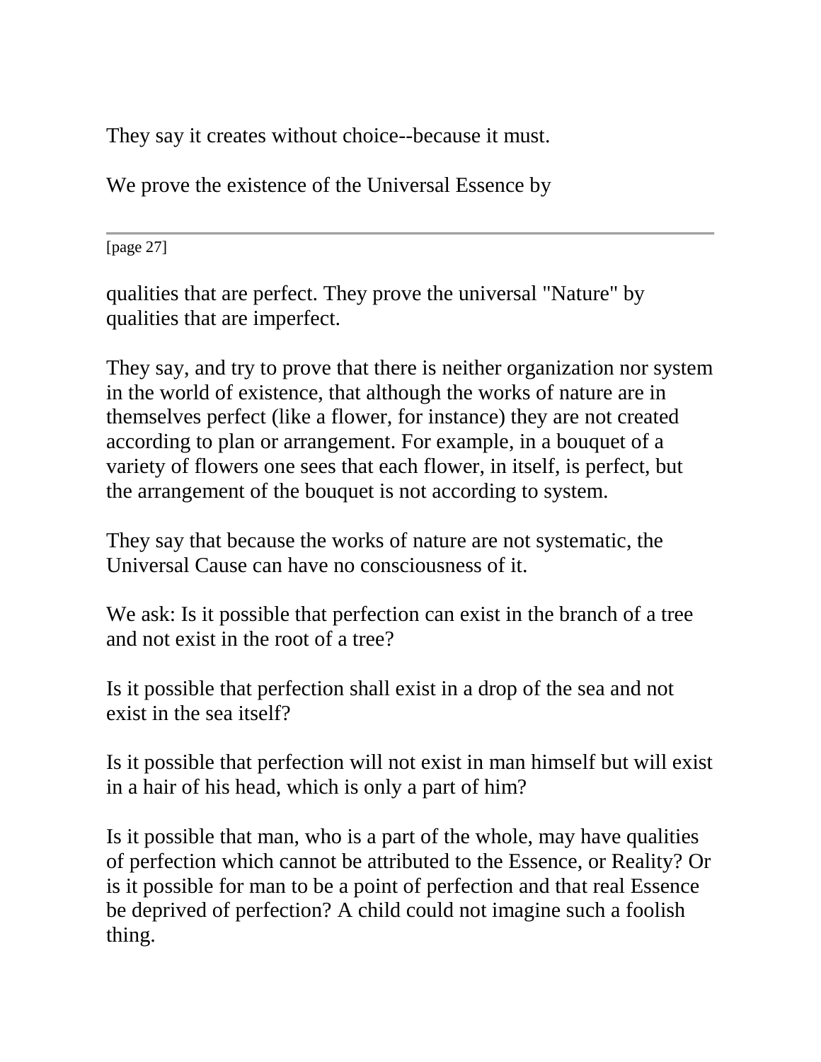They say it creates without choice--because it must.

We prove the existence of the Universal Essence by qualities that are perfect. They prove the universal "Nature" by qualities that are imperfect.

They say, and try to prove that there is neither organization nor system in the world of existence, that although the works of nature are in themselves perfect (like a flower, for instance) they are not created according to plan or arrangement. For example, in a bouquet of a variety of flowers one sees that each flower, in itself, is perfect, but the arrangement of the bouquet is not according to system.

They say that because the works of nature are not systematic, the Universal Cause can have no consciousness of it.

We ask: Is it possible that perfection can exist in the branch of a tree and not exist in the root of a tree?

Is it possible that perfection shall exist in a drop of the sea and not exist in the sea itself?

Is it possible that perfection will not exist in man himself but will exist in a hair of his head, which is only a part of him?

Is it possible that man, who is a part of the whole, may have qualities of perfection which cannot be attributed to the Essence, or Reality? Or is it possible for man to be a point of perfection and that real Essence be deprived of perfection? A child could not imagine such a foolish thing.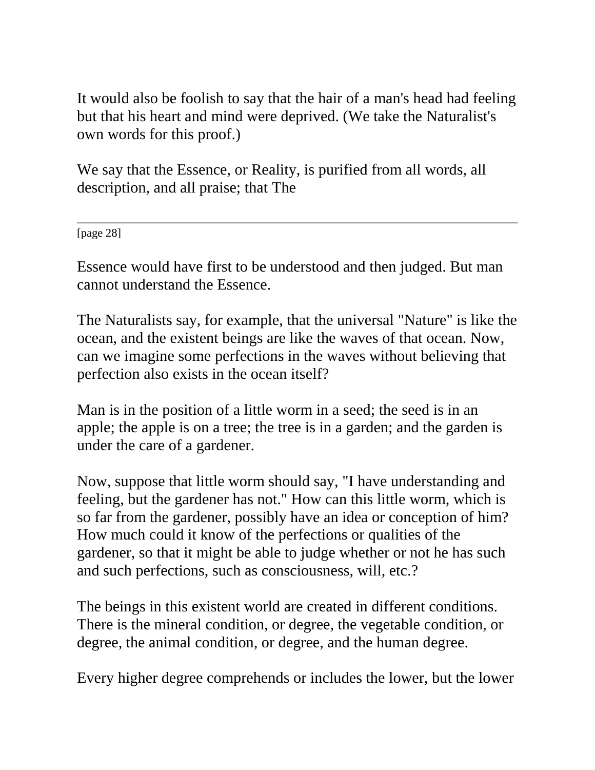It would also be foolish to say that the hair of a man's head had feeling but that his heart and mind were deprived. (We take the Naturalist's own words for this proof.)

We say that the Essence, or Reality, is purified from all words, all description, and all praise; that The Essence would have first to be understood and then judged. But man cannot understand the Essence.

The Naturalists say, for example, that the universal "Nature" is like the ocean, and the existent beings are like the waves of that ocean. Now, can we imagine some perfections in the waves without believing that perfection also exists in the ocean itself?

Man is in the position of a little worm in a seed; the seed is in an apple; the apple is on a tree; the tree is in a garden; and the garden is under the care of a gardener.

Now, suppose that little worm should say, "I have understanding and feeling, but the gardener has not." How can this little worm, which is so far from the gardener, possibly have an idea or conception of him? How much could it know of the perfections or qualities of the gardener, so that it might be able to judge whether or not he has such and such perfections, such as consciousness, will, etc.?

The beings in this existent world are created in different conditions. There is the mineral condition, or degree, the vegetable condition, or degree, the animal condition, or degree, and the human degree.

Every higher degree comprehends or includes the lower, but the lower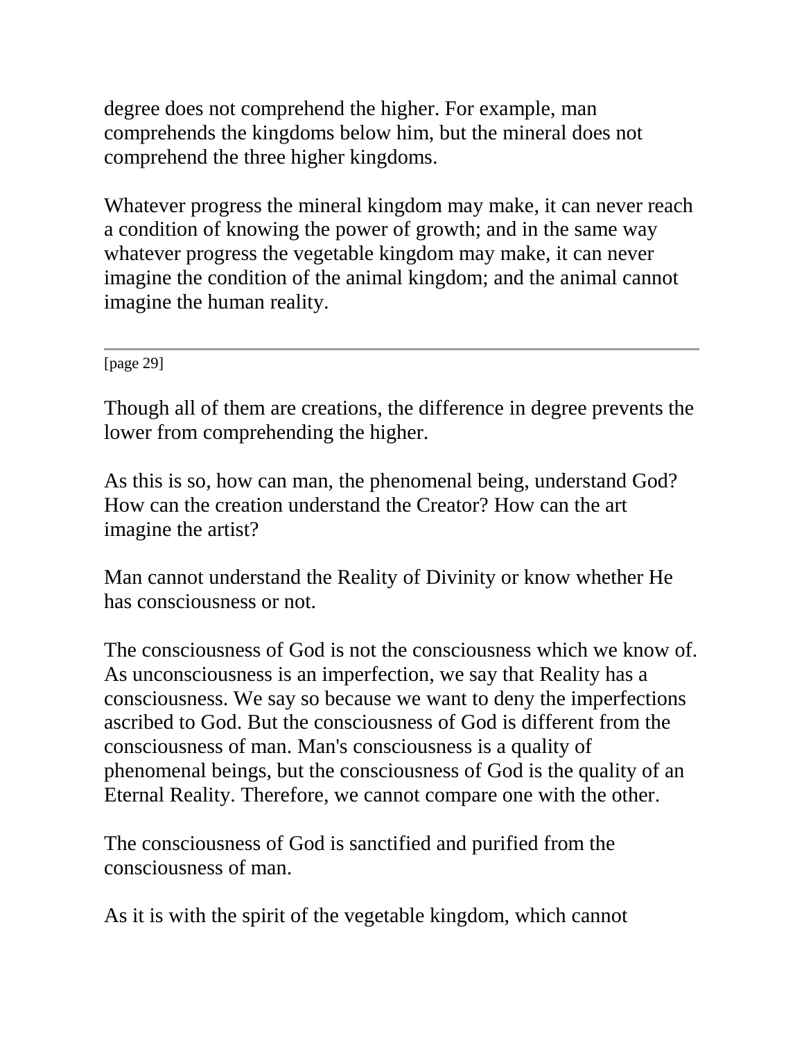degree does not comprehend the higher. For example, man comprehends the kingdoms below him, but the mineral does not comprehend the three higher kingdoms.

Whatever progress the mineral kingdom may make, it can never reach a condition of knowing the power of growth; and in the same way whatever progress the vegetable kingdom may make, it can never imagine the condition of the animal kingdom; and the animal cannot imagine the human reality.

---

Though all of them are creations, the difference in degree prevents the lower from comprehending the higher.

As this is so, how can man, the phenomenal being, understand God? How can the creation understand the Creator? How can the art imagine the artist?

Man cannot understand the Reality of Divinity or know whether He has consciousness or not.

The consciousness of God is not the consciousness which we know of. As unconsciousness is an imperfection, we say that Reality has a consciousness. We say so because we want to deny the imperfections ascribed to God. But the consciousness of God is different from the consciousness of man. Man's consciousness is a quality of phenomenal beings, but the consciousness of God is the quality of an Eternal Reality. Therefore, we cannot compare one with the other.

The consciousness of God is sanctified and purified from the consciousness of man.

As it is with the spirit of the vegetable kingdom, which cannot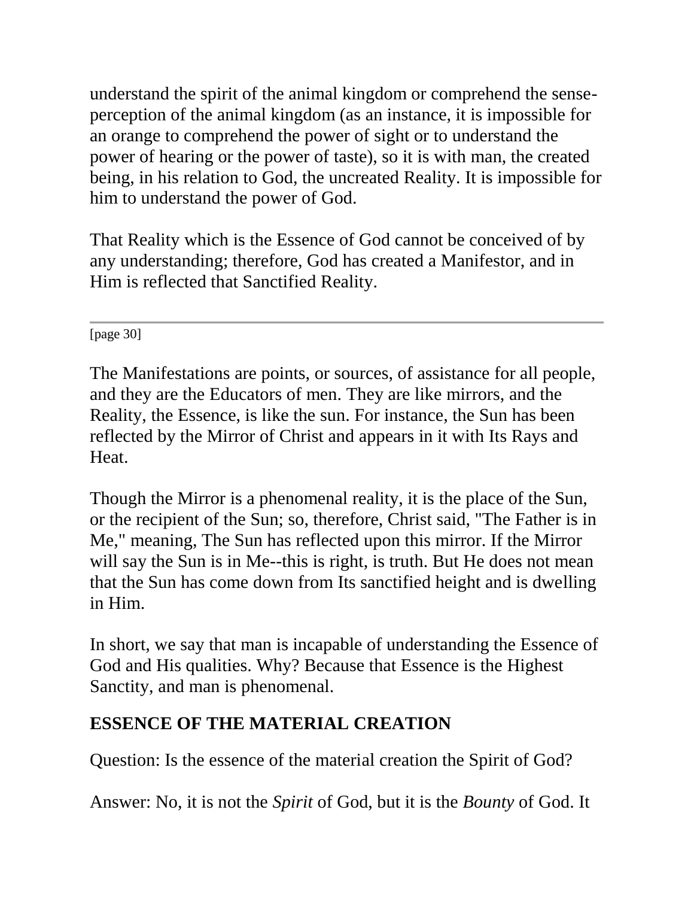understand the spirit of the animal kingdom or comprehend the sense-perception of the animal kingdom (as an instance, it is impossible for an orange to comprehend the power of sight or to understand the power of hearing or the power of taste), so it is with man, the created being, in his relation to God, the uncreated Reality. It is impossible for him to understand the power of God.

That Reality which is the Essence of God cannot be conceived of by any understanding; therefore, God has created a Manifestor, and in Him is reflected that Sanctified Reality.

---

The Manifestations are points, or sources, of assistance for all people, and they are the Educators of men. They are like mirrors, and the Reality, the Essence, is like the sun. For instance, the Sun has been reflected by the Mirror of Christ and appears in it with Its Rays and Heat.

Though the Mirror is a phenomenal reality, it is the place of the Sun, or the recipient of the Sun; so, therefore, Christ said, "The Father is in Me," meaning, The Sun has reflected upon this mirror. If the Mirror will say the Sun is in Me--this is right, is truth. But He does not mean that the Sun has come down from Its sanctified height and is dwelling in Him.

In short, we say that man is incapable of understanding the Essence of God and His qualities. Why? Because that Essence is the Highest Sanctity, and man is phenomenal.

## ESSENCE OF THE MATERIAL CREATION

Question: Is the essence of the material creation the Spirit of God?

Answer: No, it is not the *Spirit* of God, but it is the *Bounty* of God. It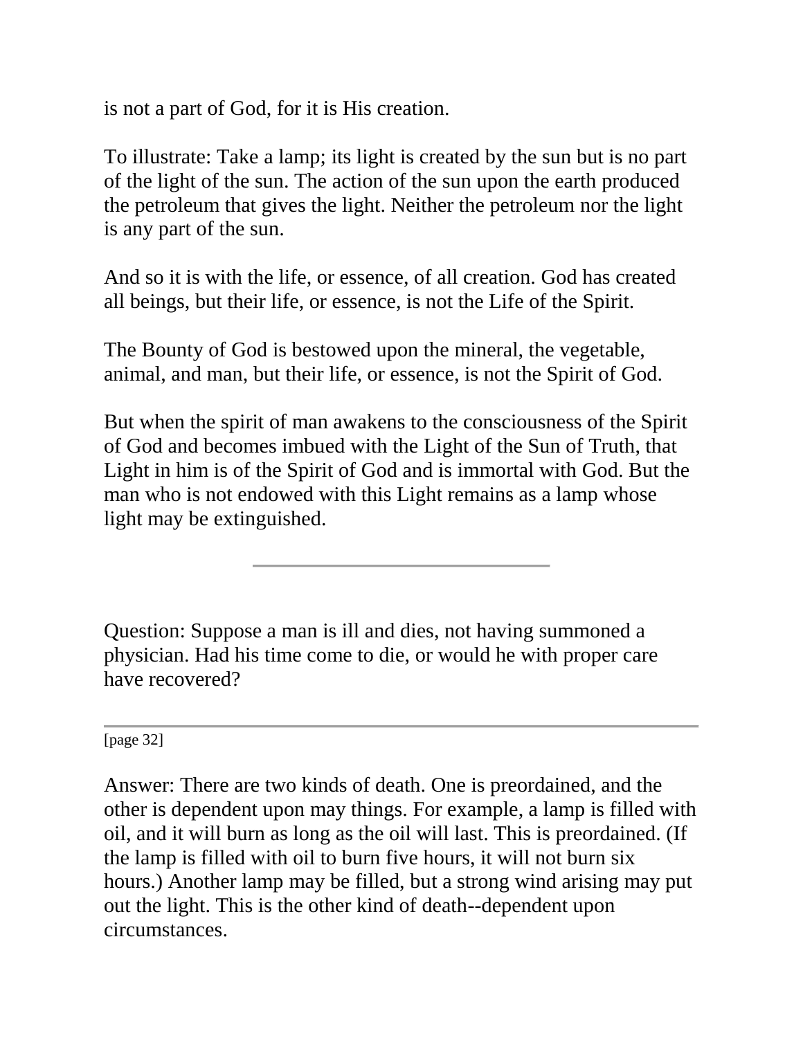is not a part of God, for it is His creation.

To illustrate: Take a lamp; its light is created by the sun but is no part of the light of the sun. The action of the sun upon the earth produced the petroleum that gives the light. Neither the petroleum nor the light is any part of the sun.

And so it is with the life, or essence, of all creation. God has created all beings, but their life, or essence, is not the Life of the Spirit.

The Bounty of God is bestowed upon the mineral, the vegetable, animal, and man, but their life, or essence, is not the Spirit of God.

But when the spirit of man awakens to the consciousness of the Spirit of God and becomes imbued with the Light of the Sun of Truth, that Light in him is of the Spirit of God and is immortal with God. But the man who is not endowed with this Light remains as a lamp whose light may be extinguished.

---

Question: Suppose a man is ill and dies, not having summoned a physician. Had his time come to die, or would he with proper care have recovered?

---

[page 32]

Answer: There are two kinds of death. One is preordained, and the other is dependent upon may things. For example, a lamp is filled with oil, and it will burn as long as the oil will last. This is preordained. (If the lamp is filled with oil to burn five hours, it will not burn six hours.) Another lamp may be filled, but a strong wind arising may put out the light. This is the other kind of death--dependent upon circumstances.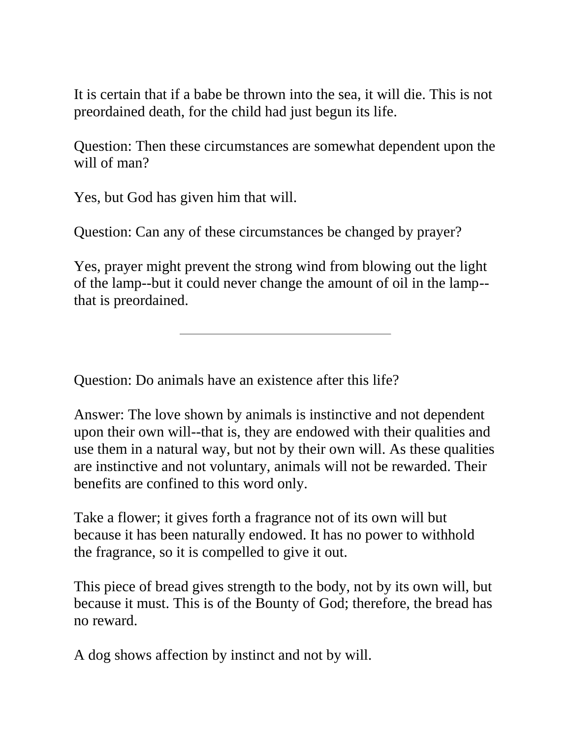It is certain that if a babe be thrown into the sea, it will die. This is not preordained death, for the child had just begun its life.

Question: Then these circumstances are somewhat dependent upon the will of man?

Yes, but God has given him that will.

Question: Can any of these circumstances be changed by prayer?

Yes, prayer might prevent the strong wind from blowing out the light of the lamp--but it could never change the amount of oil in the lamp--that is preordained.

---

Question: Do animals have an existence after this life?

Answer: The love shown by animals is instinctive and not dependent upon their own will--that is, they are endowed with their qualities and use them in a natural way, but not by their own will. As these qualities are instinctive and not voluntary, animals will not be rewarded. Their benefits are confined to this word only.

Take a flower; it gives forth a fragrance not of its own will but because it has been naturally endowed. It has no power to withhold the fragrance, so it is compelled to give it out.

This piece of bread gives strength to the body, not by its own will, but because it must. This is of the Bounty of God; therefore, the bread has no reward.

A dog shows affection by instinct and not by will.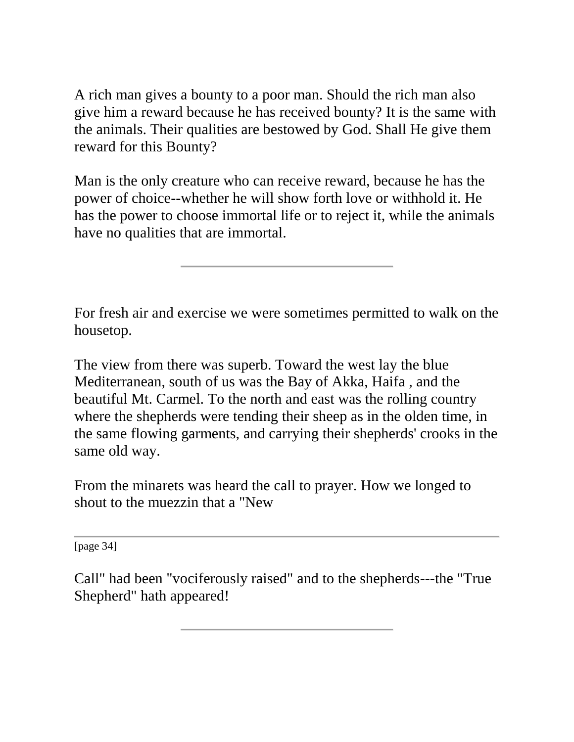A rich man gives a bounty to a poor man. Should the rich man also give him a reward because he has received bounty? It is the same with the animals. Their qualities are bestowed by God. Shall He give them reward for this Bounty?

Man is the only creature who can receive reward, because he has the power of choice--whether he will show forth love or withhold it. He has the power to choose immortal life or to reject it, while the animals have no qualities that are immortal.

---

For fresh air and exercise we were sometimes permitted to walk on the housetop.

The view from there was superb. Toward the west lay the blue Mediterranean, south of us was the Bay of Akka, Haifa , and the beautiful Mt. Carmel. To the north and east was the rolling country where the shepherds were tending their sheep as in the olden time, in the same flowing garments, and carrying their shepherds' crooks in the same old way.

From the minarets was heard the call to prayer. How we longed to shout to the muezzin that a "New Call" had been "vociferously raised" and to the shepherds---the "True Shepherd" hath appeared!

---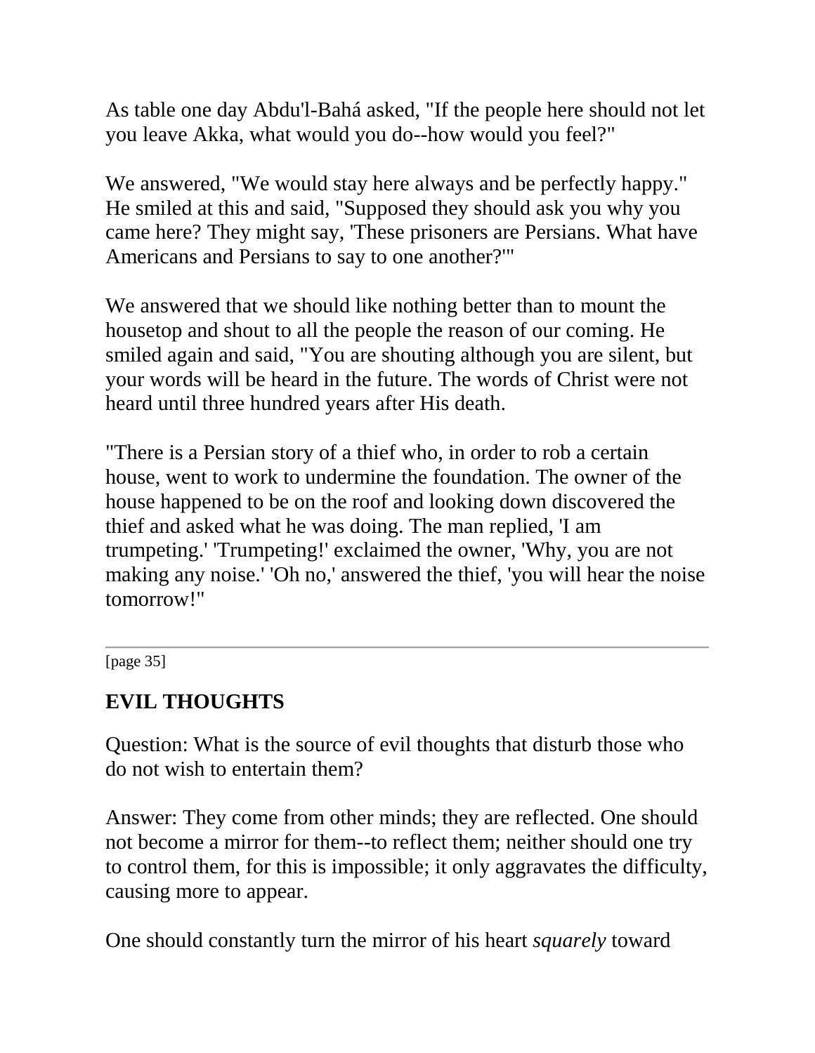As table one day Abdu'l-Bahá asked, "If the people here should not let you leave Akka, what would you do--how would you feel?"

We answered, "We would stay here always and be perfectly happy." He smiled at this and said, "Supposed they should ask you why you came here? They might say, 'These prisoners are Persians. What have Americans and Persians to say to one another?'"

We answered that we should like nothing better than to mount the housetop and shout to all the people the reason of our coming. He smiled again and said, "You are shouting although you are silent, but your words will be heard in the future. The words of Christ were not heard until three hundred years after His death.

"There is a Persian story of a thief who, in order to rob a certain house, went to work to undermine the foundation. The owner of the house happened to be on the roof and looking down discovered the thief and asked what he was doing. The man replied, 'I am trumpeting.' 'Trumpeting!' exclaimed the owner, 'Why, you are not making any noise.' 'Oh no,' answered the thief, 'you will hear the noise tomorrow!"

---

[page 35]

## EVIL THOUGHTS

Question: What is the source of evil thoughts that disturb those who do not wish to entertain them?

Answer: They come from other minds; they are reflected. One should not become a mirror for them--to reflect them; neither should one try to control them, for this is impossible; it only aggravates the difficulty, causing more to appear.

One should constantly turn the mirror of his heart *squarely* toward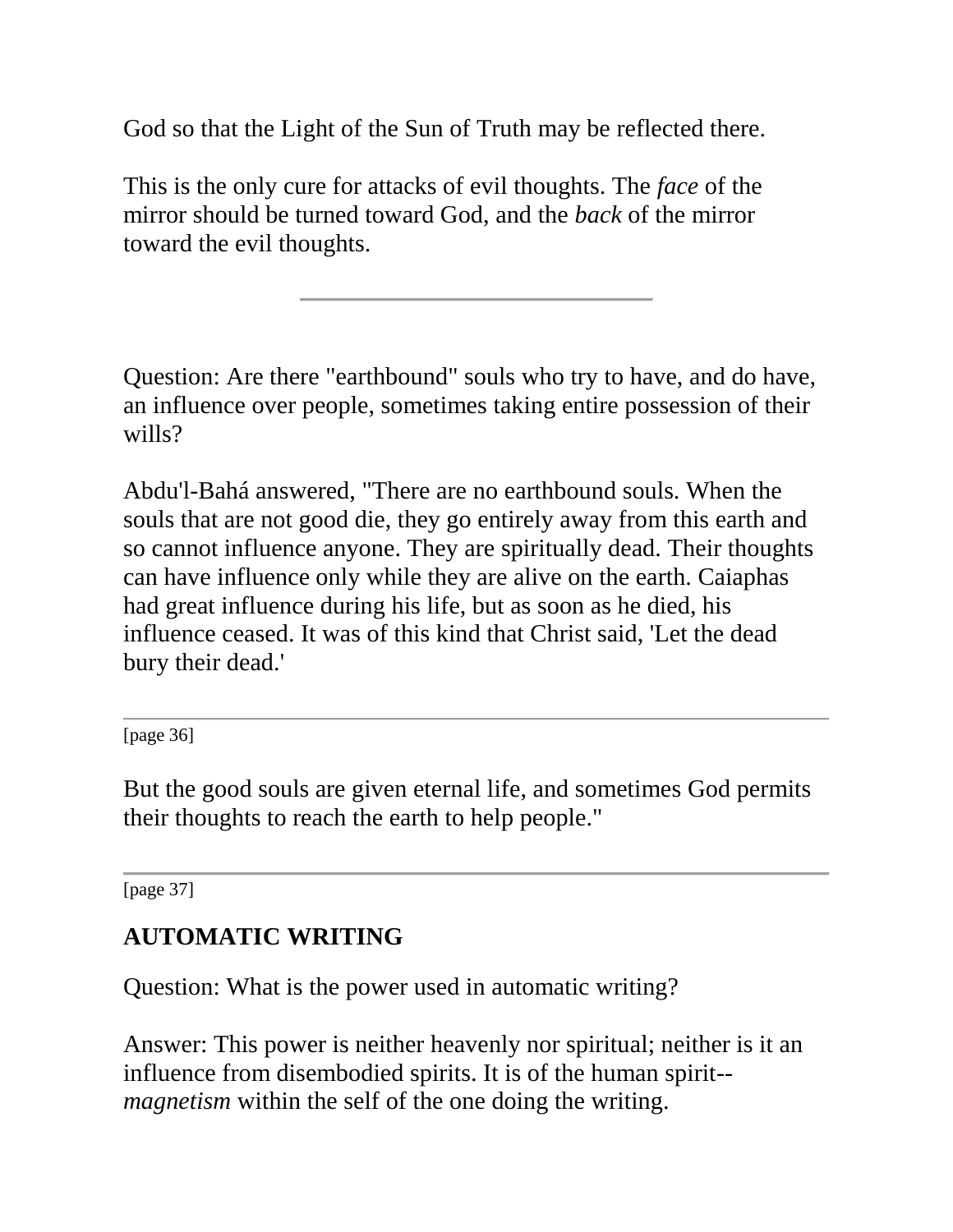God so that the Light of the Sun of Truth may be reflected there.

This is the only cure for attacks of evil thoughts. The *face* of the mirror should be turned toward God, and the *back* of the mirror toward the evil thoughts.

---

Question: Are there "earthbound" souls who try to have, and do have, an influence over people, sometimes taking entire possession of their wills?

Abdu'l-Bahá answered, "There are no earthbound souls. When the souls that are not good die, they go entirely away from this earth and so cannot influence anyone. They are spiritually dead. Their thoughts can have influence only while they are alive on the earth. Caiaphas had great influence during his life, but as soon as he died, his influence ceased. It was of this kind that Christ said, 'Let the dead bury their dead.'

But the good souls are given eternal life, and sometimes God permits their thoughts to reach the earth to help people."

## AUTOMATIC WRITING

Question: What is the power used in automatic writing?

Answer: This power is neither heavenly nor spiritual; neither is it an influence from disembodied spirits. It is of the human spirit--*magnetism* within the self of the one doing the writing.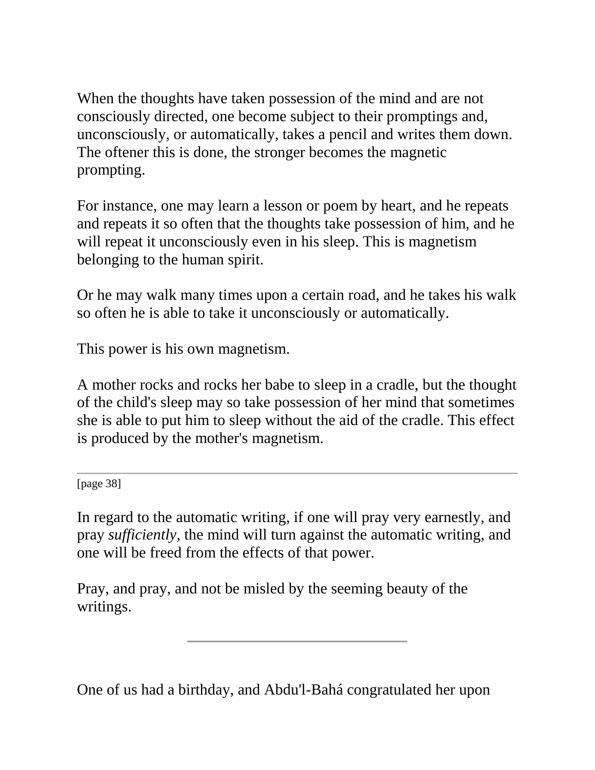When the thoughts have taken possession of the mind and are not consciously directed, one become subject to their promptings and, unconsciously, or automatically, takes a pencil and writes them down. The oftener this is done, the stronger becomes the magnetic prompting.

For instance, one may learn a lesson or poem by heart, and he repeats and repeats it so often that the thoughts take possession of him, and he will repeat it unconsciously even in his sleep. This is magnetism belonging to the human spirit.

Or he may walk many times upon a certain road, and he takes his walk so often he is able to take it unconsciously or automatically.

This power is his own magnetism.

A mother rocks and rocks her babe to sleep in a cradle, but the thought of the child's sleep may so take possession of her mind that sometimes she is able to put him to sleep without the aid of the cradle. This effect is produced by the mother's magnetism.

---

[page 38]

In regard to the automatic writing, if one will pray very earnestly, and pray *sufficiently*, the mind will turn against the automatic writing, and one will be freed from the effects of that power.

Pray, and pray, and not be misled by the seeming beauty of the writings.

---

One of us had a birthday, and Abdu'l-Bahá congratulated her upon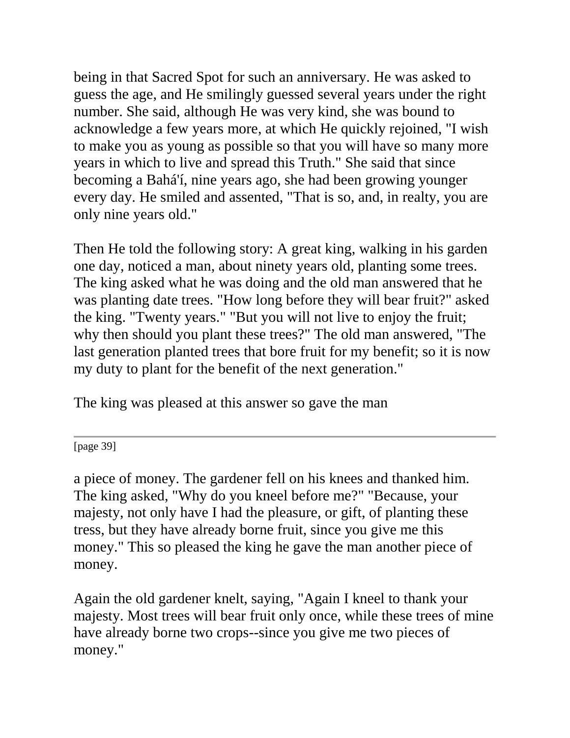being in that Sacred Spot for such an anniversary. He was asked to guess the age, and He smilingly guessed several years under the right number. She said, although He was very kind, she was bound to acknowledge a few years more, at which He quickly rejoined, "I wish to make you as young as possible so that you will have so many more years in which to live and spread this Truth." She said that since becoming a Bahá'í, nine years ago, she had been growing younger every day. He smiled and assented, "That is so, and, in realty, you are only nine years old."

Then He told the following story: A great king, walking in his garden one day, noticed a man, about ninety years old, planting some trees. The king asked what he was doing and the old man answered that he was planting date trees. "How long before they will bear fruit?" asked the king. "Twenty years." "But you will not live to enjoy the fruit; why then should you plant these trees?" The old man answered, "The last generation planted trees that bore fruit for my benefit; so it is now my duty to plant for the benefit of the next generation."

The king was pleased at this answer so gave the man

---

[page 39]

a piece of money. The gardener fell on his knees and thanked him. The king asked, "Why do you kneel before me?" "Because, your majesty, not only have I had the pleasure, or gift, of planting these tress, but they have already borne fruit, since you give me this money." This so pleased the king he gave the man another piece of money.

Again the old gardener knelt, saying, "Again I kneel to thank your majesty. Most trees will bear fruit only once, while these trees of mine have already borne two crops--since you give me two pieces of money."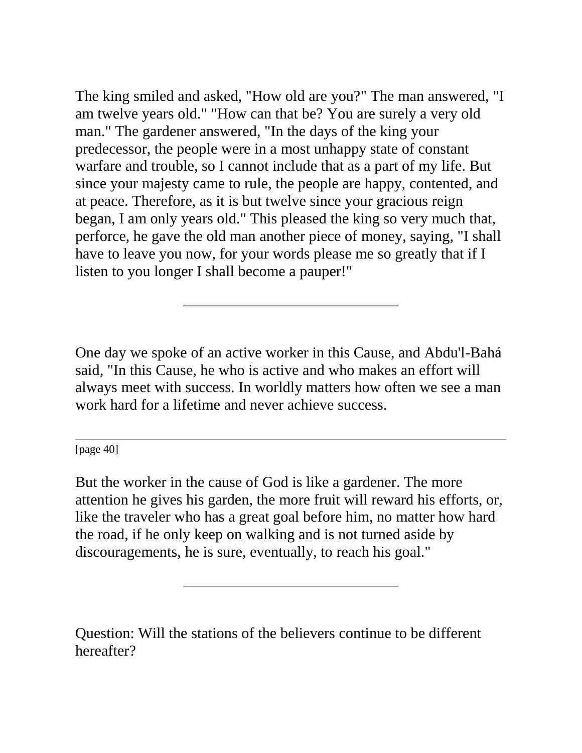The king smiled and asked, "How old are you?" The man answered, "I am twelve years old." "How can that be? You are surely a very old man." The gardener answered, "In the days of the king your predecessor, the people were in a most unhappy state of constant warfare and trouble, so I cannot include that as a part of my life. But since your majesty came to rule, the people are happy, contented, and at peace. Therefore, as it is but twelve since your gracious reign began, I am only years old." This pleased the king so very much that, perforce, he gave the old man another piece of money, saying, "I shall have to leave you now, for your words please me so greatly that if I listen to you longer I shall become a pauper!"

---

One day we spoke of an active worker in this Cause, and Abdu'l-Bahá said, "In this Cause, he who is active and who makes an effort will always meet with success. In worldly matters how often we see a man work hard for a lifetime and never achieve success.

But the worker in the cause of God is like a gardener. The more attention he gives his garden, the more fruit will reward his efforts, or, like the traveler who has a great goal before him, no matter how hard the road, if he only keep on walking and is not turned aside by discouragements, he is sure, eventually, to reach his goal."

---

Question: Will the stations of the believers continue to be different hereafter?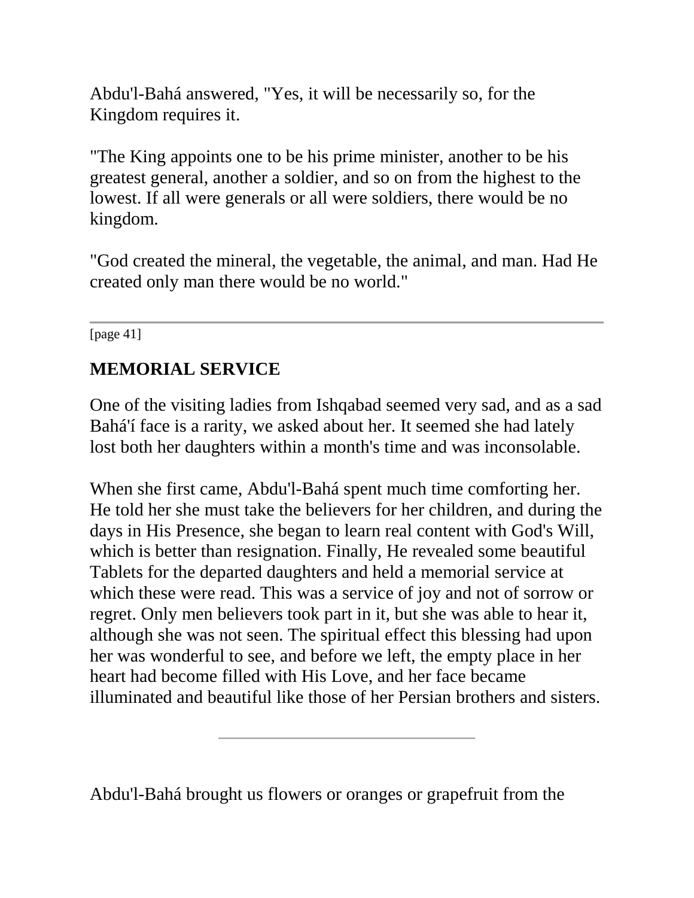Abdu'l-Bahá answered, "Yes, it will be necessarily so, for the Kingdom requires it.

"The King appoints one to be his prime minister, another to be his greatest general, another a soldier, and so on from the highest to the lowest. If all were generals or all were soldiers, there would be no kingdom.

"God created the mineral, the vegetable, the animal, and man. Had He created only man there would be no world."

---

[page 41]

## MEMORIAL SERVICE

One of the visiting ladies from Ishqabad seemed very sad, and as a sad Bahá'í face is a rarity, we asked about her. It seemed she had lately lost both her daughters within a month's time and was inconsolable.

When she first came, Abdu'l-Bahá spent much time comforting her. He told her she must take the believers for her children, and during the days in His Presence, she began to learn real content with God's Will, which is better than resignation. Finally, He revealed some beautiful Tablets for the departed daughters and held a memorial service at which these were read. This was a service of joy and not of sorrow or regret. Only men believers took part in it, but she was able to hear it, although she was not seen. The spiritual effect this blessing had upon her was wonderful to see, and before we left, the empty place in her heart had become filled with His Love, and her face became illuminated and beautiful like those of her Persian brothers and sisters.

---

Abdu'l-Bahá brought us flowers or oranges or grapefruit from the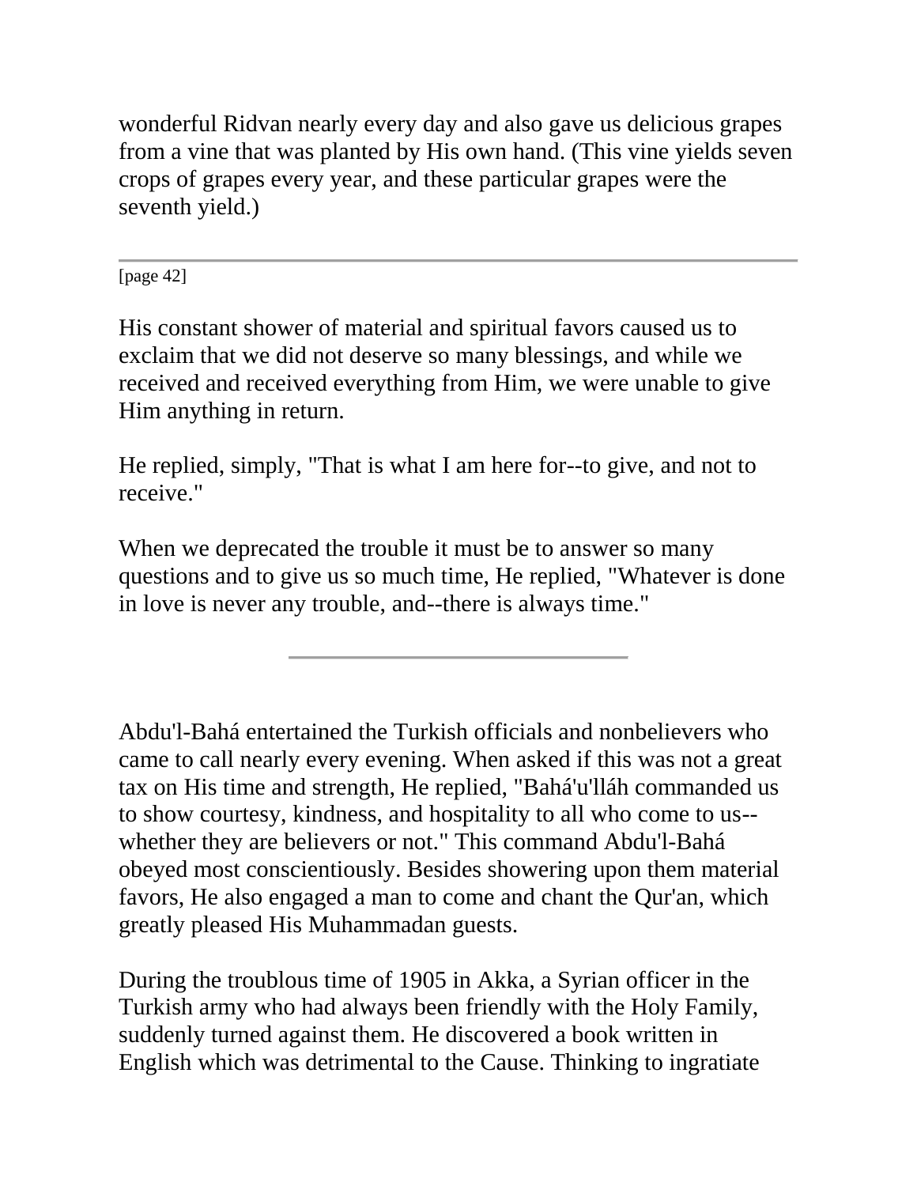wonderful Ridvan nearly every day and also gave us delicious grapes from a vine that was planted by His own hand. (This vine yields seven crops of grapes every year, and these particular grapes were the seventh yield.)

---

His constant shower of material and spiritual favors caused us to exclaim that we did not deserve so many blessings, and while we received and received everything from Him, we were unable to give Him anything in return.

He replied, simply, "That is what I am here for--to give, and not to receive."

When we deprecated the trouble it must be to answer so many questions and to give us so much time, He replied, "Whatever is done in love is never any trouble, and--there is always time."

---

Abdu'l-Bahá entertained the Turkish officials and nonbelievers who came to call nearly every evening. When asked if this was not a great tax on His time and strength, He replied, "Bahá'u'lláh commanded us to show courtesy, kindness, and hospitality to all who come to us--whether they are believers or not." This command Abdu'l-Bahá obeyed most conscientiously. Besides showering upon them material favors, He also engaged a man to come and chant the Qur'an, which greatly pleased His Muhammadan guests.

During the troublous time of 1905 in Akka, a Syrian officer in the Turkish army who had always been friendly with the Holy Family, suddenly turned against them. He discovered a book written in English which was detrimental to the Cause. Thinking to ingratiate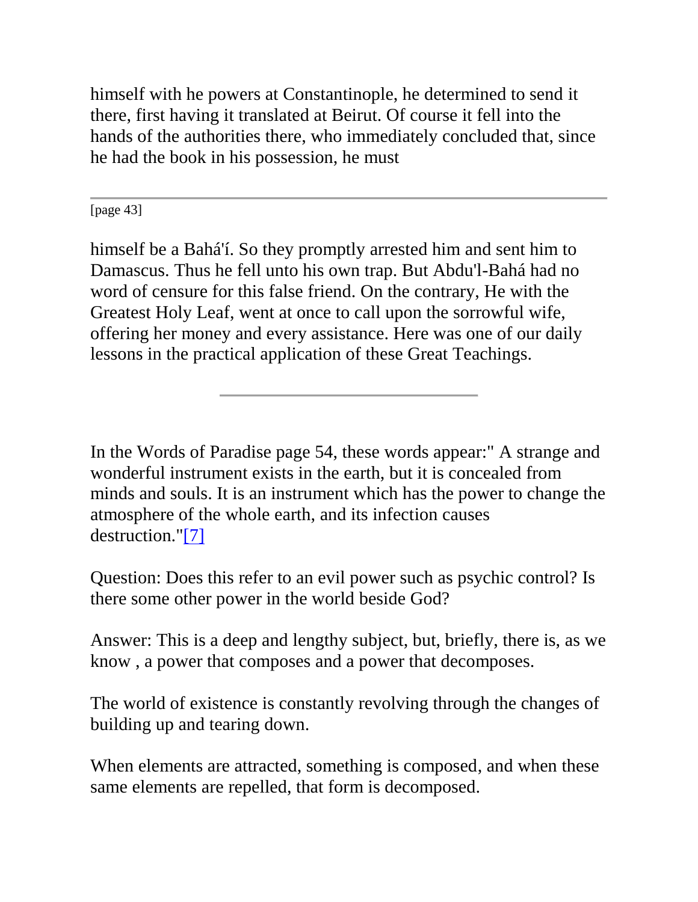himself with he powers at Constantinople, he determined to send it there, first having it translated at Beirut. Of course it fell into the hands of the authorities there, who immediately concluded that, since he had the book in his possession, he must

---

[page 43]

himself be a Bahá'í. So they promptly arrested him and sent him to Damascus. Thus he fell unto his own trap. But Abdu'l-Bahá had no word of censure for this false friend. On the contrary, He with the Greatest Holy Leaf, went at once to call upon the sorrowful wife, offering her money and every assistance. Here was one of our daily lessons in the practical application of these Great Teachings.

---

In the Words of Paradise page 54, these words appear:" A strange and wonderful instrument exists in the earth, but it is concealed from minds and souls. It is an instrument which has the power to change the atmosphere of the whole earth, and its infection causes destruction."[7]

Question: Does this refer to an evil power such as psychic control? Is there some other power in the world beside God?

Answer: This is a deep and lengthy subject, but, briefly, there is, as we know , a power that composes and a power that decomposes.

The world of existence is constantly revolving through the changes of building up and tearing down.

When elements are attracted, something is composed, and when these same elements are repelled, that form is decomposed.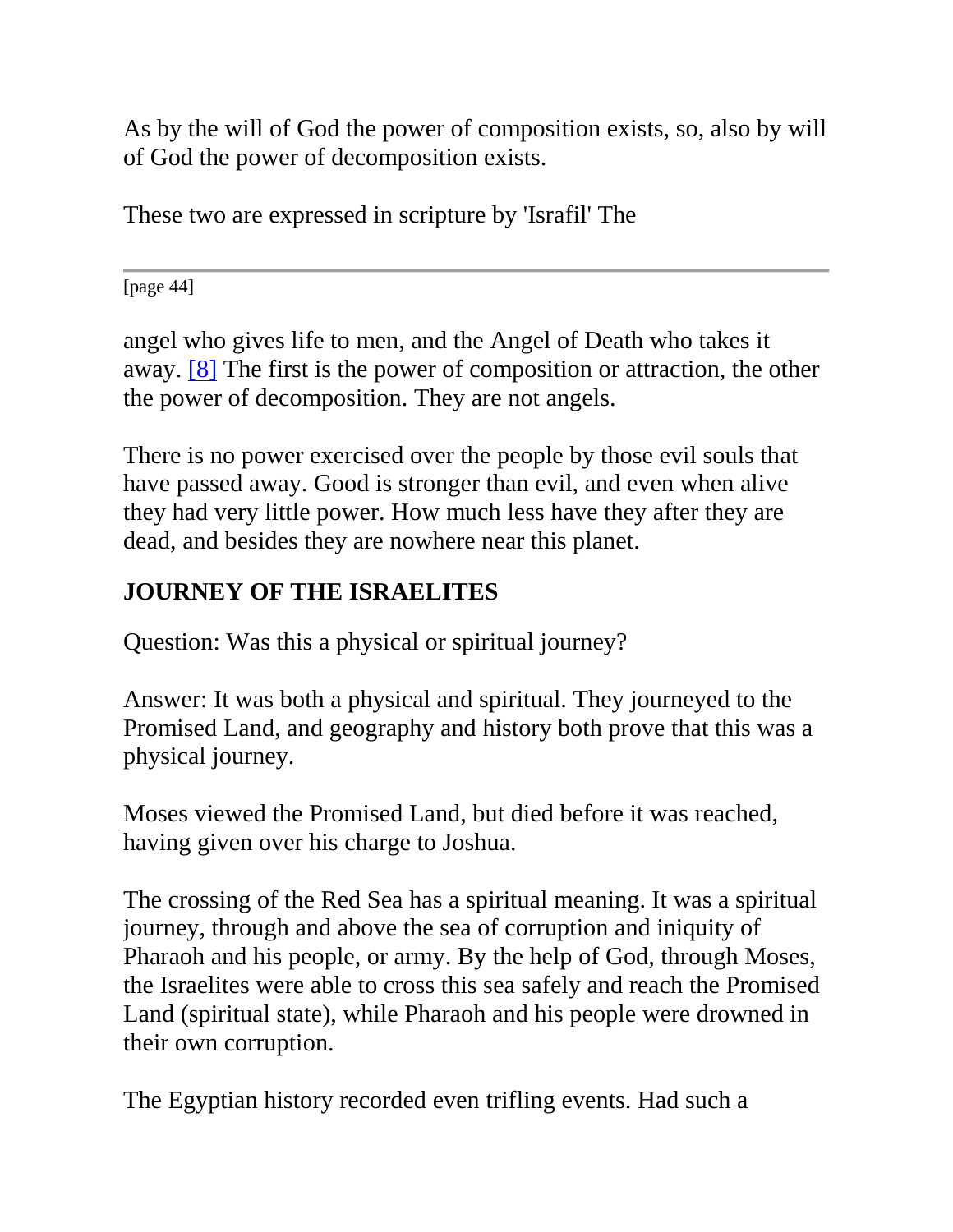As by the will of God the power of composition exists, so, also by will of God the power of decomposition exists.

These two are expressed in scripture by 'Israfil' The angel who gives life to men, and the Angel of Death who takes it away. [8] The first is the power of composition or attraction, the other the power of decomposition. They are not angels.

There is no power exercised over the people by those evil souls that have passed away. Good is stronger than evil, and even when alive they had very little power. How much less have they after they are dead, and besides they are nowhere near this planet.

## JOURNEY OF THE ISRAELITES

Question: Was this a physical or spiritual journey?

Answer: It was both a physical and spiritual. They journeyed to the Promised Land, and geography and history both prove that this was a physical journey.

Moses viewed the Promised Land, but died before it was reached, having given over his charge to Joshua.

The crossing of the Red Sea has a spiritual meaning. It was a spiritual journey, through and above the sea of corruption and iniquity of Pharaoh and his people, or army. By the help of God, through Moses, the Israelites were able to cross this sea safely and reach the Promised Land (spiritual state), while Pharaoh and his people were drowned in their own corruption.

The Egyptian history recorded even trifling events. Had such a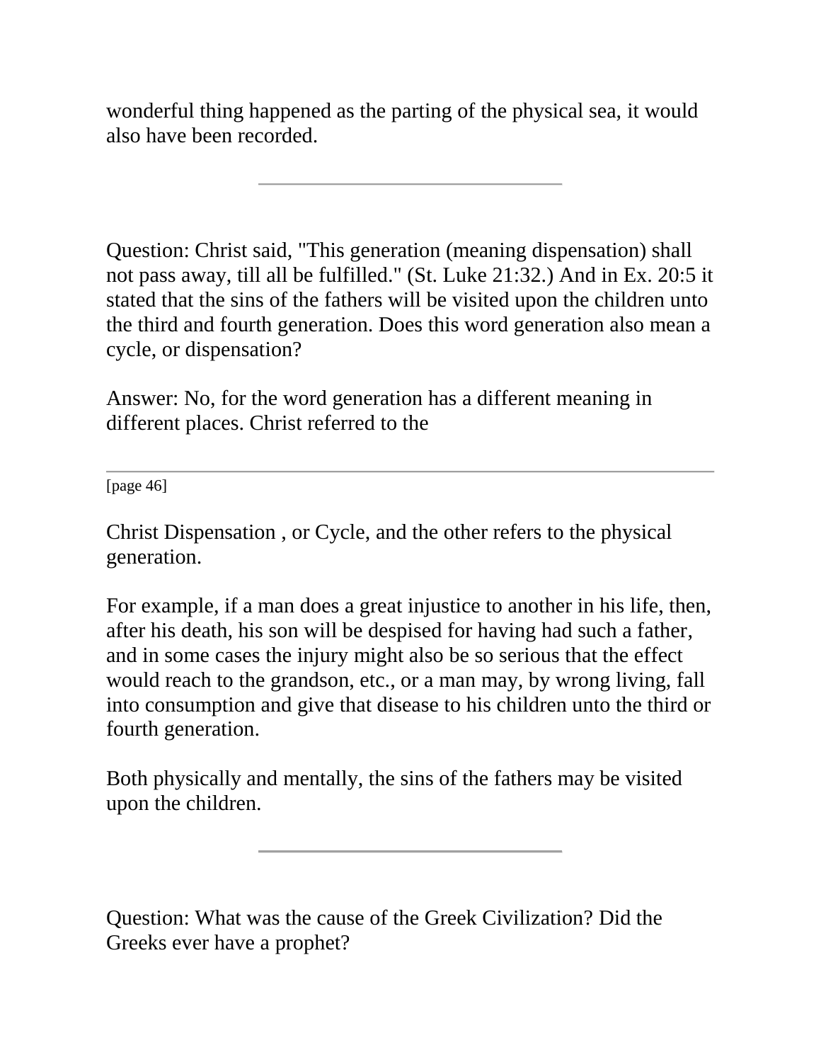wonderful thing happened as the parting of the physical sea, it would also have been recorded.

---

Question: Christ said, "This generation (meaning dispensation) shall not pass away, till all be fulfilled." (St. Luke 21:32.) And in Ex. 20:5 it stated that the sins of the fathers will be visited upon the children unto the third and fourth generation. Does this word generation also mean a cycle, or dispensation?

Answer: No, for the word generation has a different meaning in different places. Christ referred to the

---

[page 46]

Christ Dispensation , or Cycle, and the other refers to the physical generation.

For example, if a man does a great injustice to another in his life, then, after his death, his son will be despised for having had such a father, and in some cases the injury might also be so serious that the effect would reach to the grandson, etc., or a man may, by wrong living, fall into consumption and give that disease to his children unto the third or fourth generation.

Both physically and mentally, the sins of the fathers may be visited upon the children.

---

Question: What was the cause of the Greek Civilization? Did the Greeks ever have a prophet?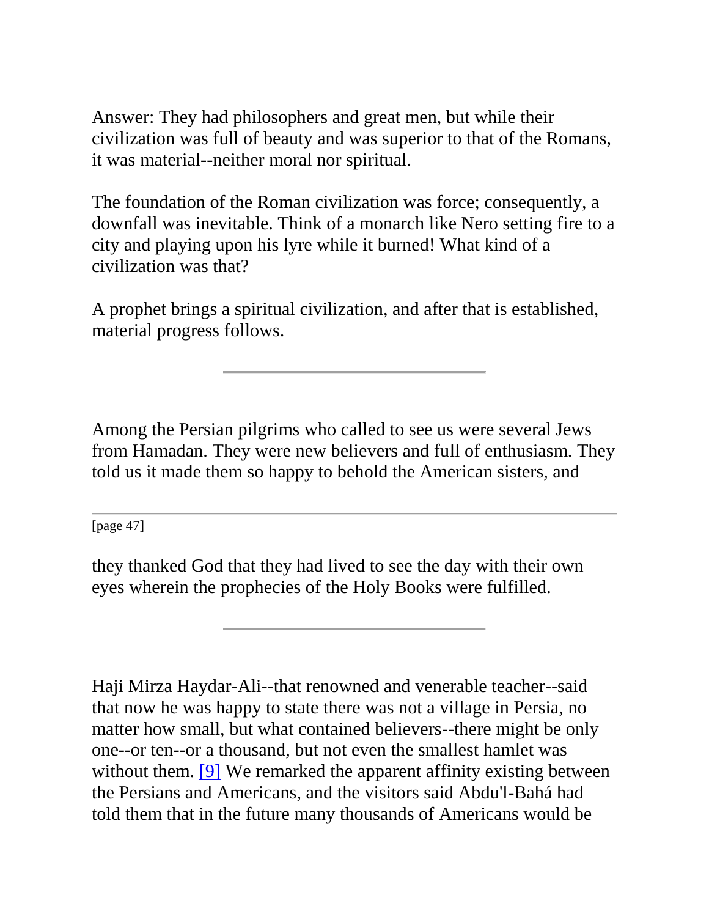Answer: They had philosophers and great men, but while their civilization was full of beauty and was superior to that of the Romans, it was material--neither moral nor spiritual.

The foundation of the Roman civilization was force; consequently, a downfall was inevitable. Think of a monarch like Nero setting fire to a city and playing upon his lyre while it burned! What kind of a civilization was that?

A prophet brings a spiritual civilization, and after that is established, material progress follows.

---

Among the Persian pilgrims who called to see us were several Jews from Hamadan. They were new believers and full of enthusiasm. They told us it made them so happy to behold the American sisters, and they thanked God that they had lived to see the day with their own eyes wherein the prophecies of the Holy Books were fulfilled.

---

Haji Mirza Haydar-Ali--that renowned and venerable teacher--said that now he was happy to state there was not a village in Persia, no matter how small, but what contained believers--there might be only one--or ten--or a thousand, but not even the smallest hamlet was without them. [9] We remarked the apparent affinity existing between the Persians and Americans, and the visitors said Abdu'l-Bahá had told them that in the future many thousands of Americans would be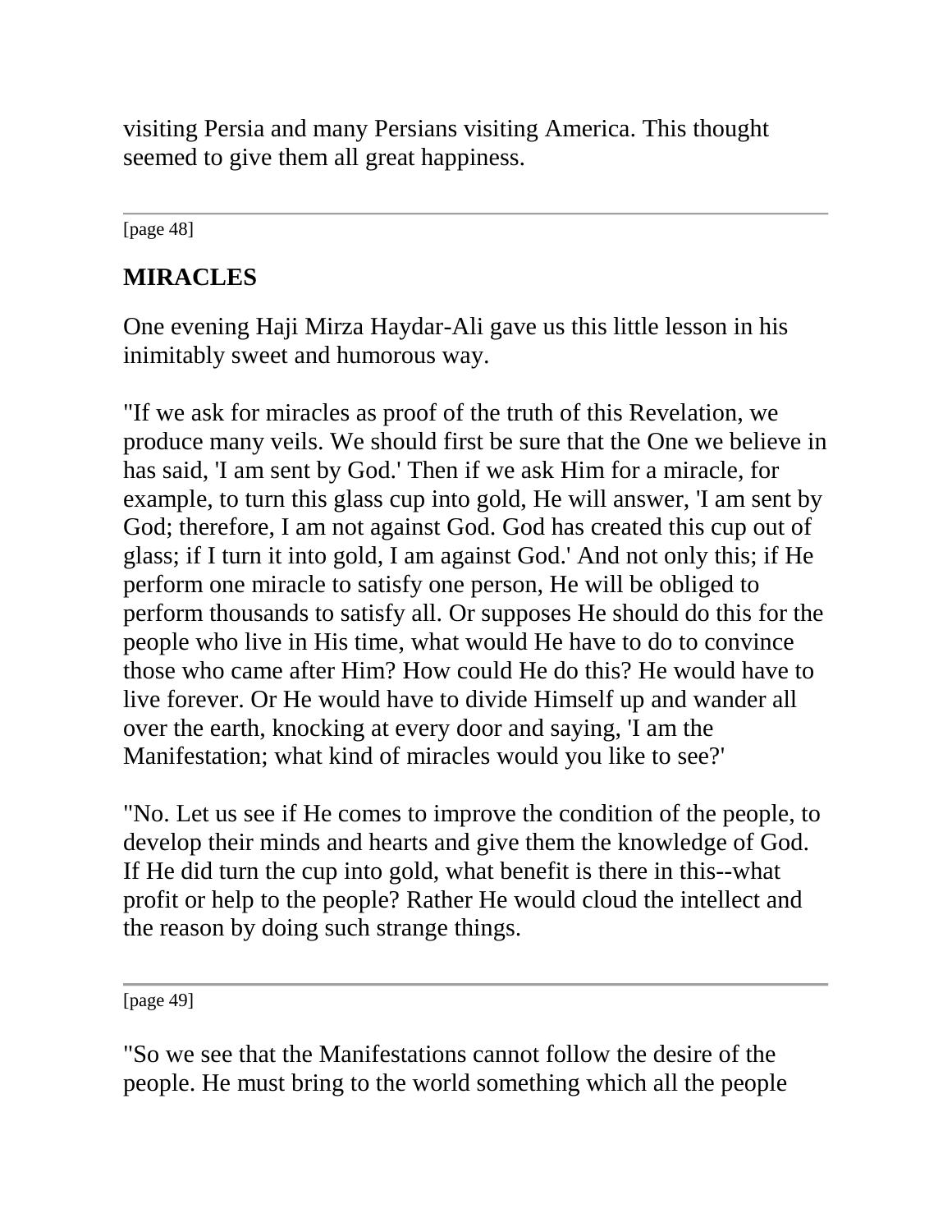visiting Persia and many Persians visiting America. This thought seemed to give them all great happiness.

## MIRACLES

One evening Haji Mirza Haydar-Ali gave us this little lesson in his inimitably sweet and humorous way.

"If we ask for miracles as proof of the truth of this Revelation, we produce many veils. We should first be sure that the One we believe in has said, 'I am sent by God.' Then if we ask Him for a miracle, for example, to turn this glass cup into gold, He will answer, 'I am sent by God; therefore, I am not against God. God has created this cup out of glass; if I turn it into gold, I am against God.' And not only this; if He perform one miracle to satisfy one person, He will be obliged to perform thousands to satisfy all. Or supposes He should do this for the people who live in His time, what would He have to do to convince those who came after Him? How could He do this? He would have to live forever. Or He would have to divide Himself up and wander all over the earth, knocking at every door and saying, 'I am the Manifestation; what kind of miracles would you like to see?'

"No. Let us see if He comes to improve the condition of the people, to develop their minds and hearts and give them the knowledge of God. If He did turn the cup into gold, what benefit is there in this--what profit or help to the people? Rather He would cloud the intellect and the reason by doing such strange things.

"So we see that the Manifestations cannot follow the desire of the people. He must bring to the world something which all the people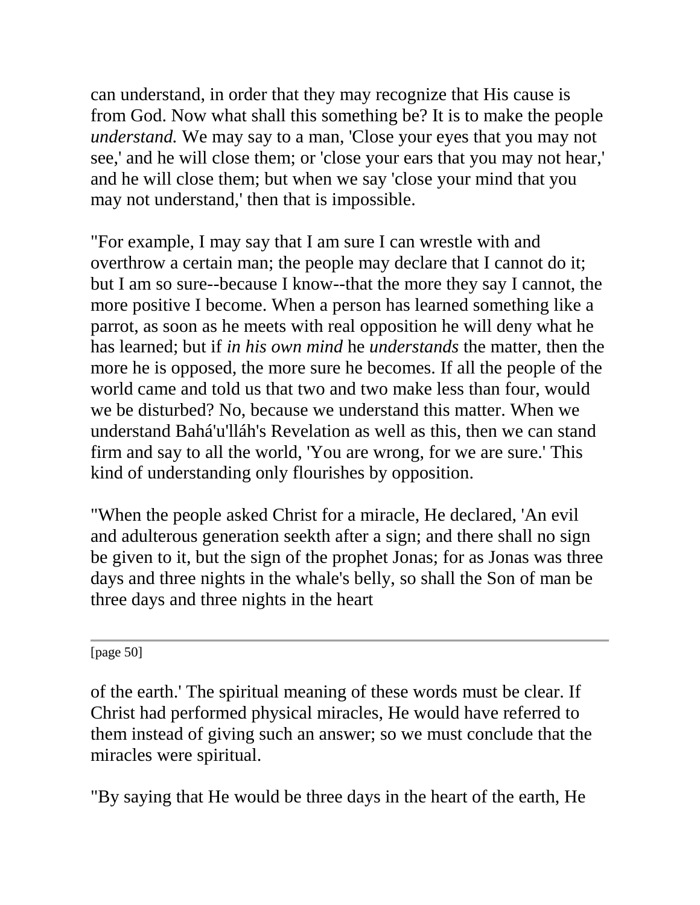can understand, in order that they may recognize that His cause is from God. Now what shall this something be? It is to make the people *understand.* We may say to a man, 'Close your eyes that you may not see,' and he will close them; or 'close your ears that you may not hear,' and he will close them; but when we say 'close your mind that you may not understand,' then that is impossible.

"For example, I may say that I am sure I can wrestle with and overthrow a certain man; the people may declare that I cannot do it; but I am so sure--because I know--that the more they say I cannot, the more positive I become. When a person has learned something like a parrot, as soon as he meets with real opposition he will deny what he has learned; but if *in his own mind* he *understands* the matter, then the more he is opposed, the more sure he becomes. If all the people of the world came and told us that two and two make less than four, would we be disturbed? No, because we understand this matter. When we understand Bahá'u'lláh's Revelation as well as this, then we can stand firm and say to all the world, 'You are wrong, for we are sure.' This kind of understanding only flourishes by opposition.

"When the people asked Christ for a miracle, He declared, 'An evil and adulterous generation seekth after a sign; and there shall no sign be given to it, but the sign of the prophet Jonas; for as Jonas was three days and three nights in the whale's belly, so shall the Son of man be three days and three nights in the heart of the earth.' The spiritual meaning of these words must be clear. If Christ had performed physical miracles, He would have referred to them instead of giving such an answer; so we must conclude that the miracles were spiritual.

"By saying that He would be three days in the heart of the earth, He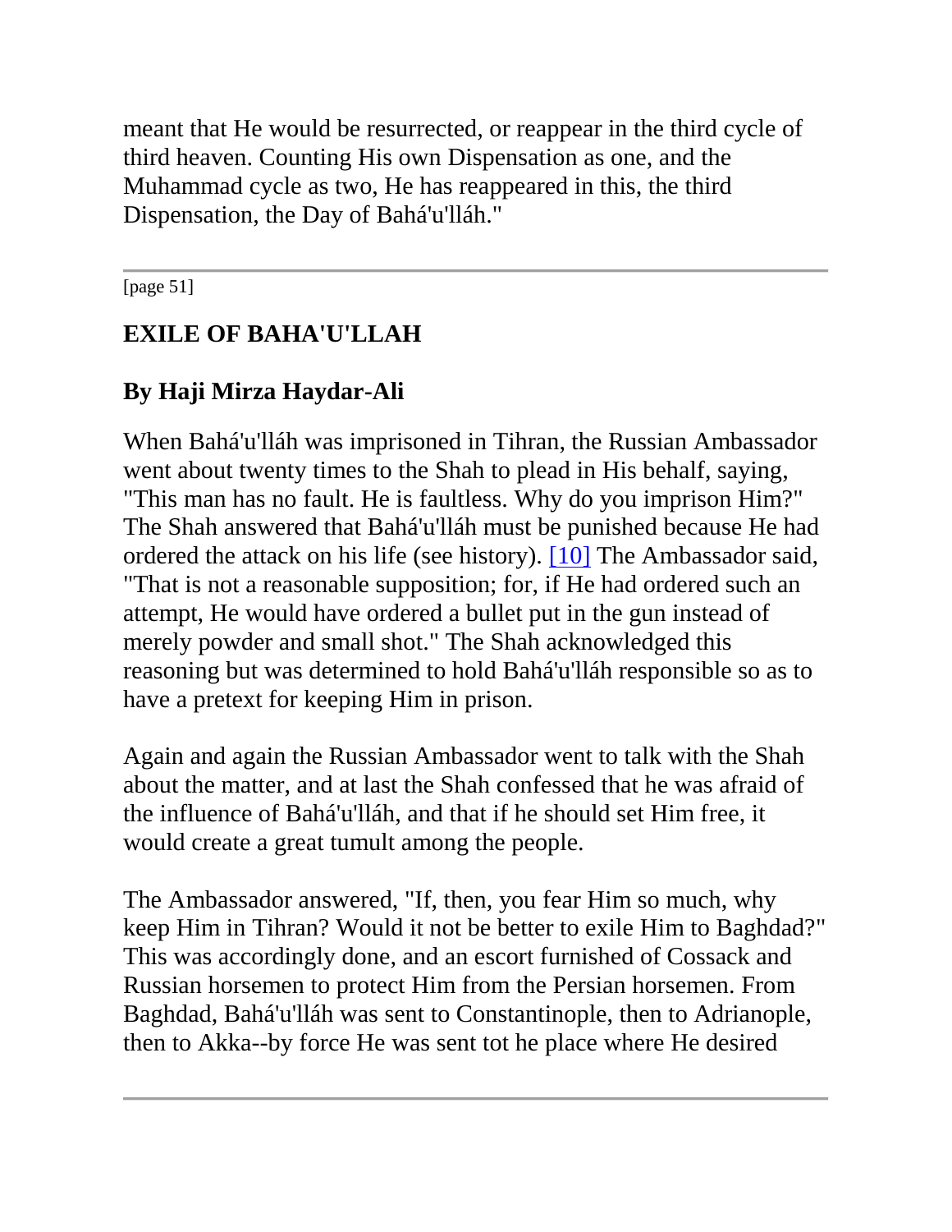meant that He would be resurrected, or reappear in the third cycle of third heaven. Counting His own Dispensation as one, and the Muhammad cycle as two, He has reappeared in this, the third Dispensation, the Day of Bahá'u'lláh."

---

## EXILE OF BAHA'U'LLAH

### By Haji Mirza Haydar-Ali

When Bahá'u'lláh was imprisoned in Tihran, the Russian Ambassador went about twenty times to the Shah to plead in His behalf, saying, "This man has no fault. He is faultless. Why do you imprison Him?" The Shah answered that Bahá'u'lláh must be punished because He had ordered the attack on his life (see history). [10] The Ambassador said, "That is not a reasonable supposition; for, if He had ordered such an attempt, He would have ordered a bullet put in the gun instead of merely powder and small shot." The Shah acknowledged this reasoning but was determined to hold Bahá'u'lláh responsible so as to have a pretext for keeping Him in prison.

Again and again the Russian Ambassador went to talk with the Shah about the matter, and at last the Shah confessed that he was afraid of the influence of Bahá'u'lláh, and that if he should set Him free, it would create a great tumult among the people.

The Ambassador answered, "If, then, you fear Him so much, why keep Him in Tihran? Would it not be better to exile Him to Baghdad?" This was accordingly done, and an escort furnished of Cossack and Russian horsemen to protect Him from the Persian horsemen. From Baghdad, Bahá'u'lláh was sent to Constantinople, then to Adrianople, then to Akka--by force He was sent tot he place where He desired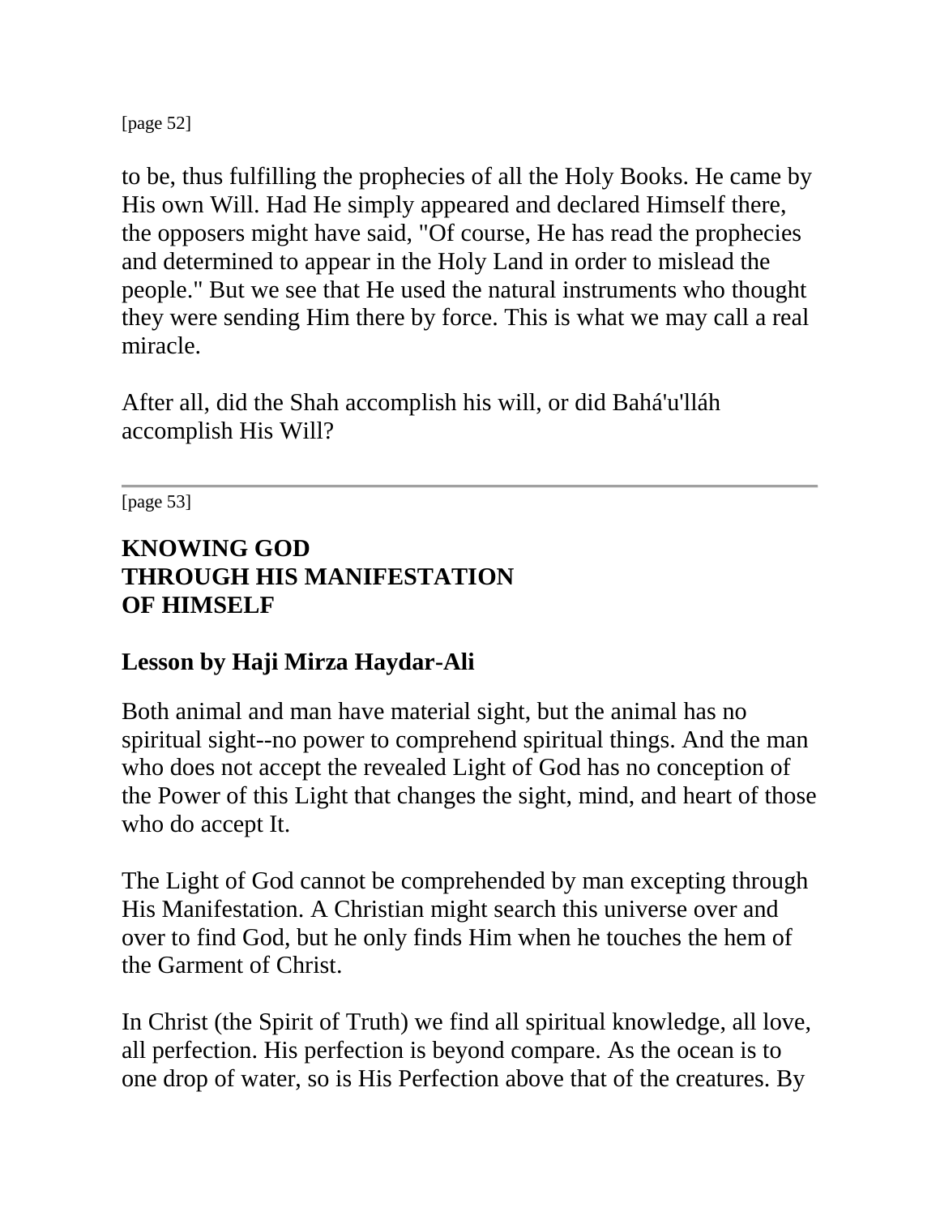to be, thus fulfilling the prophecies of all the Holy Books. He came by His own Will. Had He simply appeared and declared Himself there, the opposers might have said, "Of course, He has read the prophecies and determined to appear in the Holy Land in order to mislead the people." But we see that He used the natural instruments who thought they were sending Him there by force. This is what we may call a real miracle.

After all, did the Shah accomplish his will, or did Bahá'u'lláh accomplish His Will?

---

## KNOWING GOD THROUGH HIS MANIFESTATION OF HIMSELF

### Lesson by Haji Mirza Haydar-Ali

Both animal and man have material sight, but the animal has no spiritual sight--no power to comprehend spiritual things. And the man who does not accept the revealed Light of God has no conception of the Power of this Light that changes the sight, mind, and heart of those who do accept It.

The Light of God cannot be comprehended by man excepting through His Manifestation. A Christian might search this universe over and over to find God, but he only finds Him when he touches the hem of the Garment of Christ.

In Christ (the Spirit of Truth) we find all spiritual knowledge, all love, all perfection. His perfection is beyond compare. As the ocean is to one drop of water, so is His Perfection above that of the creatures. By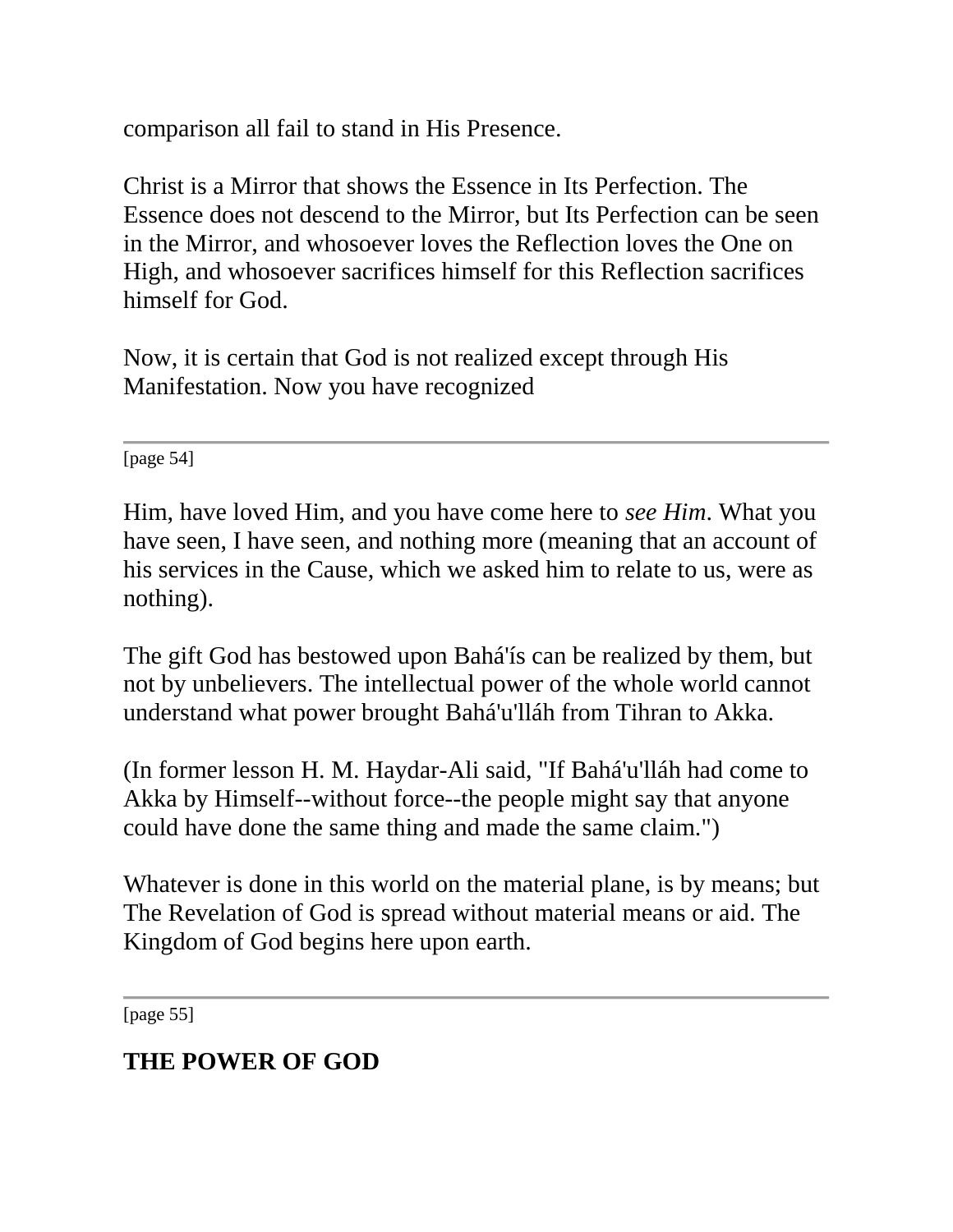comparison all fail to stand in His Presence.

Christ is a Mirror that shows the Essence in Its Perfection. The Essence does not descend to the Mirror, but Its Perfection can be seen in the Mirror, and whosoever loves the Reflection loves the One on High, and whosoever sacrifices himself for this Reflection sacrifices himself for God.

Now, it is certain that God is not realized except through His Manifestation. Now you have recognized Him, have loved Him, and you have come here to *see Him*. What you have seen, I have seen, and nothing more (meaning that an account of his services in the Cause, which we asked him to relate to us, were as nothing).

The gift God has bestowed upon Bahá'ís can be realized by them, but not by unbelievers. The intellectual power of the whole world cannot understand what power brought Bahá'u'lláh from Tihran to Akka.

(In former lesson H. M. Haydar-Ali said, "If Bahá'u'lláh had come to Akka by Himself--without force--the people might say that anyone could have done the same thing and made the same claim.")

Whatever is done in this world on the material plane, is by means; but The Revelation of God is spread without material means or aid. The Kingdom of God begins here upon earth.

## THE POWER OF GOD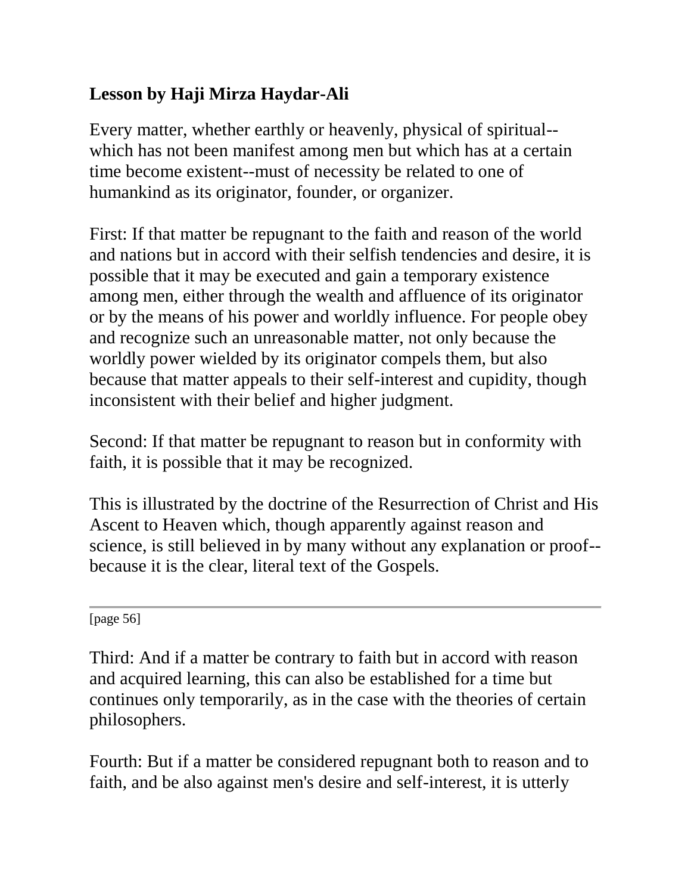**Lesson by Haji Mirza Haydar-Ali**

Every matter, whether earthly or heavenly, physical of spiritual--which has not been manifest among men but which has at a certain time become existent--must of necessity be related to one of humankind as its originator, founder, or organizer.

First: If that matter be repugnant to the faith and reason of the world and nations but in accord with their selfish tendencies and desire, it is possible that it may be executed and gain a temporary existence among men, either through the wealth and affluence of its originator or by the means of his power and worldly influence. For people obey and recognize such an unreasonable matter, not only because the worldly power wielded by its originator compels them, but also because that matter appeals to their self-interest and cupidity, though inconsistent with their belief and higher judgment.

Second: If that matter be repugnant to reason but in conformity with faith, it is possible that it may be recognized.

This is illustrated by the doctrine of the Resurrection of Christ and His Ascent to Heaven which, though apparently against reason and science, is still believed in by many without any explanation or proof--because it is the clear, literal text of the Gospels.

---

[page 56]

Third: And if a matter be contrary to faith but in accord with reason and acquired learning, this can also be established for a time but continues only temporarily, as in the case with the theories of certain philosophers.

Fourth: But if a matter be considered repugnant both to reason and to faith, and be also against men's desire and self-interest, it is utterly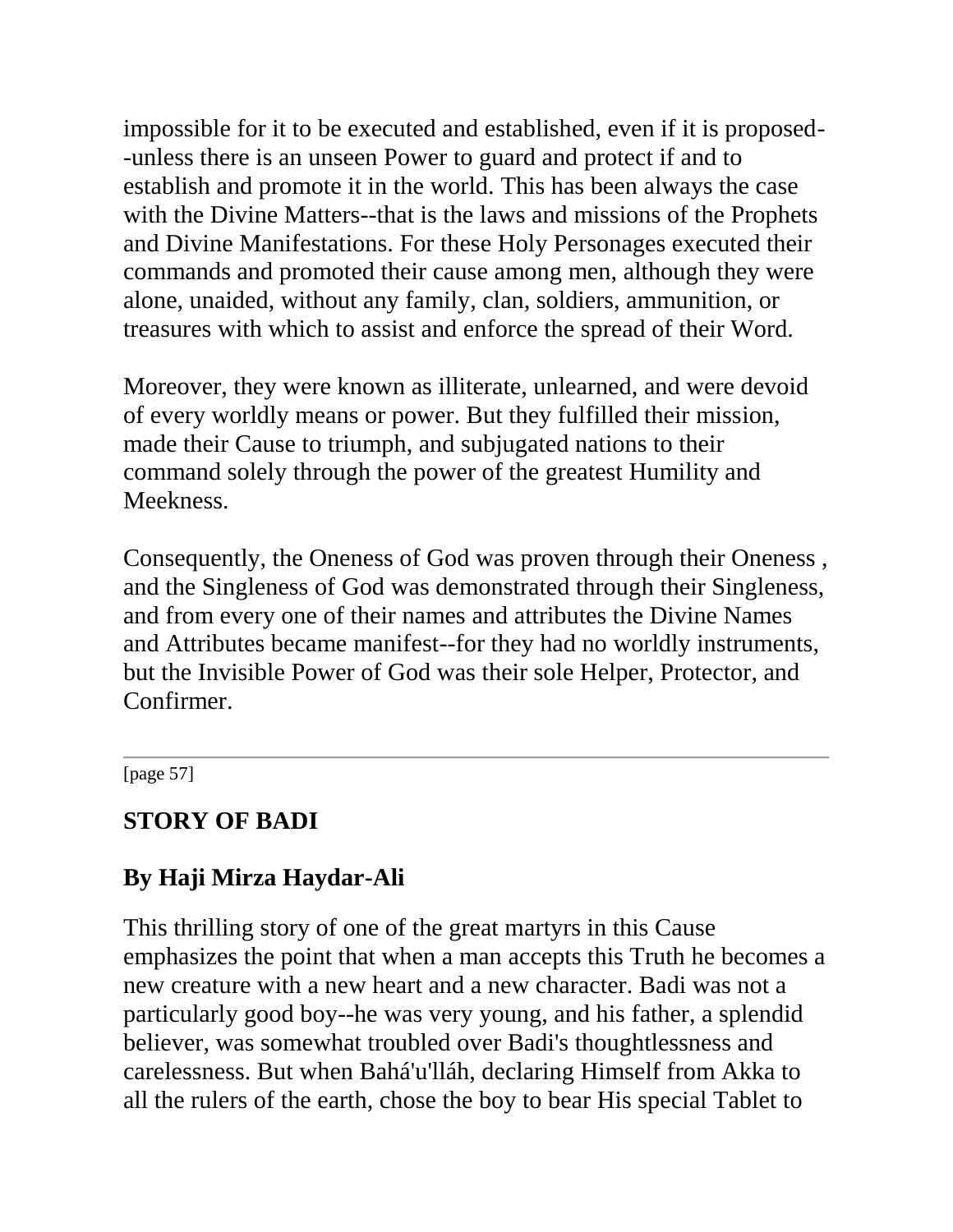impossible for it to be executed and established, even if it is proposed--unless there is an unseen Power to guard and protect if and to establish and promote it in the world. This has been always the case with the Divine Matters--that is the laws and missions of the Prophets and Divine Manifestations. For these Holy Personages executed their commands and promoted their cause among men, although they were alone, unaided, without any family, clan, soldiers, ammunition, or treasures with which to assist and enforce the spread of their Word.

Moreover, they were known as illiterate, unlearned, and were devoid of every worldly means or power. But they fulfilled their mission, made their Cause to triumph, and subjugated nations to their command solely through the power of the greatest Humility and Meekness.

Consequently, the Oneness of God was proven through their Oneness , and the Singleness of God was demonstrated through their Singleness, and from every one of their names and attributes the Divine Names and Attributes became manifest--for they had no worldly instruments, but the Invisible Power of God was their sole Helper, Protector, and Confirmer.

---

[page 57]

## STORY OF BADI

## By Haji Mirza Haydar-Ali

This thrilling story of one of the great martyrs in this Cause emphasizes the point that when a man accepts this Truth he becomes a new creature with a new heart and a new character. Badi was not a particularly good boy--he was very young, and his father, a splendid believer, was somewhat troubled over Badi's thoughtlessness and carelessness. But when Bahá'u'lláh, declaring Himself from Akka to all the rulers of the earth, chose the boy to bear His special Tablet to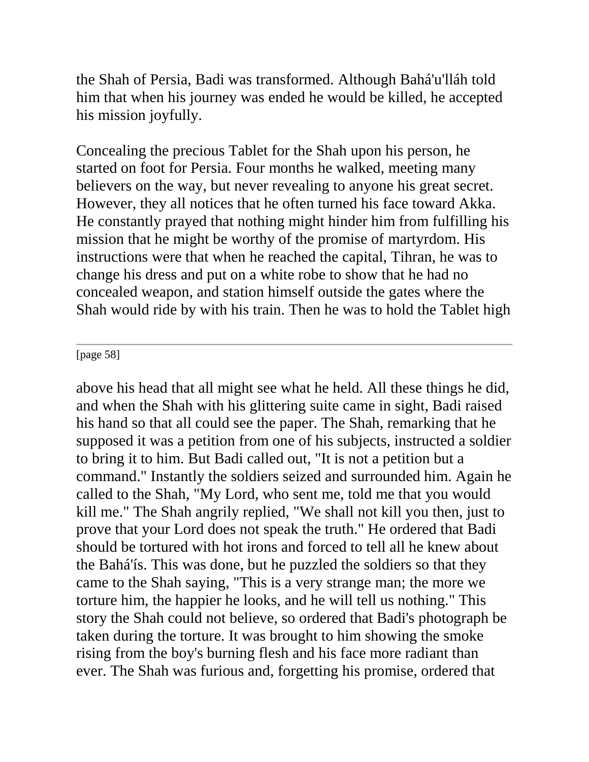the Shah of Persia, Badi was transformed. Although Bahá'u'lláh told him that when his journey was ended he would be killed, he accepted his mission joyfully.

Concealing the precious Tablet for the Shah upon his person, he started on foot for Persia. Four months he walked, meeting many believers on the way, but never revealing to anyone his great secret. However, they all notices that he often turned his face toward Akka. He constantly prayed that nothing might hinder him from fulfilling his mission that he might be worthy of the promise of martyrdom. His instructions were that when he reached the capital, Tihran, he was to change his dress and put on a white robe to show that he had no concealed weapon, and station himself outside the gates where the Shah would ride by with his train. Then he was to hold the Tablet high above his head that all might see what he held. All these things he did, and when the Shah with his glittering suite came in sight, Badi raised his hand so that all could see the paper. The Shah, remarking that he supposed it was a petition from one of his subjects, instructed a soldier to bring it to him. But Badi called out, "It is not a petition but a command." Instantly the soldiers seized and surrounded him. Again he called to the Shah, "My Lord, who sent me, told me that you would kill me." The Shah angrily replied, "We shall not kill you then, just to prove that your Lord does not speak the truth." He ordered that Badi should be tortured with hot irons and forced to tell all he knew about the Bahá'ís. This was done, but he puzzled the soldiers so that they came to the Shah saying, "This is a very strange man; the more we torture him, the happier he looks, and he will tell us nothing." This story the Shah could not believe, so ordered that Badi's photograph be taken during the torture. It was brought to him showing the smoke rising from the boy's burning flesh and his face more radiant than ever. The Shah was furious and, forgetting his promise, ordered that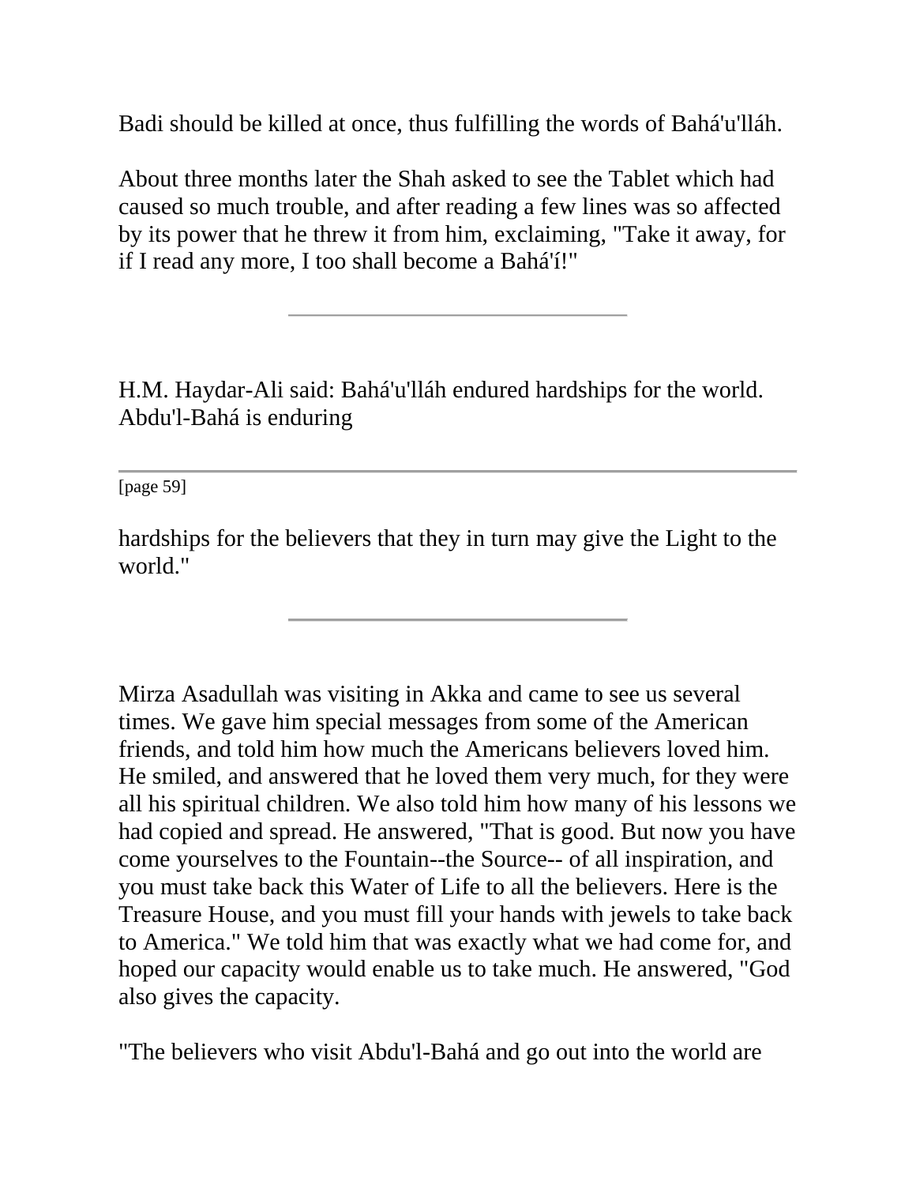Badi should be killed at once, thus fulfilling the words of Bahá'u'lláh.

About three months later the Shah asked to see the Tablet which had caused so much trouble, and after reading a few lines was so affected by its power that he threw it from him, exclaiming, "Take it away, for if I read any more, I too shall become a Bahá'í!"

---

H.M. Haydar-Ali said: Bahá'u'lláh endured hardships for the world. Abdu'l-Bahá is enduring hardships for the believers that they in turn may give the Light to the world."

---

Mirza Asadullah was visiting in Akka and came to see us several times. We gave him special messages from some of the American friends, and told him how much the Americans believers loved him. He smiled, and answered that he loved them very much, for they were all his spiritual children. We also told him how many of his lessons we had copied and spread. He answered, "That is good. But now you have come yourselves to the Fountain--the Source-- of all inspiration, and you must take back this Water of Life to all the believers. Here is the Treasure House, and you must fill your hands with jewels to take back to America." We told him that was exactly what we had come for, and hoped our capacity would enable us to take much. He answered, "God also gives the capacity.

"The believers who visit Abdu'l-Bahá and go out into the world are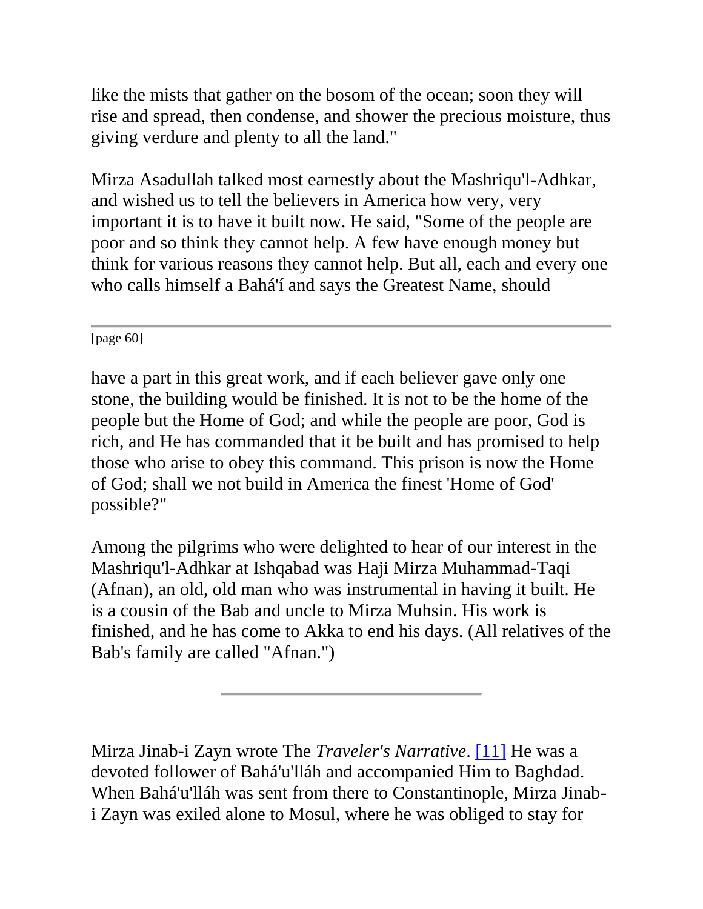like the mists that gather on the bosom of the ocean; soon they will rise and spread, then condense, and shower the precious moisture, thus giving verdure and plenty to all the land."

Mirza Asadullah talked most earnestly about the Mashriqu'l-Adhkar, and wished us to tell the believers in America how very, very important it is to have it built now. He said, "Some of the people are poor and so think they cannot help. A few have enough money but think for various reasons they cannot help. But all, each and every one who calls himself a Bahá'í and says the Greatest Name, should

---

[page 60]

have a part in this great work, and if each believer gave only one stone, the building would be finished. It is not to be the home of the people but the Home of God; and while the people are poor, God is rich, and He has commanded that it be built and has promised to help those who arise to obey this command. This prison is now the Home of God; shall we not build in America the finest 'Home of God' possible?"

Among the pilgrims who were delighted to hear of our interest in the Mashriqu'l-Adhkar at Ishqabad was Haji Mirza Muhammad-Taqi (Afnan), an old, old man who was instrumental in having it built. He is a cousin of the Bab and uncle to Mirza Muhsin. His work is finished, and he has come to Akka to end his days. (All relatives of the Bab's family are called "Afnan.")

---

Mirza Jinab-i Zayn wrote The *Traveler's Narrative*. [11] He was a devoted follower of Bahá'u'lláh and accompanied Him to Baghdad. When Bahá'u'lláh was sent from there to Constantinople, Mirza Jinab-i Zayn was exiled alone to Mosul, where he was obliged to stay for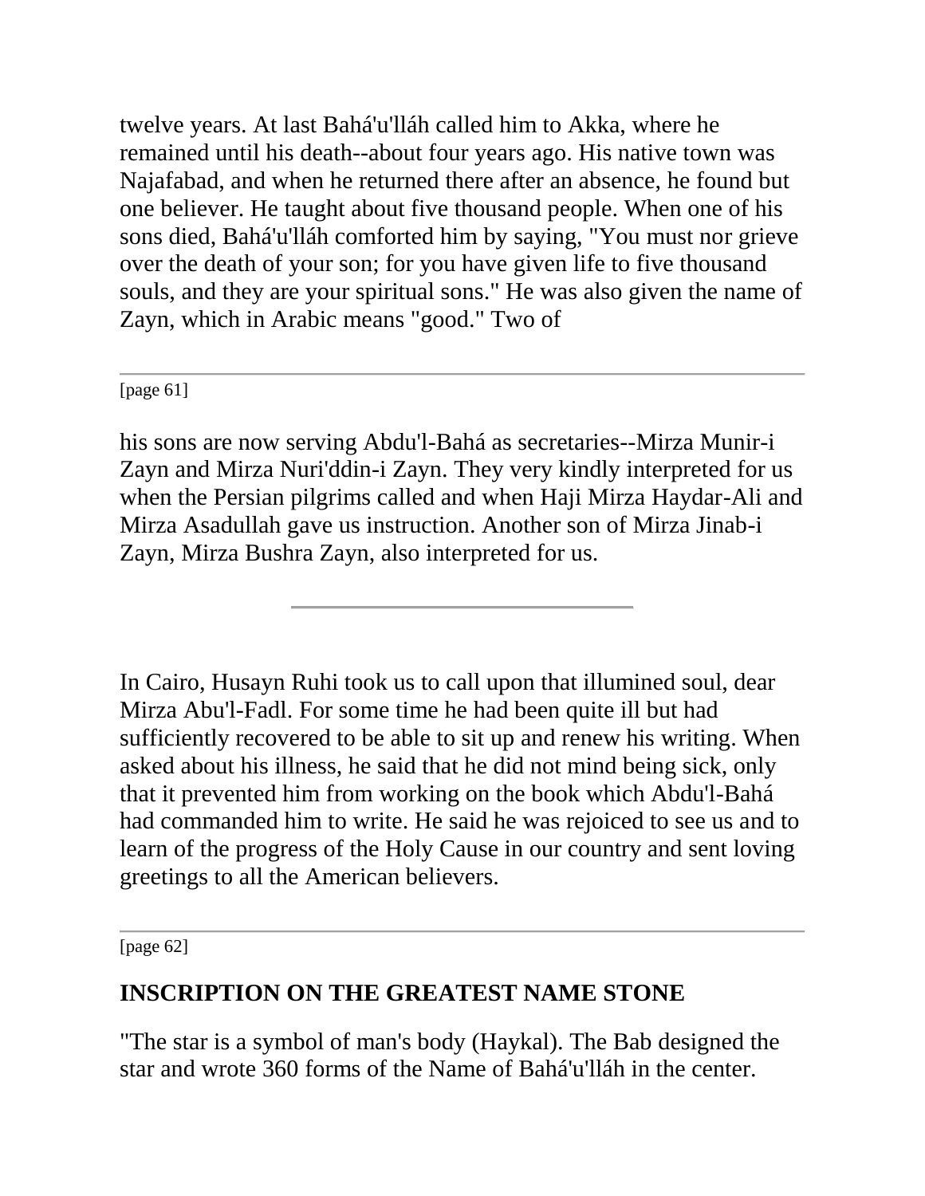twelve years. At last Bahá'u'lláh called him to Akka, where he remained until his death--about four years ago. His native town was Najafabad, and when he returned there after an absence, he found but one believer. He taught about five thousand people. When one of his sons died, Bahá'u'lláh comforted him by saying, "You must nor grieve over the death of your son; for you have given life to five thousand souls, and they are your spiritual sons." He was also given the name of Zayn, which in Arabic means "good." Two of

his sons are now serving Abdu'l-Bahá as secretaries--Mirza Munir-i Zayn and Mirza Nuri'ddin-i Zayn. They very kindly interpreted for us when the Persian pilgrims called and when Haji Mirza Haydar-Ali and Mirza Asadullah gave us instruction. Another son of Mirza Jinab-i Zayn, Mirza Bushra Zayn, also interpreted for us.

---

In Cairo, Husayn Ruhi took us to call upon that illumined soul, dear Mirza Abu'l-Fadl. For some time he had been quite ill but had sufficiently recovered to be able to sit up and renew his writing. When asked about his illness, he said that he did not mind being sick, only that it prevented him from working on the book which Abdu'l-Bahá had commanded him to write. He said he was rejoiced to see us and to learn of the progress of the Holy Cause in our country and sent loving greetings to all the American believers.

## INSCRIPTION ON THE GREATEST NAME STONE

"The star is a symbol of man's body (Haykal). The Bab designed the star and wrote 360 forms of the Name of Bahá'u'lláh in the center.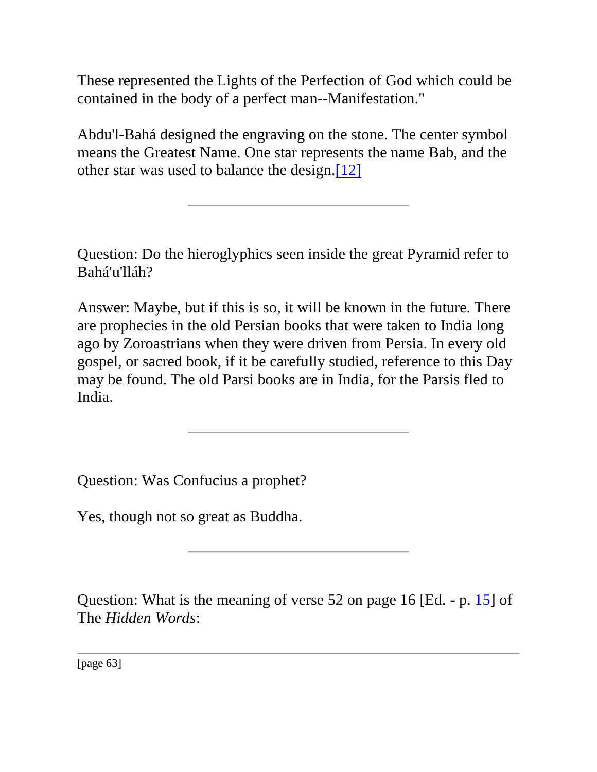These represented the Lights of the Perfection of God which could be contained in the body of a perfect man--Manifestation."

Abdu'l-Bahá designed the engraving on the stone. The center symbol means the Greatest Name. One star represents the name Bab, and the other star was used to balance the design.[12]

---

Question: Do the hieroglyphics seen inside the great Pyramid refer to Bahá'u'lláh?

Answer: Maybe, but if this is so, it will be known in the future. There are prophecies in the old Persian books that were taken to India long ago by Zoroastrians when they were driven from Persia. In every old gospel, or sacred book, if it be carefully studied, reference to this Day may be found. The old Parsi books are in India, for the Parsis fled to India.

---

Question: Was Confucius a prophet?

Yes, though not so great as Buddha.

---

Question: What is the meaning of verse 52 on page 16 [Ed. - p. 15] of The *Hidden Words*: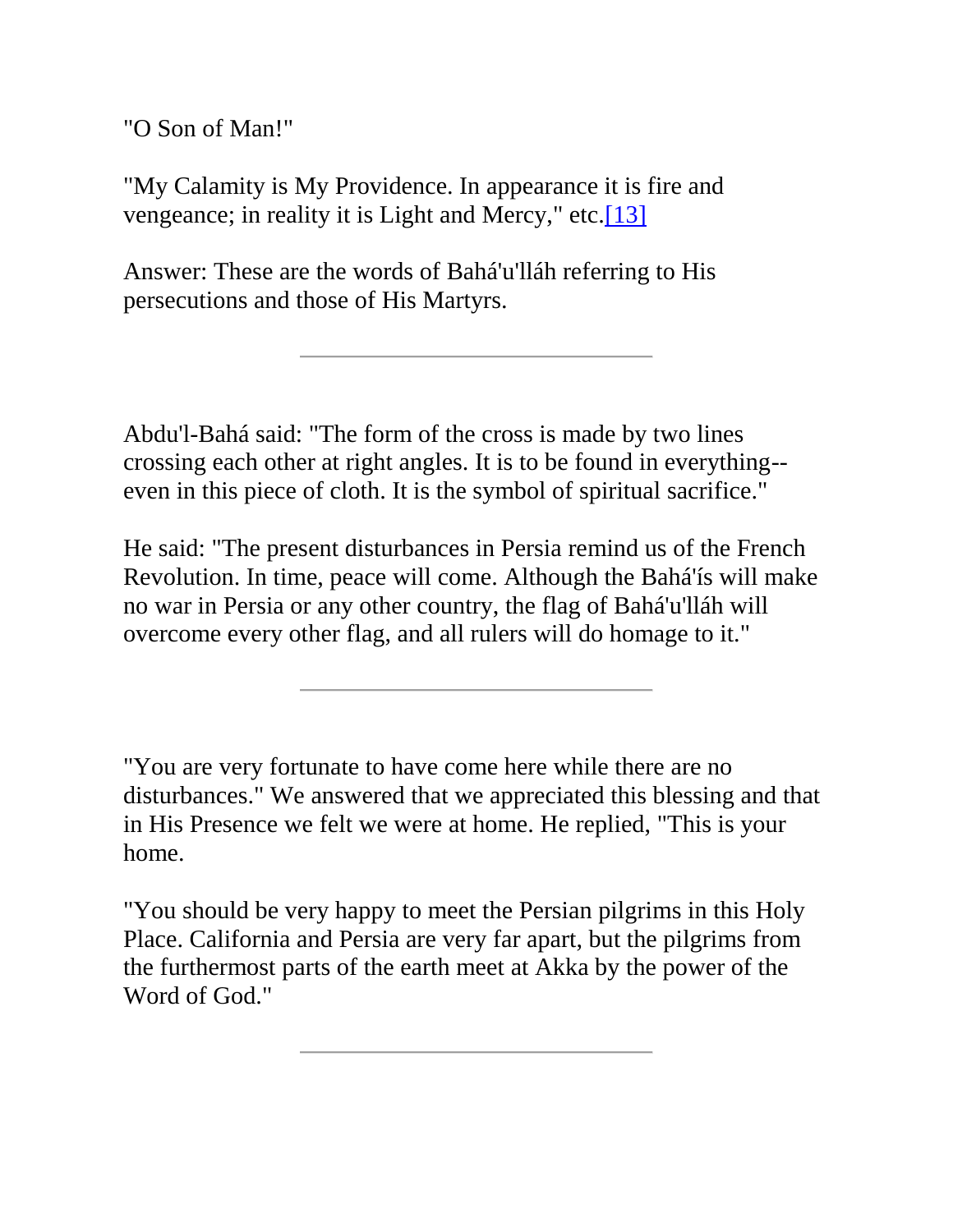"O Son of Man!"

"My Calamity is My Providence. In appearance it is fire and vengeance; in reality it is Light and Mercy," etc.[13]

Answer: These are the words of Bahá'u'lláh referring to His persecutions and those of His Martyrs.

---

Abdu'l-Bahá said: "The form of the cross is made by two lines crossing each other at right angles. It is to be found in everything--even in this piece of cloth. It is the symbol of spiritual sacrifice."

He said: "The present disturbances in Persia remind us of the French Revolution. In time, peace will come. Although the Bahá'ís will make no war in Persia or any other country, the flag of Bahá'u'lláh will overcome every other flag, and all rulers will do homage to it."

---

"You are very fortunate to have come here while there are no disturbances." We answered that we appreciated this blessing and that in His Presence we felt we were at home. He replied, "This is your home.

"You should be very happy to meet the Persian pilgrims in this Holy Place. California and Persia are very far apart, but the pilgrims from the furthermost parts of the earth meet at Akka by the power of the Word of God."

---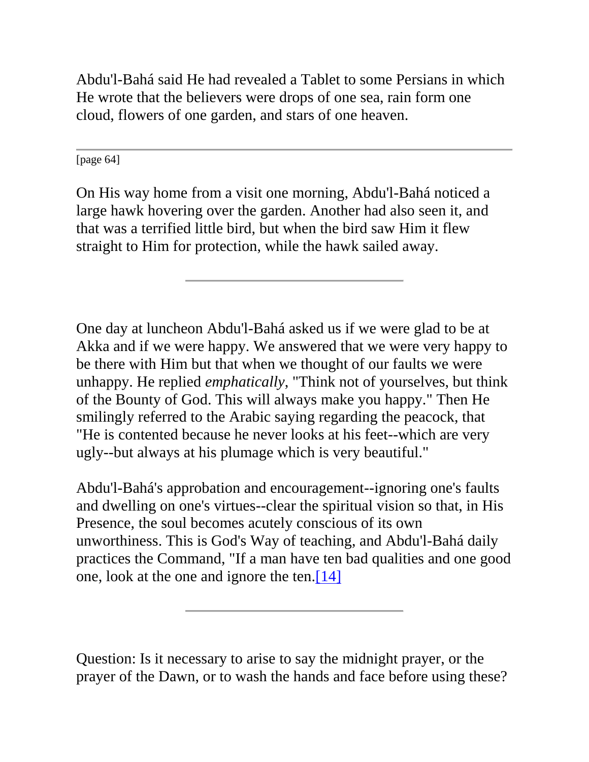Abdu'l-Bahá said He had revealed a Tablet to some Persians in which He wrote that the believers were drops of one sea, rain form one cloud, flowers of one garden, and stars of one heaven.

---

On His way home from a visit one morning, Abdu'l-Bahá noticed a large hawk hovering over the garden. Another had also seen it, and that was a terrified little bird, but when the bird saw Him it flew straight to Him for protection, while the hawk sailed away.

---

One day at luncheon Abdu'l-Bahá asked us if we were glad to be at Akka and if we were happy. We answered that we were very happy to be there with Him but that when we thought of our faults we were unhappy. He replied *emphatically*, "Think not of yourselves, but think of the Bounty of God. This will always make you happy." Then He smilingly referred to the Arabic saying regarding the peacock, that "He is contented because he never looks at his feet--which are very ugly--but always at his plumage which is very beautiful."

Abdu'l-Bahá's approbation and encouragement--ignoring one's faults and dwelling on one's virtues--clear the spiritual vision so that, in His Presence, the soul becomes acutely conscious of its own unworthiness. This is God's Way of teaching, and Abdu'l-Bahá daily practices the Command, "If a man have ten bad qualities and one good one, look at the one and ignore the ten.[14]

---

Question: Is it necessary to arise to say the midnight prayer, or the prayer of the Dawn, or to wash the hands and face before using these?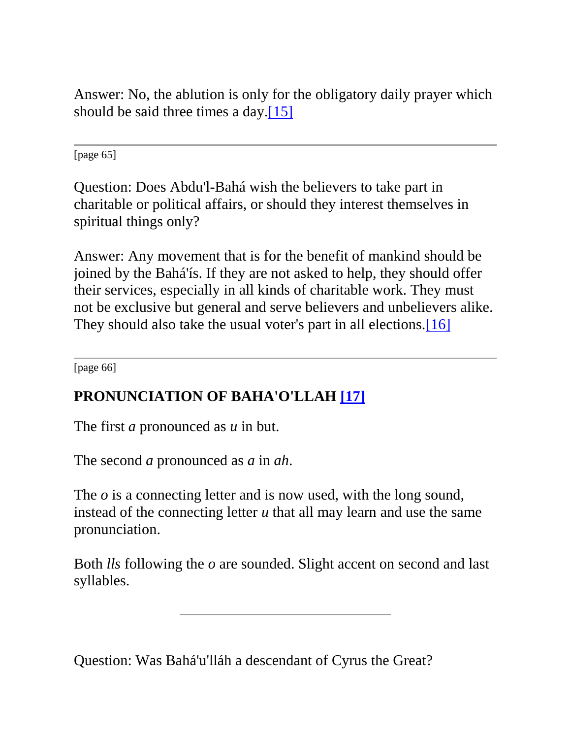Answer: No, the ablution is only for the obligatory daily prayer which should be said three times a day.[15]

---

[page 65]

Question: Does Abdu'l-Bahá wish the believers to take part in charitable or political affairs, or should they interest themselves in spiritual things only?

Answer: Any movement that is for the benefit of mankind should be joined by the Bahá'ís. If they are not asked to help, they should offer their services, especially in all kinds of charitable work. They must not be exclusive but general and serve believers and unbelievers alike. They should also take the usual voter's part in all elections.[16]

---

[page 66]

### PRONUNCIATION OF BAHA'O'LLAH [17]

The first *a* pronounced as *u* in but.

The second *a* pronounced as *a* in *ah*.

The *o* is a connecting letter and is now used, with the long sound, instead of the connecting letter *u* that all may learn and use the same pronunciation.

Both *lls* following the *o* are sounded. Slight accent on second and last syllables.

---

Question: Was Bahá'u'lláh a descendant of Cyrus the Great?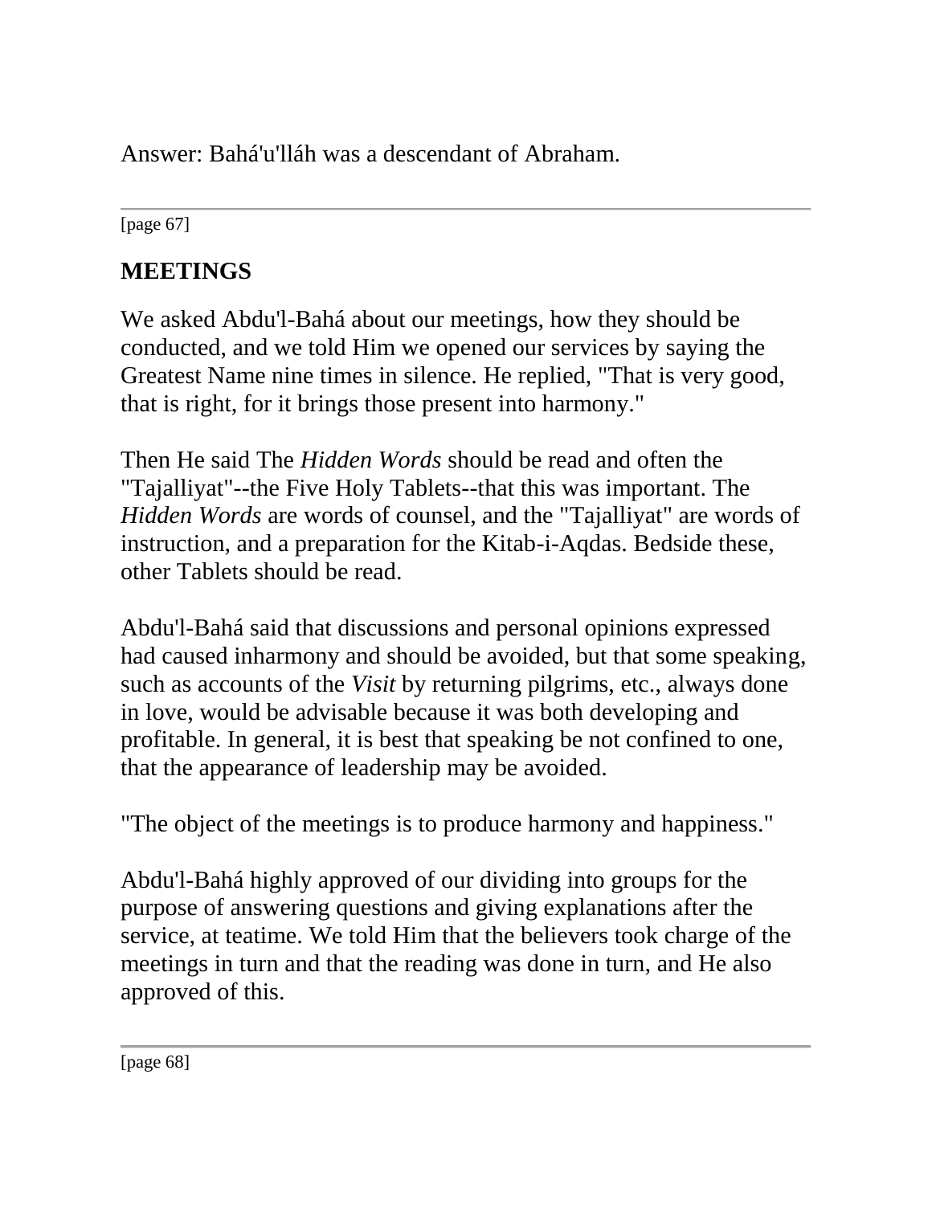Answer: Bahá'u'lláh was a descendant of Abraham.

---

## MEETINGS

We asked Abdu'l-Bahá about our meetings, how they should be conducted, and we told Him we opened our services by saying the Greatest Name nine times in silence. He replied, "That is very good, that is right, for it brings those present into harmony."

Then He said The *Hidden Words* should be read and often the "Tajalliyat"--the Five Holy Tablets--that this was important. The *Hidden Words* are words of counsel, and the "Tajalliyat" are words of instruction, and a preparation for the Kitab-i-Aqdas. Bedside these, other Tablets should be read.

Abdu'l-Bahá said that discussions and personal opinions expressed had caused inharmony and should be avoided, but that some speaking, such as accounts of the *Visit* by returning pilgrims, etc., always done in love, would be advisable because it was both developing and profitable. In general, it is best that speaking be not confined to one, that the appearance of leadership may be avoided.

"The object of the meetings is to produce harmony and happiness."

Abdu'l-Bahá highly approved of our dividing into groups for the purpose of answering questions and giving explanations after the service, at teatime. We told Him that the believers took charge of the meetings in turn and that the reading was done in turn, and He also approved of this.

---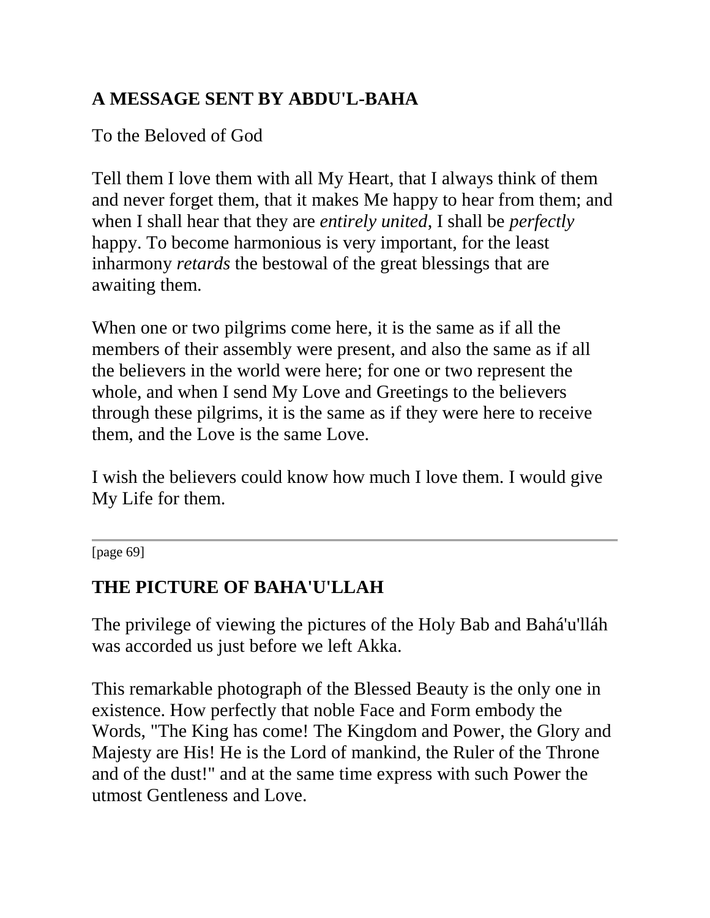## A MESSAGE SENT BY ABDU'L-BAHA

To the Beloved of God

Tell them I love them with all My Heart, that I always think of them and never forget them, that it makes Me happy to hear from them; and when I shall hear that they are *entirely united*, I shall be *perfectly* happy. To become harmonious is very important, for the least inharmony *retards* the bestowal of the great blessings that are awaiting them.

When one or two pilgrims come here, it is the same as if all the members of their assembly were present, and also the same as if all the believers in the world were here; for one or two represent the whole, and when I send My Love and Greetings to the believers through these pilgrims, it is the same as if they were here to receive them, and the Love is the same Love.

I wish the believers could know how much I love them. I would give My Life for them.

---

[page 69]

## THE PICTURE OF BAHA'U'LLAH

The privilege of viewing the pictures of the Holy Bab and Bahá'u'lláh was accorded us just before we left Akka.

This remarkable photograph of the Blessed Beauty is the only one in existence. How perfectly that noble Face and Form embody the Words, "The King has come! The Kingdom and Power, the Glory and Majesty are His! He is the Lord of mankind, the Ruler of the Throne and of the dust!" and at the same time express with such Power the utmost Gentleness and Love.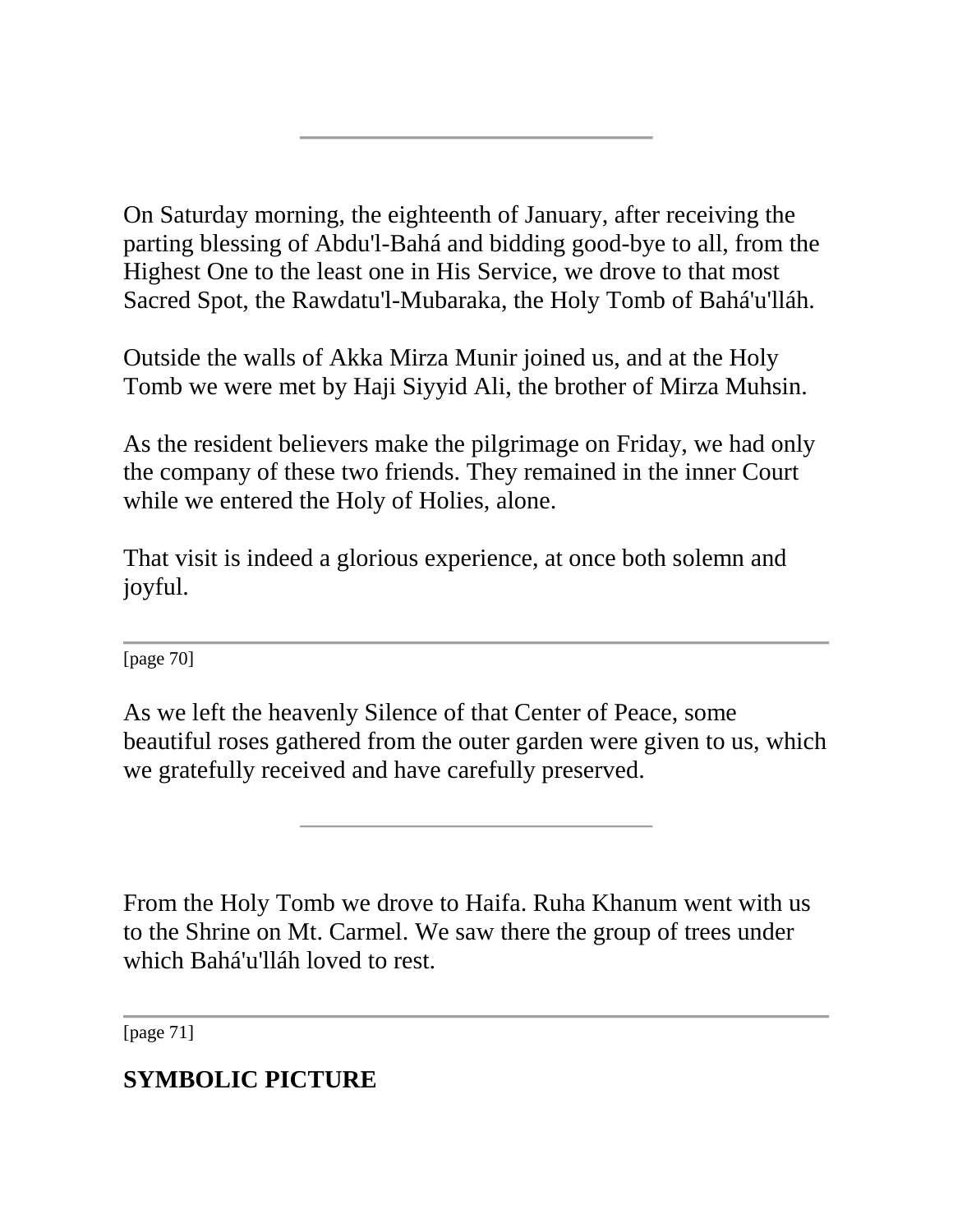---

On Saturday morning, the eighteenth of January, after receiving the parting blessing of Abdu'l-Bahá and bidding good-bye to all, from the Highest One to the least one in His Service, we drove to that most Sacred Spot, the Rawdatu'l-Mubaraka, the Holy Tomb of Bahá'u'lláh.

Outside the walls of Akka Mirza Munir joined us, and at the Holy Tomb we were met by Haji Siyyid Ali, the brother of Mirza Muhsin.

As the resident believers make the pilgrimage on Friday, we had only the company of these two friends. They remained in the inner Court while we entered the Holy of Holies, alone.

That visit is indeed a glorious experience, at once both solemn and joyful.

As we left the heavenly Silence of that Center of Peace, some beautiful roses gathered from the outer garden were given to us, which we gratefully received and have carefully preserved.

---

From the Holy Tomb we drove to Haifa. Ruha Khanum went with us to the Shrine on Mt. Carmel. We saw there the group of trees under which Bahá'u'lláh loved to rest.

## SYMBOLIC PICTURE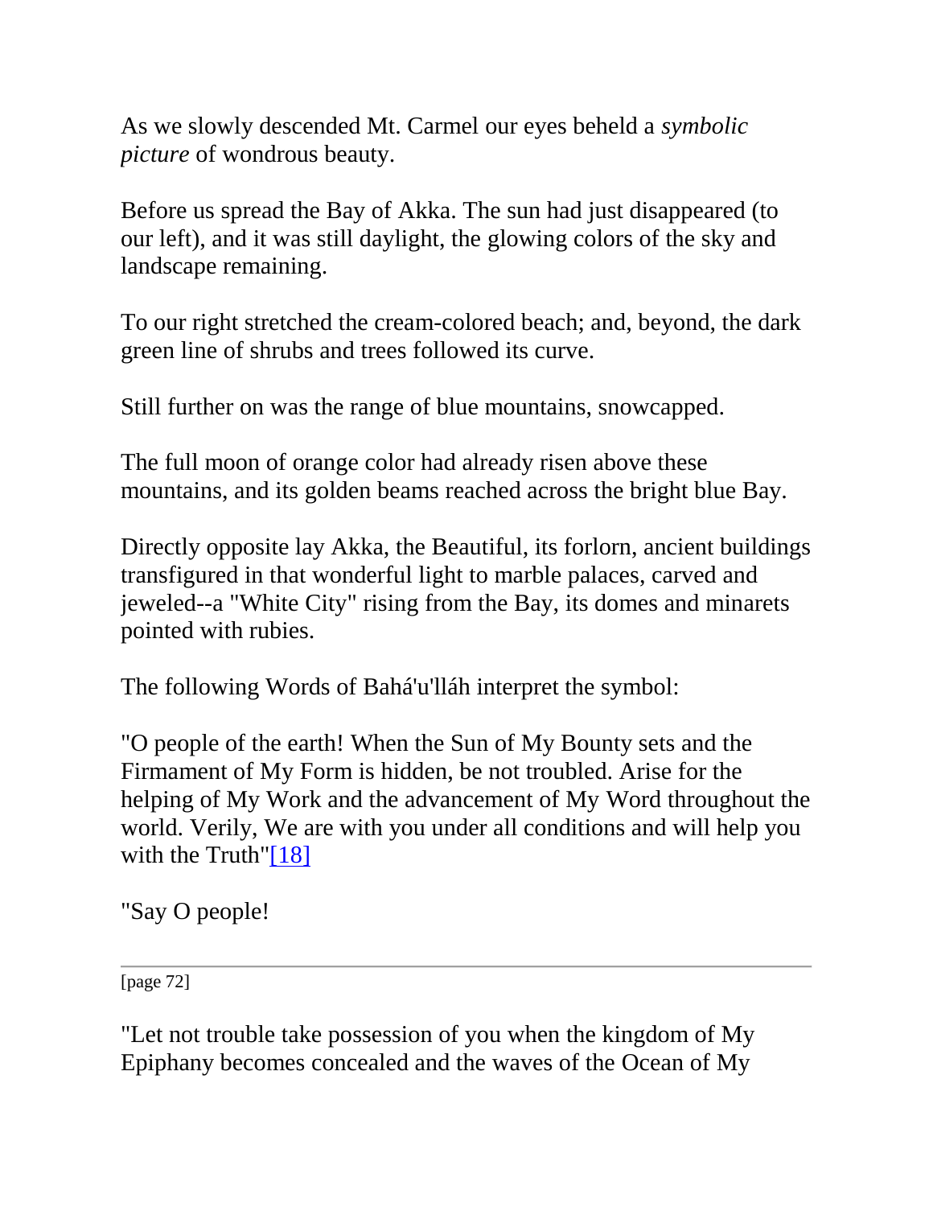As we slowly descended Mt. Carmel our eyes beheld a *symbolic picture* of wondrous beauty.

Before us spread the Bay of Akka. The sun had just disappeared (to our left), and it was still daylight, the glowing colors of the sky and landscape remaining.

To our right stretched the cream-colored beach; and, beyond, the dark green line of shrubs and trees followed its curve.

Still further on was the range of blue mountains, snowcapped.

The full moon of orange color had already risen above these mountains, and its golden beams reached across the bright blue Bay.

Directly opposite lay Akka, the Beautiful, its forlorn, ancient buildings transfigured in that wonderful light to marble palaces, carved and jeweled--a "White City" rising from the Bay, its domes and minarets pointed with rubies.

The following Words of Bahá'u'lláh interpret the symbol:

"O people of the earth! When the Sun of My Bounty sets and the Firmament of My Form is hidden, be not troubled. Arise for the helping of My Work and the advancement of My Word throughout the world. Verily, We are with you under all conditions and will help you with the Truth"[18]

"Say O people!

"Let not trouble take possession of you when the kingdom of My Epiphany becomes concealed and the waves of the Ocean of My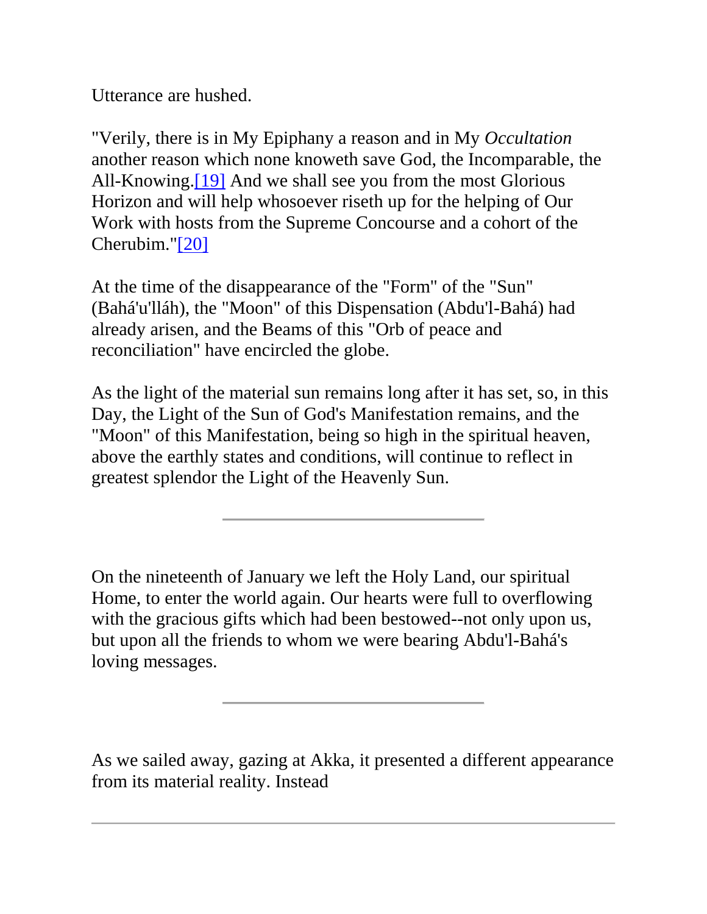Utterance are hushed.

"Verily, there is in My Epiphany a reason and in My *Occultation* another reason which none knoweth save God, the Incomparable, the All-Knowing.[19] And we shall see you from the most Glorious Horizon and will help whosoever riseth up for the helping of Our Work with hosts from the Supreme Concourse and a cohort of the Cherubim."[20]

At the time of the disappearance of the "Form" of the "Sun" (Bahá'u'lláh), the "Moon" of this Dispensation (Abdu'l-Bahá) had already arisen, and the Beams of this "Orb of peace and reconciliation" have encircled the globe.

As the light of the material sun remains long after it has set, so, in this Day, the Light of the Sun of God's Manifestation remains, and the "Moon" of this Manifestation, being so high in the spiritual heaven, above the earthly states and conditions, will continue to reflect in greatest splendor the Light of the Heavenly Sun.

---

On the nineteenth of January we left the Holy Land, our spiritual Home, to enter the world again. Our hearts were full to overflowing with the gracious gifts which had been bestowed--not only upon us, but upon all the friends to whom we were bearing Abdu'l-Bahá's loving messages.

---

As we sailed away, gazing at Akka, it presented a different appearance from its material reality. Instead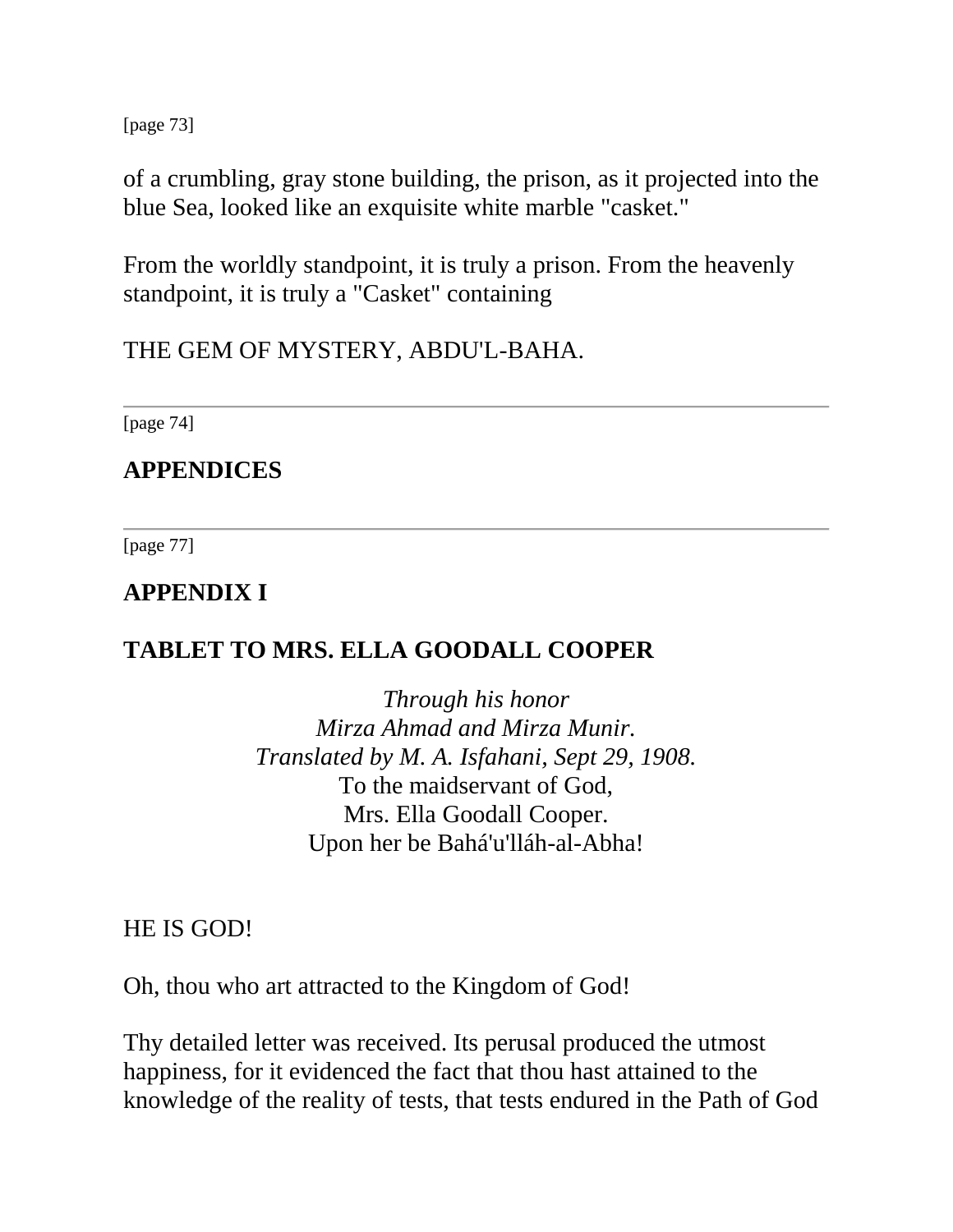of a crumbling, gray stone building, the prison, as it projected into the blue Sea, looked like an exquisite white marble "casket."

From the worldly standpoint, it is truly a prison. From the heavenly standpoint, it is truly a "Casket" containing

THE GEM OF MYSTERY, ABDU'L-BAHA.

---

## APPENDICES

---

## APPENDIX I

## TABLET TO MRS. ELLA GOODALL COOPER

*Through his honor*
*Mirza Ahmad and Mirza Munir.*
*Translated by M. A. Isfahani, Sept 29, 1908.*
To the maidservant of God,
Mrs. Ella Goodall Cooper.
Upon her be Bahá'u'lláh-al-Abha!

HE IS GOD!

Oh, thou who art attracted to the Kingdom of God!

Thy detailed letter was received. Its perusal produced the utmost happiness, for it evidenced the fact that thou hast attained to the knowledge of the reality of tests, that tests endured in the Path of God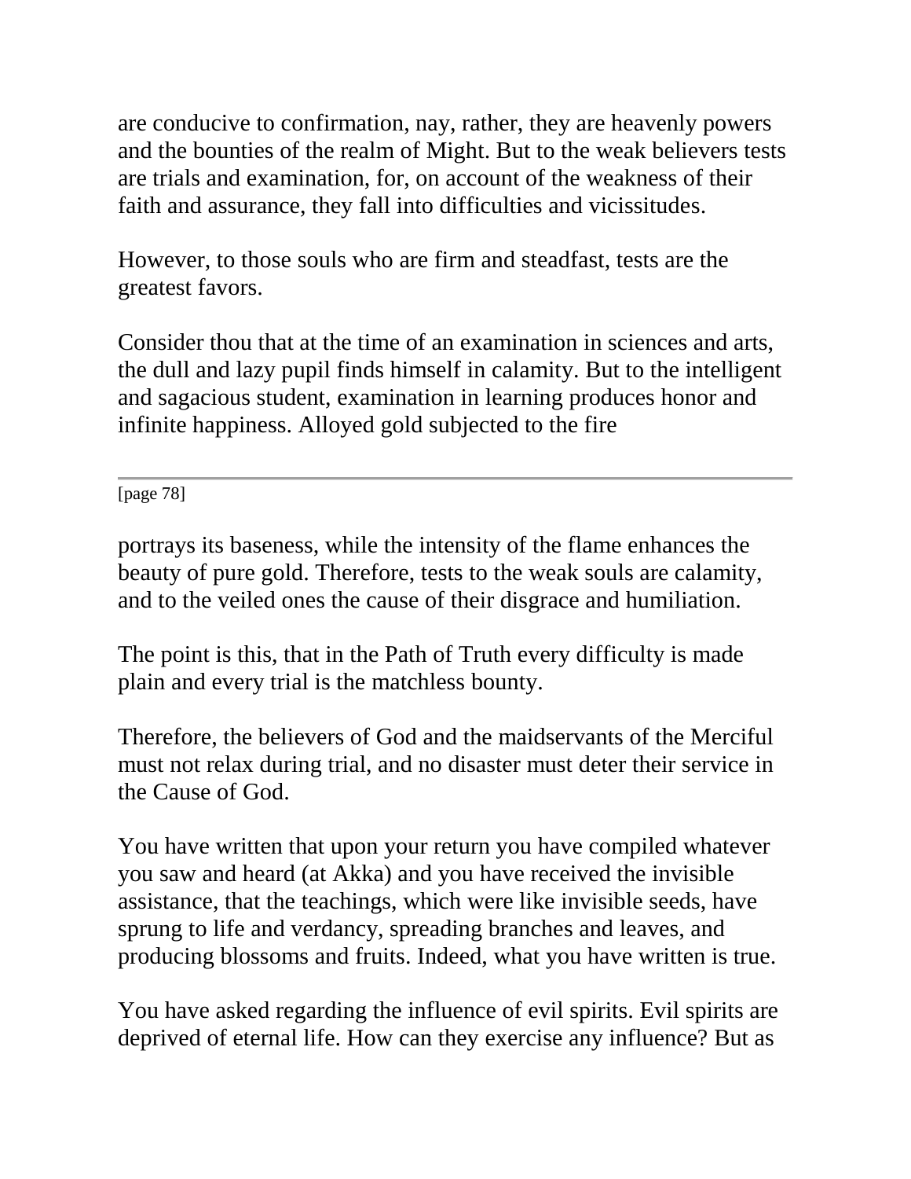are conducive to confirmation, nay, rather, they are heavenly powers and the bounties of the realm of Might. But to the weak believers tests are trials and examination, for, on account of the weakness of their faith and assurance, they fall into difficulties and vicissitudes.

However, to those souls who are firm and steadfast, tests are the greatest favors.

Consider thou that at the time of an examination in sciences and arts, the dull and lazy pupil finds himself in calamity. But to the intelligent and sagacious student, examination in learning produces honor and infinite happiness. Alloyed gold subjected to the fire portrays its baseness, while the intensity of the flame enhances the beauty of pure gold. Therefore, tests to the weak souls are calamity, and to the veiled ones the cause of their disgrace and humiliation.

The point is this, that in the Path of Truth every difficulty is made plain and every trial is the matchless bounty.

Therefore, the believers of God and the maidservants of the Merciful must not relax during trial, and no disaster must deter their service in the Cause of God.

You have written that upon your return you have compiled whatever you saw and heard (at Akka) and you have received the invisible assistance, that the teachings, which were like invisible seeds, have sprung to life and verdancy, spreading branches and leaves, and producing blossoms and fruits. Indeed, what you have written is true.

You have asked regarding the influence of evil spirits. Evil spirits are deprived of eternal life. How can they exercise any influence? But as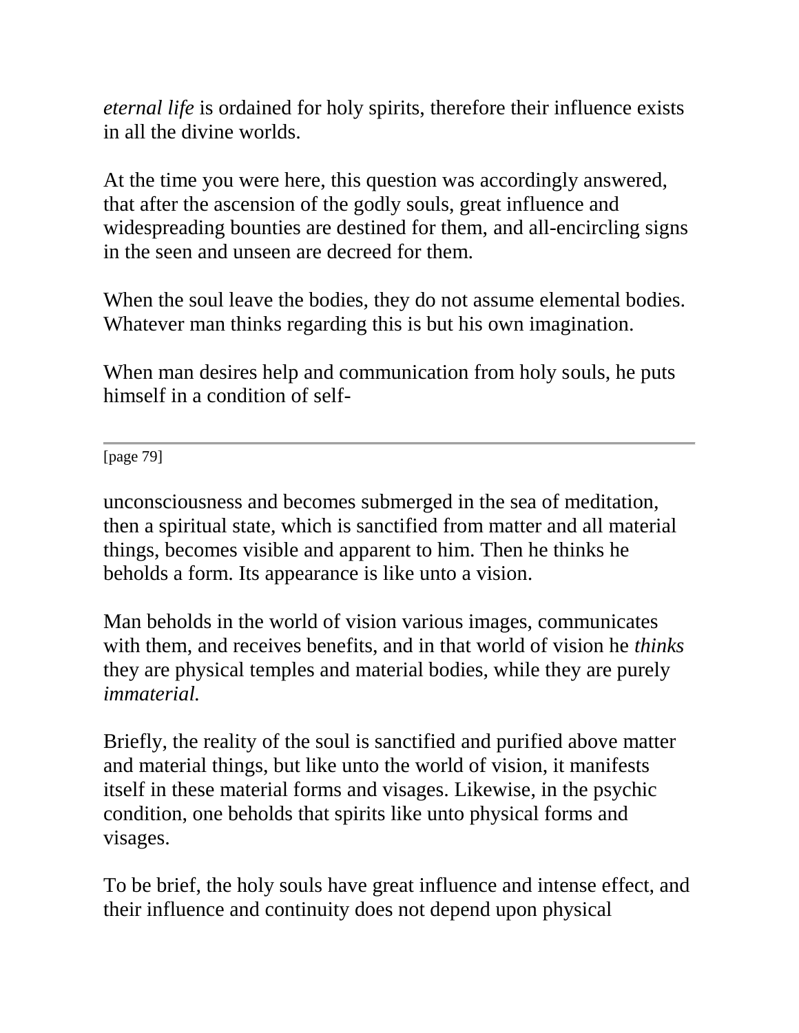*eternal life* is ordained for holy spirits, therefore their influence exists in all the divine worlds.

At the time you were here, this question was accordingly answered, that after the ascension of the godly souls, great influence and widespreading bounties are destined for them, and all-encircling signs in the seen and unseen are decreed for them.

When the soul leave the bodies, they do not assume elemental bodies. Whatever man thinks regarding this is but his own imagination.

When man desires help and communication from holy souls, he puts himself in a condition of self-unconsciousness and becomes submerged in the sea of meditation, then a spiritual state, which is sanctified from matter and all material things, becomes visible and apparent to him. Then he thinks he beholds a form. Its appearance is like unto a vision.

Man beholds in the world of vision various images, communicates with them, and receives benefits, and in that world of vision he *thinks* they are physical temples and material bodies, while they are purely *immaterial.*

Briefly, the reality of the soul is sanctified and purified above matter and material things, but like unto the world of vision, it manifests itself in these material forms and visages. Likewise, in the psychic condition, one beholds that spirits like unto physical forms and visages.

To be brief, the holy souls have great influence and intense effect, and their influence and continuity does not depend upon physical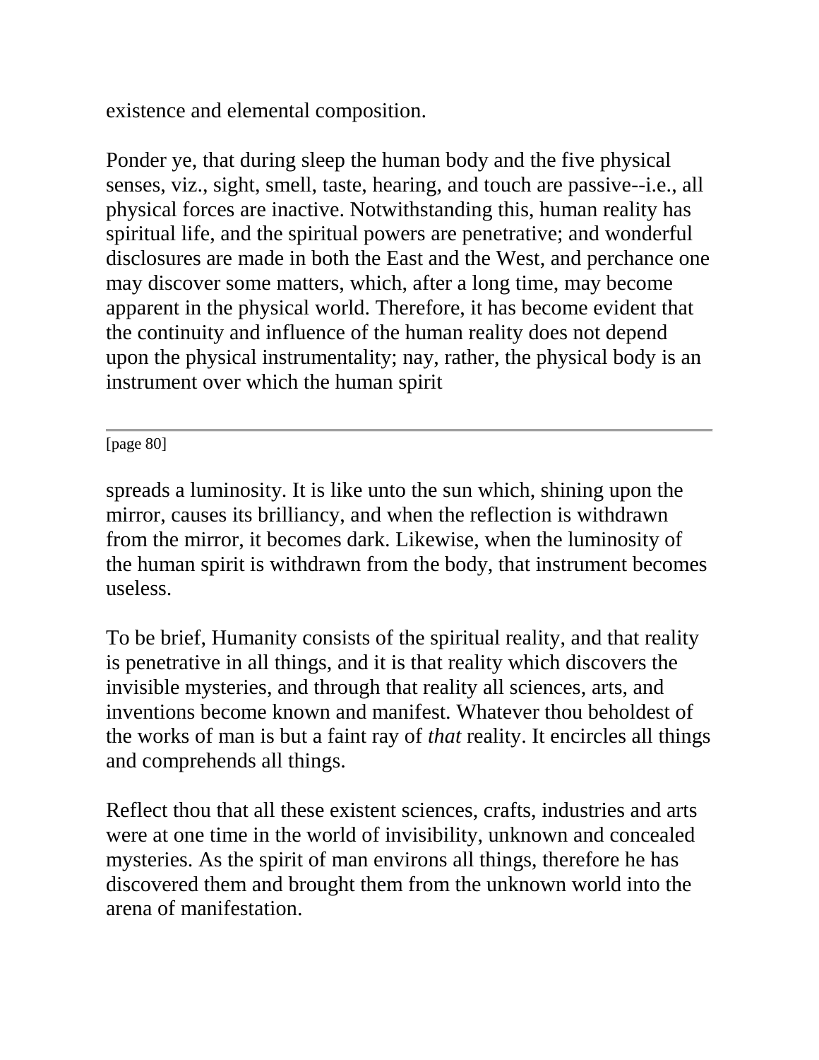existence and elemental composition.

Ponder ye, that during sleep the human body and the five physical senses, viz., sight, smell, taste, hearing, and touch are passive--i.e., all physical forces are inactive. Notwithstanding this, human reality has spiritual life, and the spiritual powers are penetrative; and wonderful disclosures are made in both the East and the West, and perchance one may discover some matters, which, after a long time, may become apparent in the physical world. Therefore, it has become evident that the continuity and influence of the human reality does not depend upon the physical instrumentality; nay, rather, the physical body is an instrument over which the human spirit spreads a luminosity. It is like unto the sun which, shining upon the mirror, causes its brilliancy, and when the reflection is withdrawn from the mirror, it becomes dark. Likewise, when the luminosity of the human spirit is withdrawn from the body, that instrument becomes useless.

To be brief, Humanity consists of the spiritual reality, and that reality is penetrative in all things, and it is that reality which discovers the invisible mysteries, and through that reality all sciences, arts, and inventions become known and manifest. Whatever thou beholdest of the works of man is but a faint ray of *that* reality. It encircles all things and comprehends all things.

Reflect thou that all these existent sciences, crafts, industries and arts were at one time in the world of invisibility, unknown and concealed mysteries. As the spirit of man environs all things, therefore he has discovered them and brought them from the unknown world into the arena of manifestation.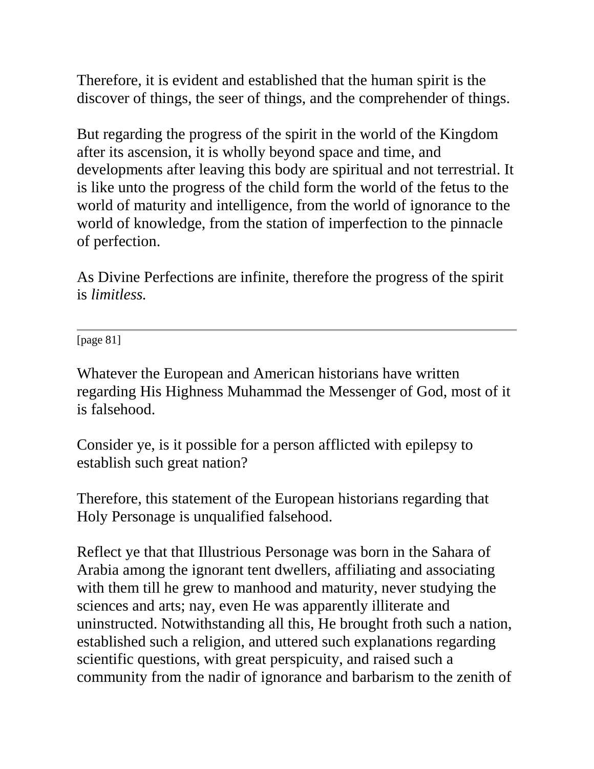Therefore, it is evident and established that the human spirit is the discover of things, the seer of things, and the comprehender of things.

But regarding the progress of the spirit in the world of the Kingdom after its ascension, it is wholly beyond space and time, and developments after leaving this body are spiritual and not terrestrial. It is like unto the progress of the child form the world of the fetus to the world of maturity and intelligence, from the world of ignorance to the world of knowledge, from the station of imperfection to the pinnacle of perfection.

As Divine Perfections are infinite, therefore the progress of the spirit is *limitless.*

---

[page 81]

Whatever the European and American historians have written regarding His Highness Muhammad the Messenger of God, most of it is falsehood.

Consider ye, is it possible for a person afflicted with epilepsy to establish such great nation?

Therefore, this statement of the European historians regarding that Holy Personage is unqualified falsehood.

Reflect ye that that Illustrious Personage was born in the Sahara of Arabia among the ignorant tent dwellers, affiliating and associating with them till he grew to manhood and maturity, never studying the sciences and arts; nay, even He was apparently illiterate and uninstructed. Notwithstanding all this, He brought froth such a nation, established such a religion, and uttered such explanations regarding scientific questions, with great perspicuity, and raised such a community from the nadir of ignorance and barbarism to the zenith of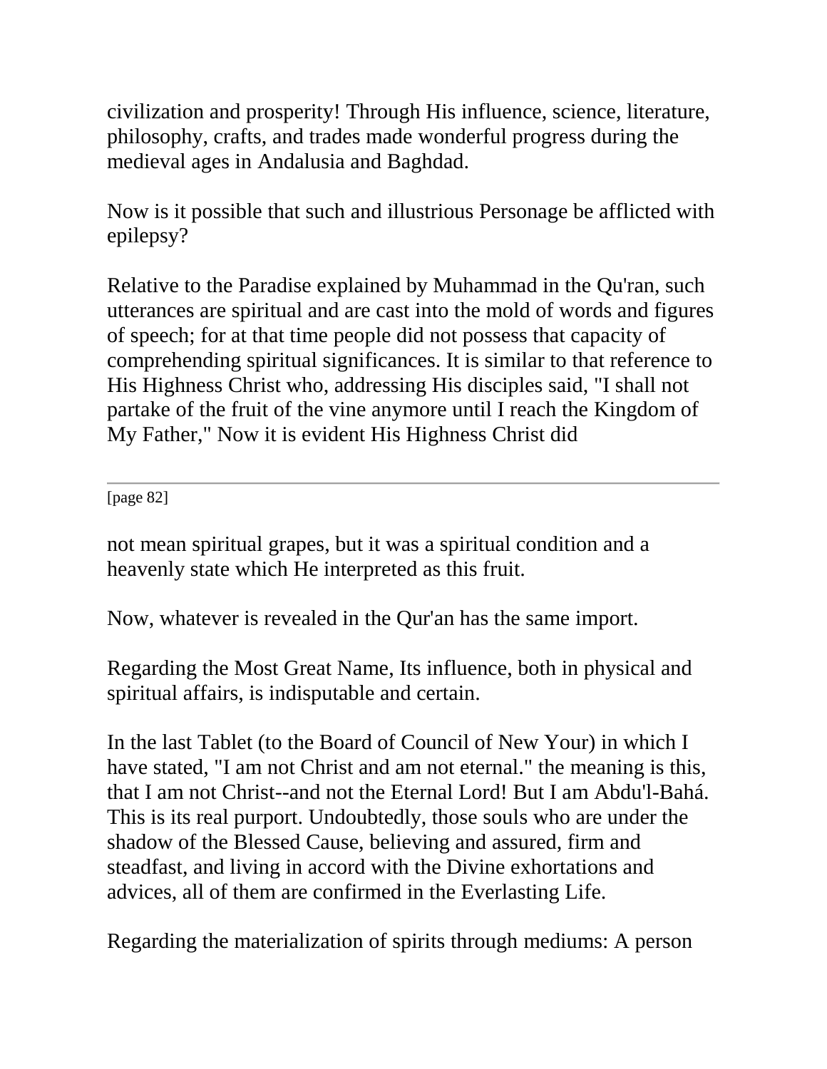civilization and prosperity! Through His influence, science, literature, philosophy, crafts, and trades made wonderful progress during the medieval ages in Andalusia and Baghdad.

Now is it possible that such and illustrious Personage be afflicted with epilepsy?

Relative to the Paradise explained by Muhammad in the Qu'ran, such utterances are spiritual and are cast into the mold of words and figures of speech; for at that time people did not possess that capacity of comprehending spiritual significances. It is similar to that reference to His Highness Christ who, addressing His disciples said, "I shall not partake of the fruit of the vine anymore until I reach the Kingdom of My Father," Now it is evident His Highness Christ did not mean spiritual grapes, but it was a spiritual condition and a heavenly state which He interpreted as this fruit.

Now, whatever is revealed in the Qur'an has the same import.

Regarding the Most Great Name, Its influence, both in physical and spiritual affairs, is indisputable and certain.

In the last Tablet (to the Board of Council of New Your) in which I have stated, "I am not Christ and am not eternal." the meaning is this, that I am not Christ--and not the Eternal Lord! But I am Abdu'l-Bahá. This is its real purport. Undoubtedly, those souls who are under the shadow of the Blessed Cause, believing and assured, firm and steadfast, and living in accord with the Divine exhortations and advices, all of them are confirmed in the Everlasting Life.

Regarding the materialization of spirits through mediums: A person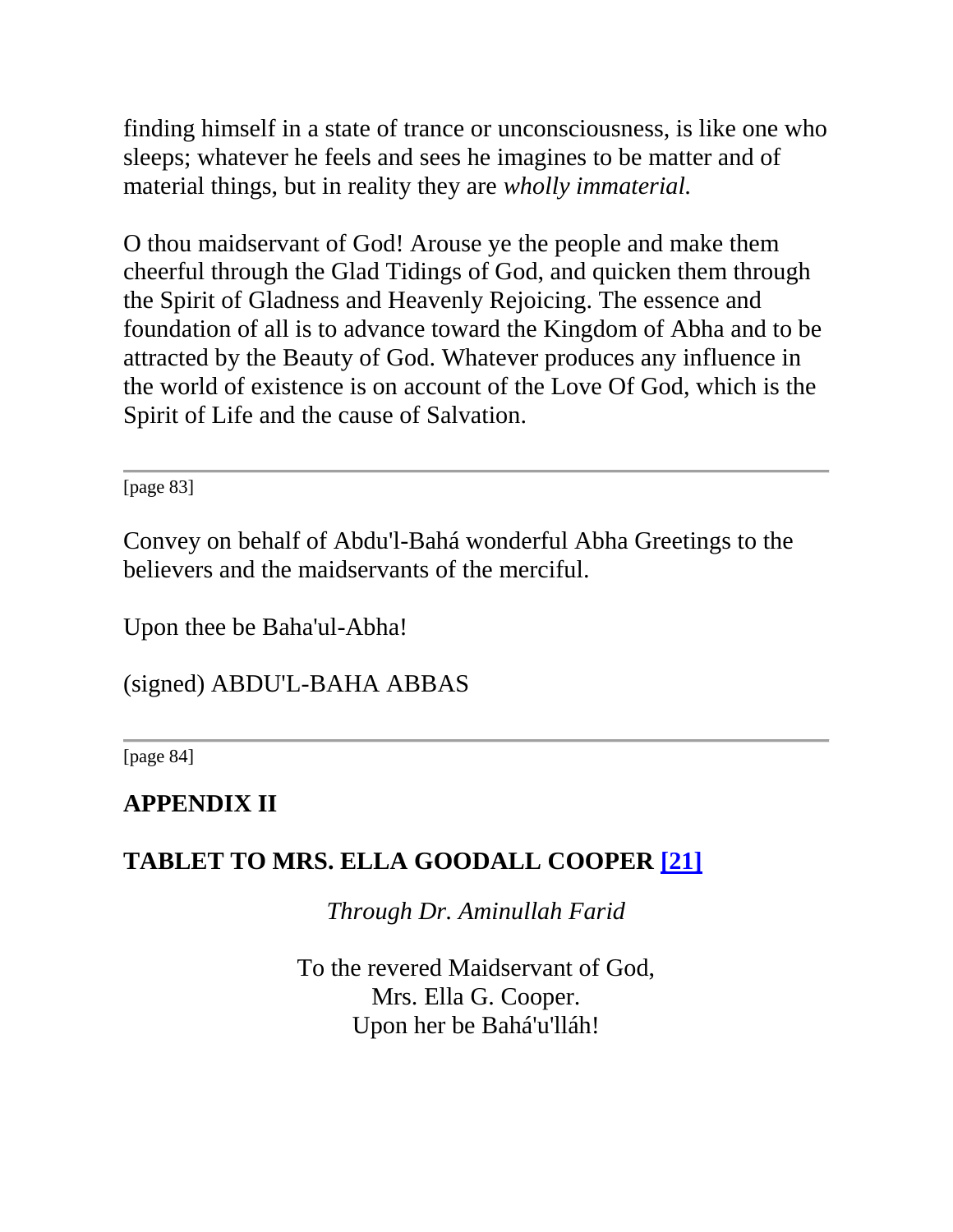finding himself in a state of trance or unconsciousness, is like one who sleeps; whatever he feels and sees he imagines to be matter and of material things, but in reality they are *wholly immaterial.*

O thou maidservant of God! Arouse ye the people and make them cheerful through the Glad Tidings of God, and quicken them through the Spirit of Gladness and Heavenly Rejoicing. The essence and foundation of all is to advance toward the Kingdom of Abha and to be attracted by the Beauty of God. Whatever produces any influence in the world of existence is on account of the Love Of God, which is the Spirit of Life and the cause of Salvation.

---

[page 83]

Convey on behalf of Abdu'l-Bahá wonderful Abha Greetings to the believers and the maidservants of the merciful.

Upon thee be Baha'ul-Abha!

(signed) ABDU'L-BAHA ABBAS

---

[page 84]

## APPENDIX II

## TABLET TO MRS. ELLA GOODALL COOPER [21]

*Through Dr. Aminullah Farid*

To the revered Maidservant of God,
Mrs. Ella G. Cooper.
Upon her be Bahá'u'lláh!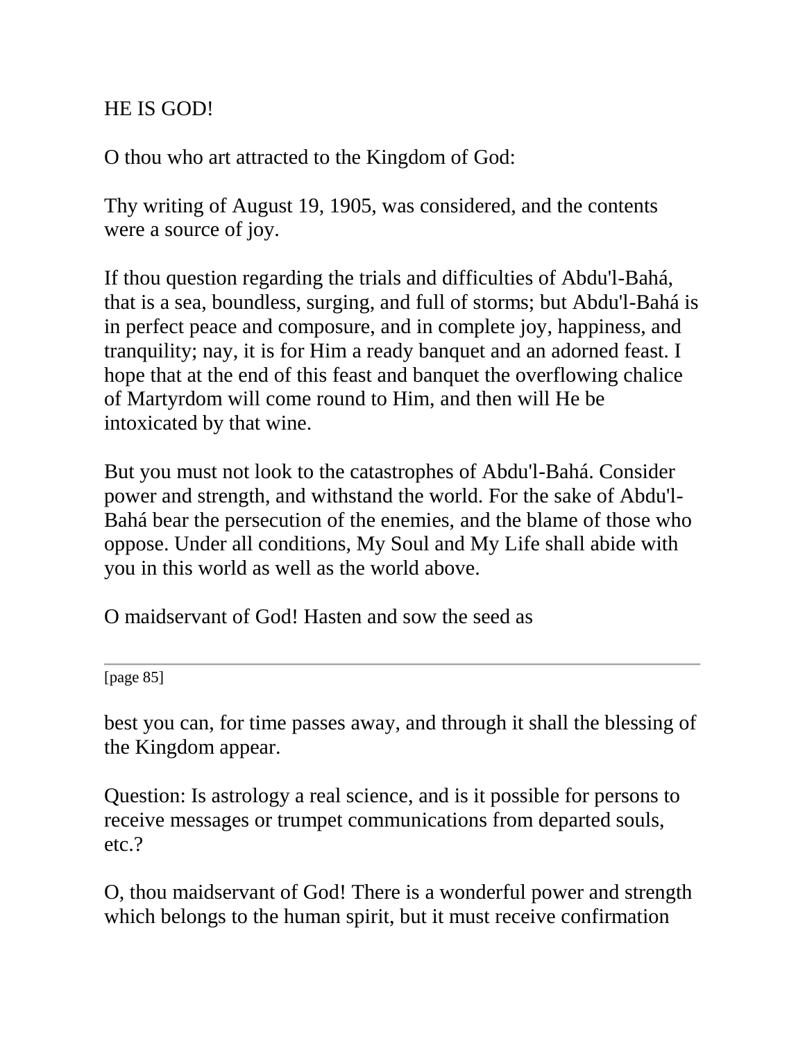HE IS GOD!

O thou who art attracted to the Kingdom of God:

Thy writing of August 19, 1905, was considered, and the contents were a source of joy.

If thou question regarding the trials and difficulties of Abdu'l-Bahá, that is a sea, boundless, surging, and full of storms; but Abdu'l-Bahá is in perfect peace and composure, and in complete joy, happiness, and tranquility; nay, it is for Him a ready banquet and an adorned feast. I hope that at the end of this feast and banquet the overflowing chalice of Martyrdom will come round to Him, and then will He be intoxicated by that wine.

But you must not look to the catastrophes of Abdu'l-Bahá. Consider power and strength, and withstand the world. For the sake of Abdu'l-Bahá bear the persecution of the enemies, and the blame of those who oppose. Under all conditions, My Soul and My Life shall abide with you in this world as well as the world above.

O maidservant of God! Hasten and sow the seed as best you can, for time passes away, and through it shall the blessing of the Kingdom appear.

Question: Is astrology a real science, and is it possible for persons to receive messages or trumpet communications from departed souls, etc.?

O, thou maidservant of God! There is a wonderful power and strength which belongs to the human spirit, but it must receive confirmation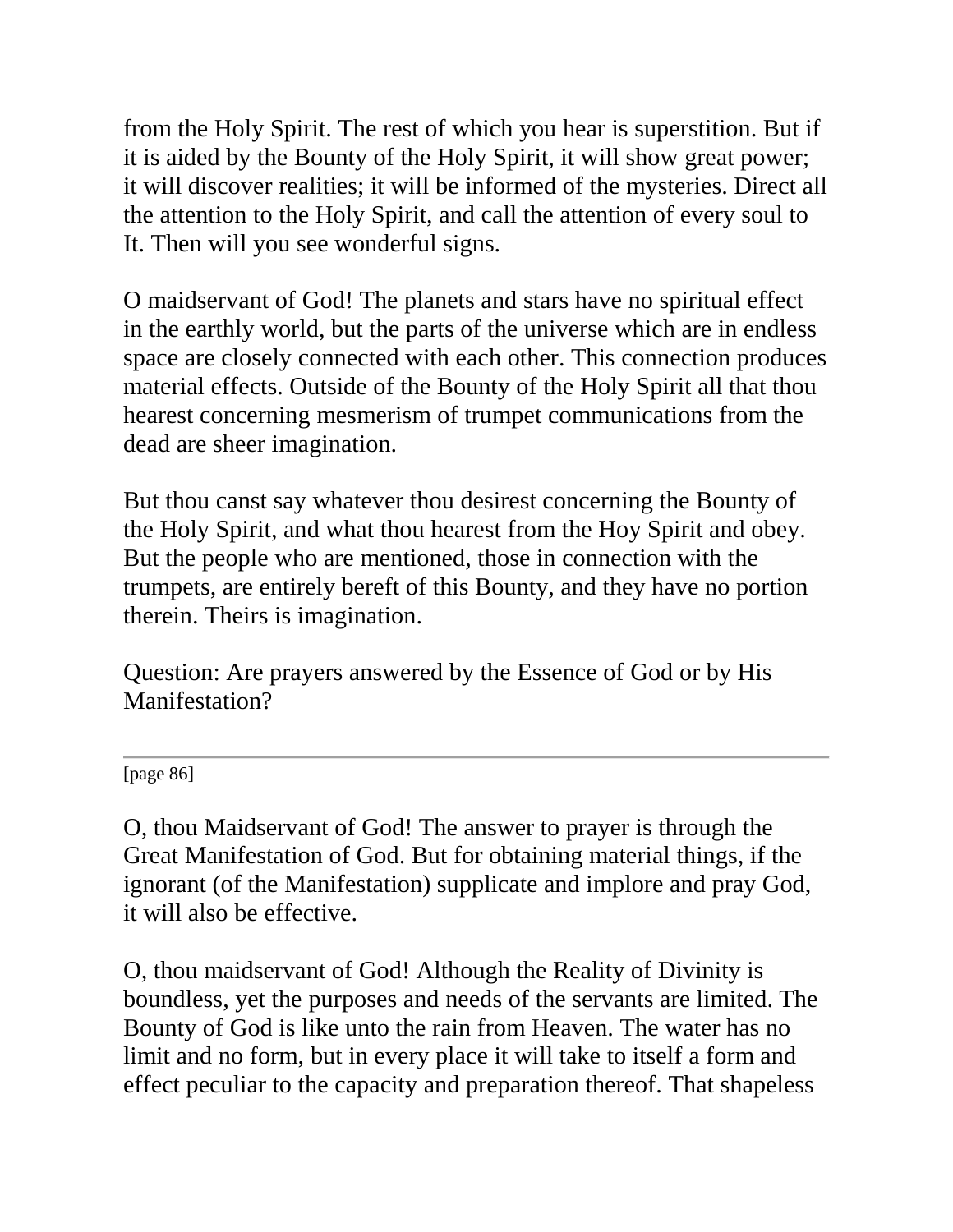from the Holy Spirit. The rest of which you hear is superstition. But if it is aided by the Bounty of the Holy Spirit, it will show great power; it will discover realities; it will be informed of the mysteries. Direct all the attention to the Holy Spirit, and call the attention of every soul to It. Then will you see wonderful signs.

O maidservant of God! The planets and stars have no spiritual effect in the earthly world, but the parts of the universe which are in endless space are closely connected with each other. This connection produces material effects. Outside of the Bounty of the Holy Spirit all that thou hearest concerning mesmerism of trumpet communications from the dead are sheer imagination.

But thou canst say whatever thou desirest concerning the Bounty of the Holy Spirit, and what thou hearest from the Hoy Spirit and obey. But the people who are mentioned, those in connection with the trumpets, are entirely bereft of this Bounty, and they have no portion therein. Theirs is imagination.

Question: Are prayers answered by the Essence of God or by His Manifestation?

---

[page 86]

O, thou Maidservant of God! The answer to prayer is through the Great Manifestation of God. But for obtaining material things, if the ignorant (of the Manifestation) supplicate and implore and pray God, it will also be effective.

O, thou maidservant of God! Although the Reality of Divinity is boundless, yet the purposes and needs of the servants are limited. The Bounty of God is like unto the rain from Heaven. The water has no limit and no form, but in every place it will take to itself a form and effect peculiar to the capacity and preparation thereof. That shapeless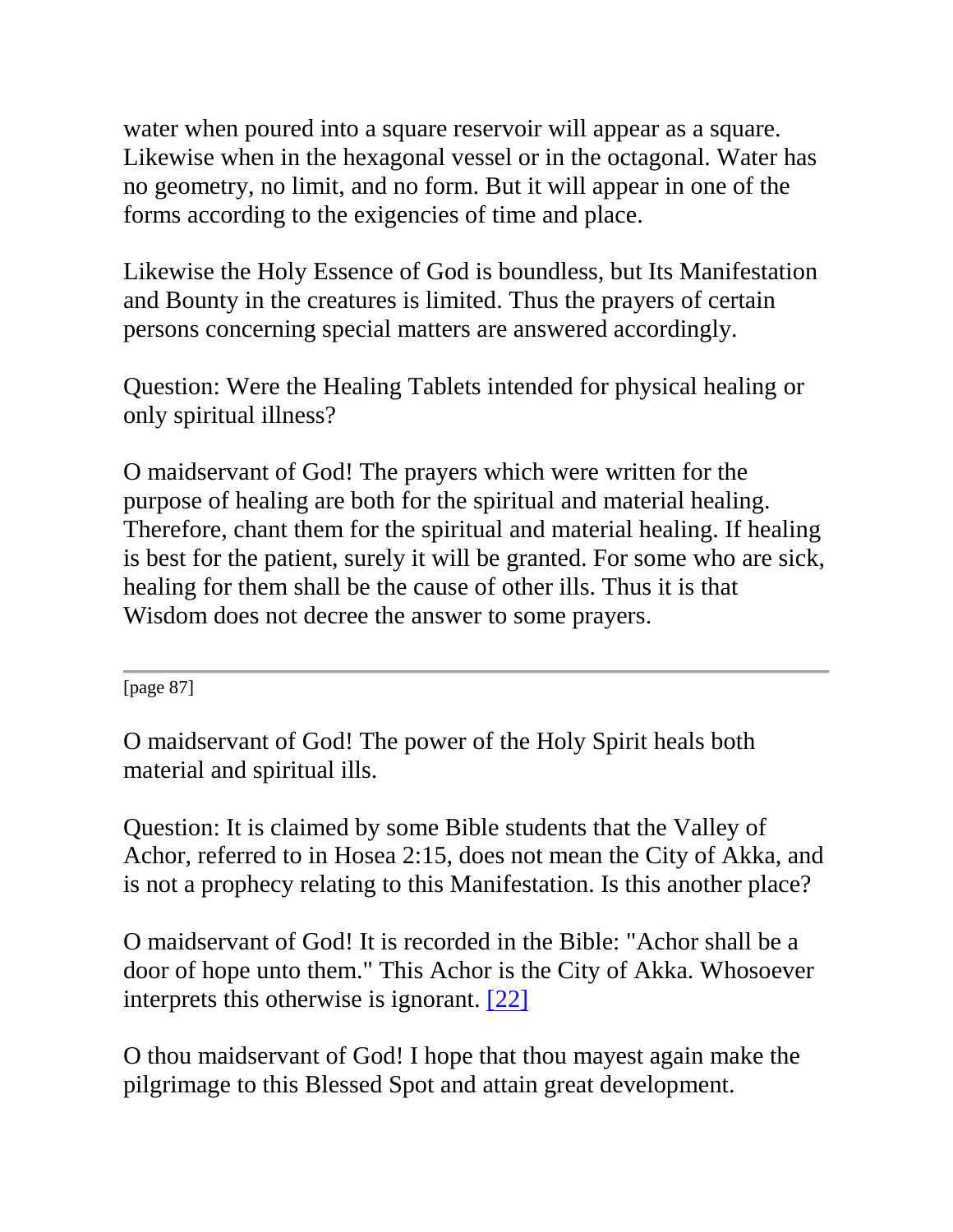water when poured into a square reservoir will appear as a square. Likewise when in the hexagonal vessel or in the octagonal. Water has no geometry, no limit, and no form. But it will appear in one of the forms according to the exigencies of time and place.

Likewise the Holy Essence of God is boundless, but Its Manifestation and Bounty in the creatures is limited. Thus the prayers of certain persons concerning special matters are answered accordingly.

Question: Were the Healing Tablets intended for physical healing or only spiritual illness?

O maidservant of God! The prayers which were written for the purpose of healing are both for the spiritual and material healing. Therefore, chant them for the spiritual and material healing. If healing is best for the patient, surely it will be granted. For some who are sick, healing for them shall be the cause of other ills. Thus it is that Wisdom does not decree the answer to some prayers.

---

[page 87]

O maidservant of God! The power of the Holy Spirit heals both material and spiritual ills.

Question: It is claimed by some Bible students that the Valley of Achor, referred to in Hosea 2:15, does not mean the City of Akka, and is not a prophecy relating to this Manifestation. Is this another place?

O maidservant of God! It is recorded in the Bible: "Achor shall be a door of hope unto them." This Achor is the City of Akka. Whosoever interprets this otherwise is ignorant. [22]

O thou maidservant of God! I hope that thou mayest again make the pilgrimage to this Blessed Spot and attain great development.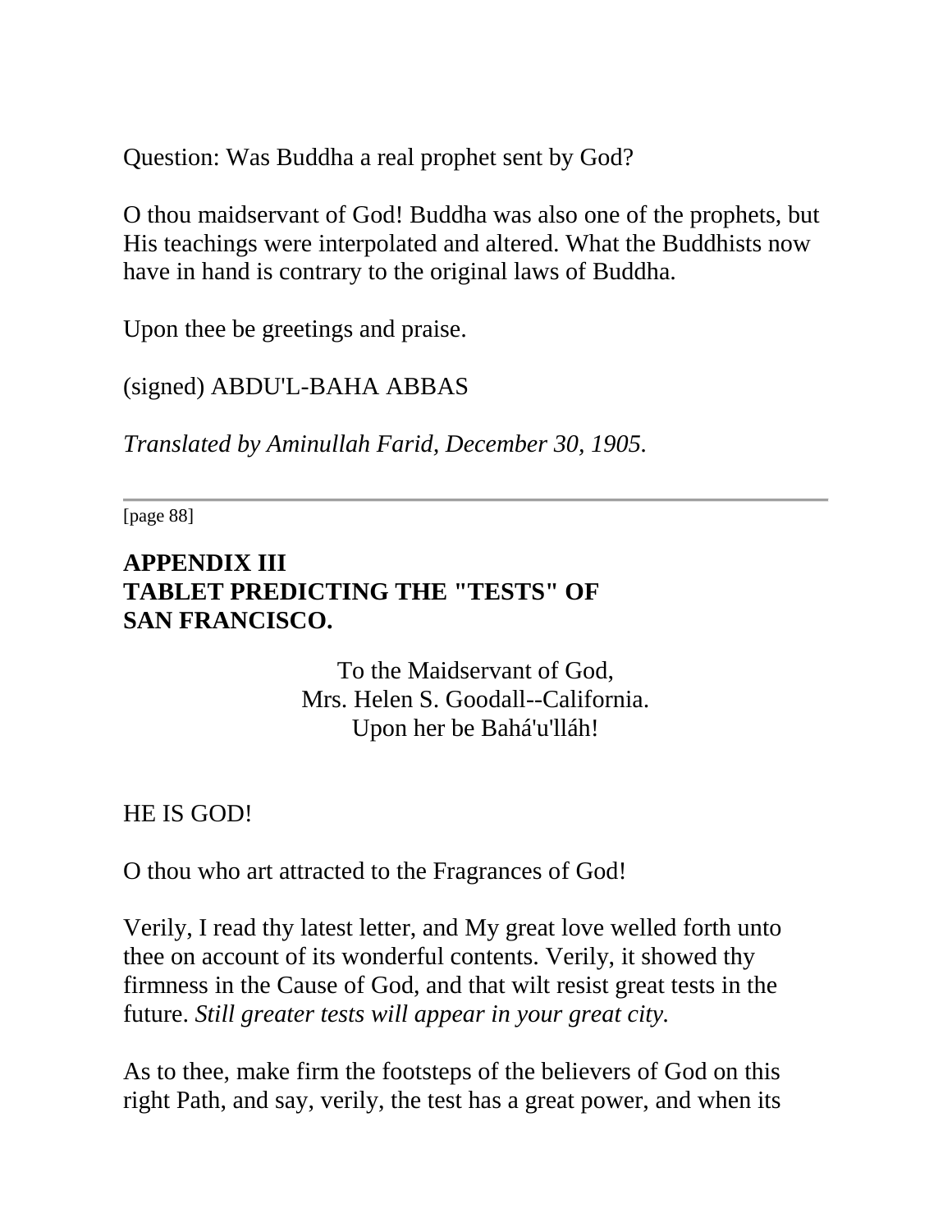Question: Was Buddha a real prophet sent by God?

O thou maidservant of God! Buddha was also one of the prophets, but His teachings were interpolated and altered. What the Buddhists now have in hand is contrary to the original laws of Buddha.

Upon thee be greetings and praise.

(signed) ABDU'L-BAHA ABBAS

*Translated by Aminullah Farid, December 30, 1905.*

---

[page 88]

## APPENDIX III
## TABLET PREDICTING THE "TESTS" OF SAN FRANCISCO.

To the Maidservant of God,
Mrs. Helen S. Goodall--California.
Upon her be Bahá'u'lláh!

HE IS GOD!

O thou who art attracted to the Fragrances of God!

Verily, I read thy latest letter, and My great love welled forth unto thee on account of its wonderful contents. Verily, it showed thy firmness in the Cause of God, and that wilt resist great tests in the future. *Still greater tests will appear in your great city.*

As to thee, make firm the footsteps of the believers of God on this right Path, and say, verily, the test has a great power, and when its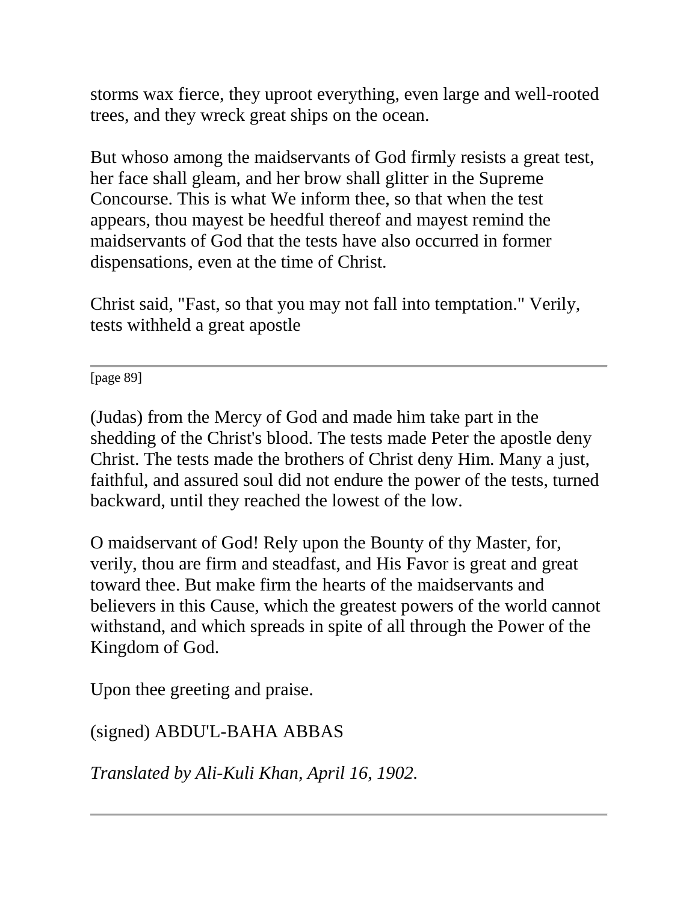storms wax fierce, they uproot everything, even large and well-rooted trees, and they wreck great ships on the ocean.

But whoso among the maidservants of God firmly resists a great test, her face shall gleam, and her brow shall glitter in the Supreme Concourse. This is what We inform thee, so that when the test appears, thou mayest be heedful thereof and mayest remind the maidservants of God that the tests have also occurred in former dispensations, even at the time of Christ.

Christ said, "Fast, so that you may not fall into temptation." Verily, tests withheld a great apostle

---

[page 89]

(Judas) from the Mercy of God and made him take part in the shedding of the Christ's blood. The tests made Peter the apostle deny Christ. The tests made the brothers of Christ deny Him. Many a just, faithful, and assured soul did not endure the power of the tests, turned backward, until they reached the lowest of the low.

O maidservant of God! Rely upon the Bounty of thy Master, for, verily, thou are firm and steadfast, and His Favor is great and great toward thee. But make firm the hearts of the maidservants and believers in this Cause, which the greatest powers of the world cannot withstand, and which spreads in spite of all through the Power of the Kingdom of God.

Upon thee greeting and praise.

(signed) ABDU'L-BAHA ABBAS

*Translated by Ali-Kuli Khan, April 16, 1902.*

---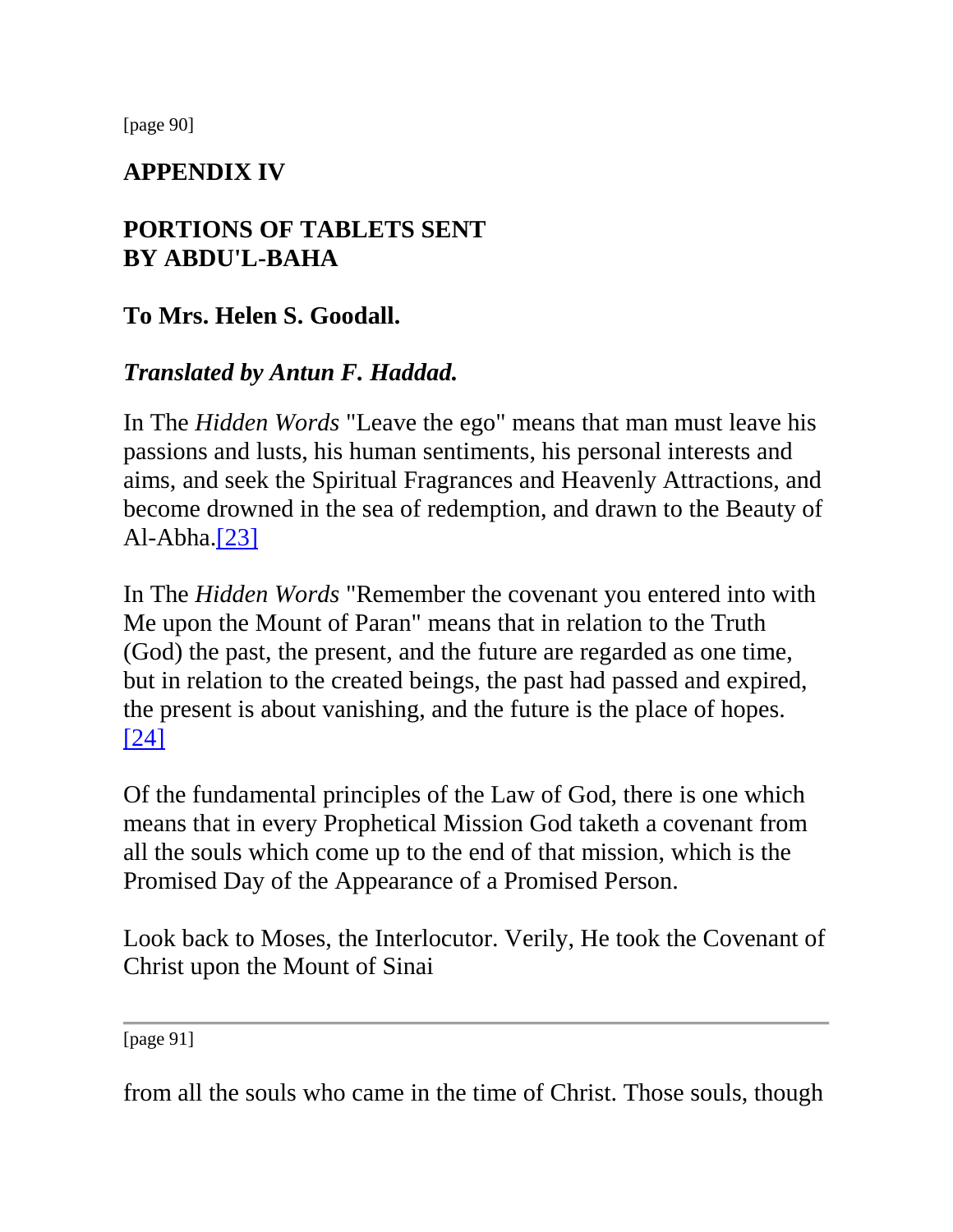## APPENDIX IV

## PORTIONS OF TABLETS SENT BY ABDU'L-BAHA

### To Mrs. Helen S. Goodall.

### *Translated by Antun F. Haddad.*

In The *Hidden Words* "Leave the ego" means that man must leave his passions and lusts, his human sentiments, his personal interests and aims, and seek the Spiritual Fragrances and Heavenly Attractions, and become drowned in the sea of redemption, and drawn to the Beauty of Al-Abha.[23]

In The *Hidden Words* "Remember the covenant you entered into with Me upon the Mount of Paran" means that in relation to the Truth (God) the past, the present, and the future are regarded as one time, but in relation to the created beings, the past had passed and expired, the present is about vanishing, and the future is the place of hopes.[24]

Of the fundamental principles of the Law of God, there is one which means that in every Prophetical Mission God taketh a covenant from all the souls which come up to the end of that mission, which is the Promised Day of the Appearance of a Promised Person.

Look back to Moses, the Interlocutor. Verily, He took the Covenant of Christ upon the Mount of Sinai from all the souls who came in the time of Christ. Those souls, though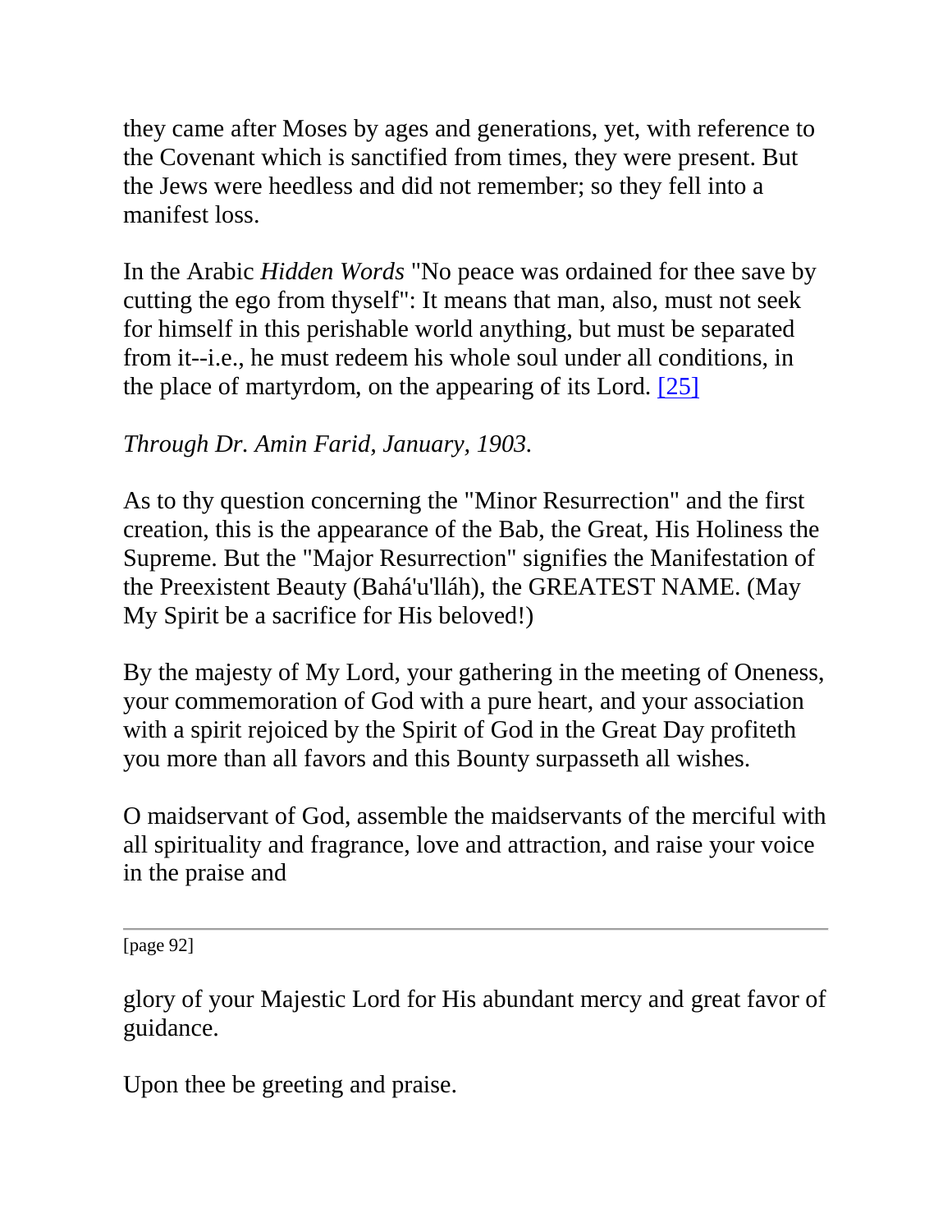they came after Moses by ages and generations, yet, with reference to the Covenant which is sanctified from times, they were present. But the Jews were heedless and did not remember; so they fell into a manifest loss.

In the Arabic *Hidden Words* "No peace was ordained for thee save by cutting the ego from thyself": It means that man, also, must not seek for himself in this perishable world anything, but must be separated from it--i.e., he must redeem his whole soul under all conditions, in the place of martyrdom, on the appearing of its Lord. [25]

*Through Dr. Amin Farid, January, 1903.*

As to thy question concerning the "Minor Resurrection" and the first creation, this is the appearance of the Bab, the Great, His Holiness the Supreme. But the "Major Resurrection" signifies the Manifestation of the Preexistent Beauty (Bahá'u'lláh), the GREATEST NAME. (May My Spirit be a sacrifice for His beloved!)

By the majesty of My Lord, your gathering in the meeting of Oneness, your commemoration of God with a pure heart, and your association with a spirit rejoiced by the Spirit of God in the Great Day profiteth you more than all favors and this Bounty surpasseth all wishes.

O maidservant of God, assemble the maidservants of the merciful with all spirituality and fragrance, love and attraction, and raise your voice in the praise and glory of your Majestic Lord for His abundant mercy and great favor of guidance.

Upon thee be greeting and praise.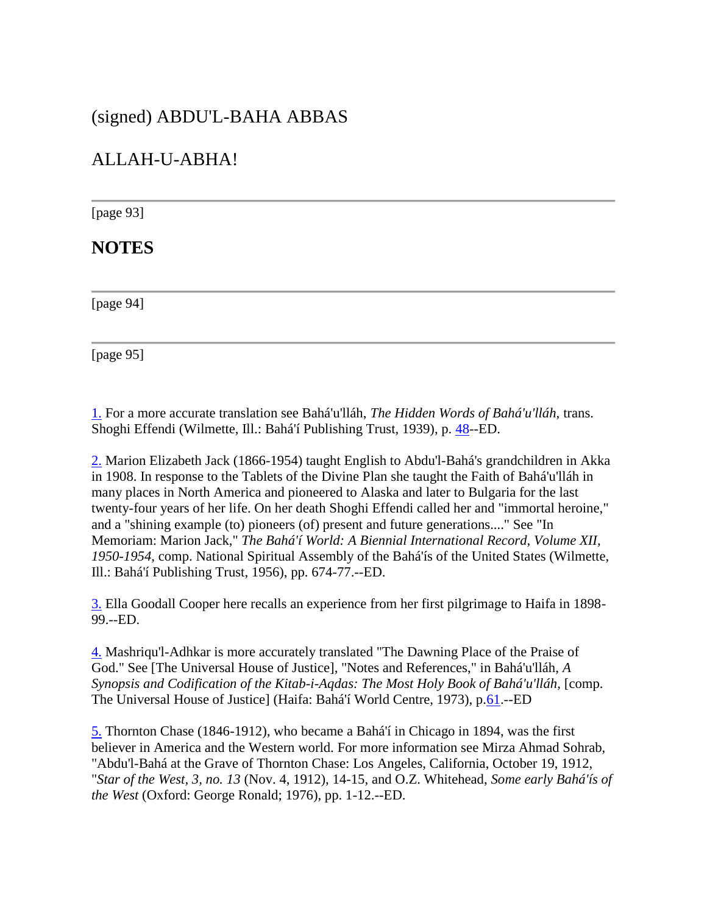(signed) ABDU'L-BAHA ABBAS

ALLAH-U-ABHA!

---

[page 93]

## NOTES

---

[page 94]

---

[page 95]

1. For a more accurate translation see Bahá'u'lláh, *The Hidden Words of Bahá'u'lláh*, trans. Shoghi Effendi (Wilmette, Ill.: Bahá'í Publishing Trust, 1939), p. 48--ED.

2. Marion Elizabeth Jack (1866-1954) taught English to Abdu'l-Bahá's grandchildren in Akka in 1908. In response to the Tablets of the Divine Plan she taught the Faith of Bahá'u'lláh in many places in North America and pioneered to Alaska and later to Bulgaria for the last twenty-four years of her life. On her death Shoghi Effendi called her and "immortal heroine," and a "shining example (to) pioneers (of) present and future generations...." See "In Memoriam: Marion Jack," *The Bahá'í World: A Biennial International Record, Volume XII, 1950-1954*, comp. National Spiritual Assembly of the Bahá'ís of the United States (Wilmette, Ill.: Bahá'í Publishing Trust, 1956), pp. 674-77.--ED.

3. Ella Goodall Cooper here recalls an experience from her first pilgrimage to Haifa in 1898-99.--ED.

4. Mashriqu'l-Adhkar is more accurately translated "The Dawning Place of the Praise of God." See [The Universal House of Justice], "Notes and References," in Bahá'u'lláh, *A Synopsis and Codification of the Kitab-i-Aqdas: The Most Holy Book of Bahá'u'lláh*, [comp. The Universal House of Justice] (Haifa: Bahá'í World Centre, 1973), p.61.--ED

5. Thornton Chase (1846-1912), who became a Bahá'í in Chicago in 1894, was the first believer in America and the Western world. For more information see Mirza Ahmad Sohrab, "Abdu'l-Bahá at the Grave of Thornton Chase: Los Angeles, California, October 19, 1912, "*Star of the West, 3, no. 13* (Nov. 4, 1912), 14-15, and O.Z. Whitehead, *Some early Bahá'ís of the West* (Oxford: George Ronald; 1976), pp. 1-12.--ED.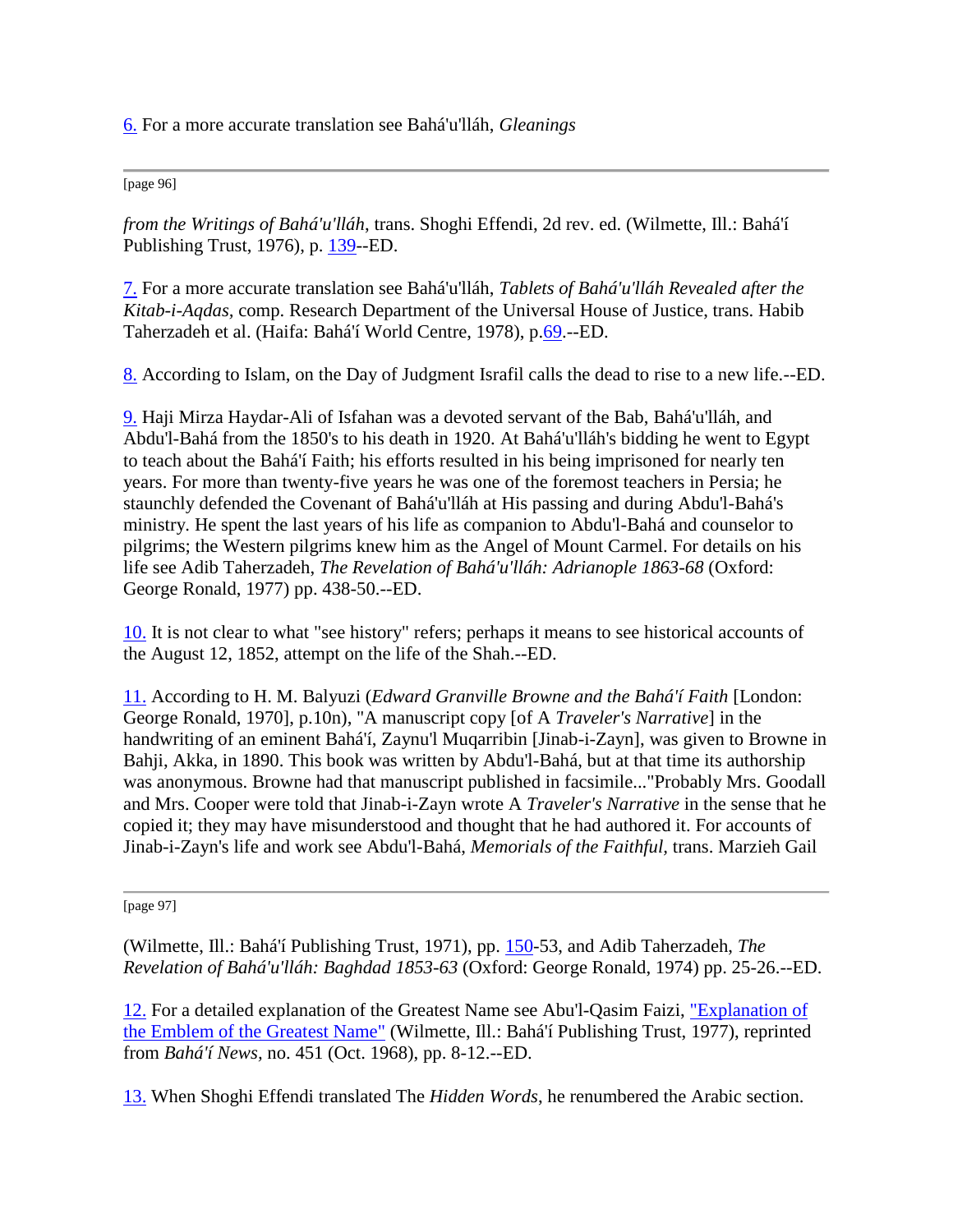6. For a more accurate translation see Bahá'u'lláh, *Gleanings from the Writings of Bahá'u'lláh*, trans. Shoghi Effendi, 2d rev. ed. (Wilmette, Ill.: Bahá'í Publishing Trust, 1976), p. 139--ED.

7. For a more accurate translation see Bahá'u'lláh, *Tablets of Bahá'u'lláh Revealed after the Kitab-i-Aqdas*, comp. Research Department of the Universal House of Justice, trans. Habib Taherzadeh et al. (Haifa: Bahá'í World Centre, 1978), p.69.--ED.

8. According to Islam, on the Day of Judgment Israfil calls the dead to rise to a new life.--ED.

9. Haji Mirza Haydar-Ali of Isfahan was a devoted servant of the Bab, Bahá'u'lláh, and Abdu'l-Bahá from the 1850's to his death in 1920. At Bahá'u'lláh's bidding he went to Egypt to teach about the Bahá'í Faith; his efforts resulted in his being imprisoned for nearly ten years. For more than twenty-five years he was one of the foremost teachers in Persia; he staunchly defended the Covenant of Bahá'u'lláh at His passing and during Abdu'l-Bahá's ministry. He spent the last years of his life as companion to Abdu'l-Bahá and counselor to pilgrims; the Western pilgrims knew him as the Angel of Mount Carmel. For details on his life see Adib Taherzadeh, *The Revelation of Bahá'u'lláh: Adrianople 1863-68* (Oxford: George Ronald, 1977) pp. 438-50.--ED.

10. It is not clear to what "see history" refers; perhaps it means to see historical accounts of the August 12, 1852, attempt on the life of the Shah.--ED.

11. According to H. M. Balyuzi (*Edward Granville Browne and the Bahá'í Faith* [London: George Ronald, 1970], p.10n), "A manuscript copy [of A *Traveler's Narrative*] in the handwriting of an eminent Bahá'í, Zaynu'l Muqarribin [Jinab-i-Zayn], was given to Browne in Bahji, Akka, in 1890. This book was written by Abdu'l-Bahá, but at that time its authorship was anonymous. Browne had that manuscript published in facsimile..."Probably Mrs. Goodall and Mrs. Cooper were told that Jinab-i-Zayn wrote A *Traveler's Narrative* in the sense that he copied it; they may have misunderstood and thought that he had authored it. For accounts of Jinab-i-Zayn's life and work see Abdu'l-Bahá, *Memorials of the Faithful*, trans. Marzieh Gail (Wilmette, Ill.: Bahá'í Publishing Trust, 1971), pp. 150-53, and Adib Taherzadeh, *The Revelation of Bahá'u'lláh: Baghdad 1853-63* (Oxford: George Ronald, 1974) pp. 25-26.--ED.

12. For a detailed explanation of the Greatest Name see Abu'l-Qasim Faizi, "Explanation of the Emblem of the Greatest Name" (Wilmette, Ill.: Bahá'í Publishing Trust, 1977), reprinted from *Bahá'í News*, no. 451 (Oct. 1968), pp. 8-12.--ED.

13. When Shoghi Effendi translated The *Hidden Words*, he renumbered the Arabic section.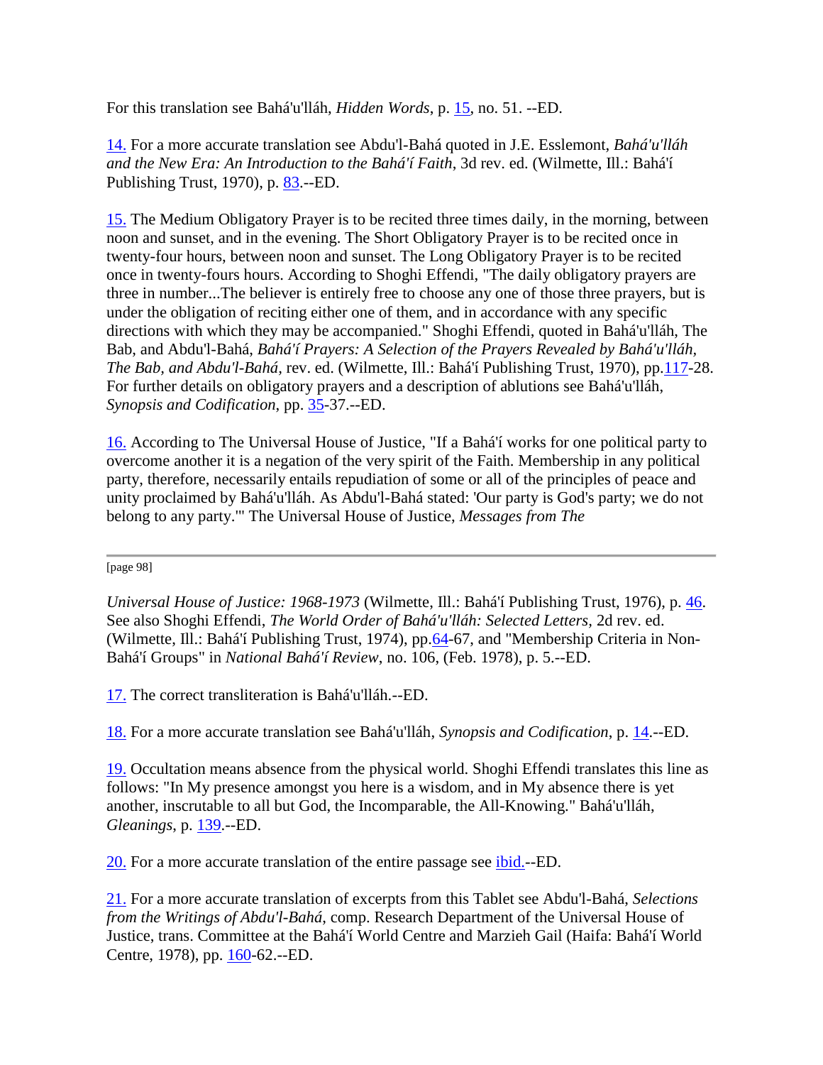For this translation see Bahá'u'lláh, *Hidden Words*, p. 15, no. 51. --ED.

14. For a more accurate translation see Abdu'l-Bahá quoted in J.E. Esslemont, *Bahá'u'lláh and the New Era: An Introduction to the Bahá'í Faith*, 3d rev. ed. (Wilmette, Ill.: Bahá'í Publishing Trust, 1970), p. 83.--ED.

15. The Medium Obligatory Prayer is to be recited three times daily, in the morning, between noon and sunset, and in the evening. The Short Obligatory Prayer is to be recited once in twenty-four hours, between noon and sunset. The Long Obligatory Prayer is to be recited once in twenty-fours hours. According to Shoghi Effendi, "The daily obligatory prayers are three in number...The believer is entirely free to choose any one of those three prayers, but is under the obligation of reciting either one of them, and in accordance with any specific directions with which they may be accompanied." Shoghi Effendi, quoted in Bahá'u'lláh, The Bab, and Abdu'l-Bahá, *Bahá'í Prayers: A Selection of the Prayers Revealed by Bahá'u'lláh, The Bab, and Abdu'l-Bahá*, rev. ed. (Wilmette, Ill.: Bahá'í Publishing Trust, 1970), pp.117-28. For further details on obligatory prayers and a description of ablutions see Bahá'u'lláh, *Synopsis and Codification*, pp. 35-37.--ED.

16. According to The Universal House of Justice, "If a Bahá'í works for one political party to overcome another it is a negation of the very spirit of the Faith. Membership in any political party, therefore, necessarily entails repudiation of some or all of the principles of peace and unity proclaimed by Bahá'u'lláh. As Abdu'l-Bahá stated: 'Our party is God's party; we do not belong to any party.'" The Universal House of Justice, *Messages from The Universal House of Justice: 1968-1973* (Wilmette, Ill.: Bahá'í Publishing Trust, 1976), p. 46. See also Shoghi Effendi, *The World Order of Bahá'u'lláh: Selected Letters*, 2d rev. ed. (Wilmette, Ill.: Bahá'í Publishing Trust, 1974), pp.64-67, and "Membership Criteria in Non-Bahá'í Groups" in *National Bahá'í Review*, no. 106, (Feb. 1978), p. 5.--ED.

17. The correct transliteration is Bahá'u'lláh.--ED.

18. For a more accurate translation see Bahá'u'lláh, *Synopsis and Codification*, p. 14.--ED.

19. Occultation means absence from the physical world. Shoghi Effendi translates this line as follows: "In My presence amongst you here is a wisdom, and in My absence there is yet another, inscrutable to all but God, the Incomparable, the All-Knowing." Bahá'u'lláh, *Gleanings*, p. 139.--ED.

20. For a more accurate translation of the entire passage see ibid.--ED.

21. For a more accurate translation of excerpts from this Tablet see Abdu'l-Bahá, *Selections from the Writings of Abdu'l-Bahá*, comp. Research Department of the Universal House of Justice, trans. Committee at the Bahá'í World Centre and Marzieh Gail (Haifa: Bahá'í World Centre, 1978), pp. 160-62.--ED.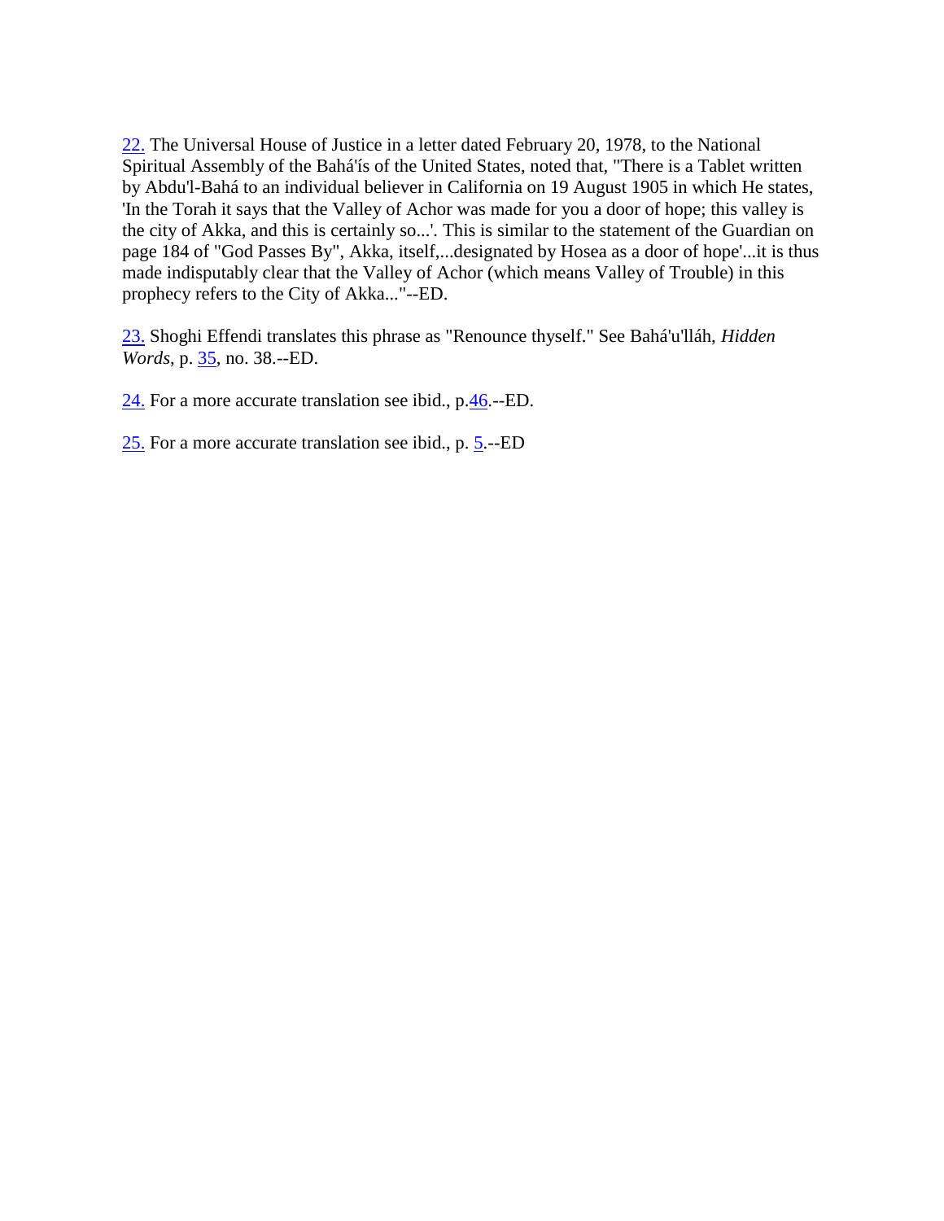22. The Universal House of Justice in a letter dated February 20, 1978, to the National Spiritual Assembly of the Bahá'ís of the United States, noted that, "There is a Tablet written by Abdu'l-Bahá to an individual believer in California on 19 August 1905 in which He states, 'In the Torah it says that the Valley of Achor was made for you a door of hope; this valley is the city of Akka, and this is certainly so...'. This is similar to the statement of the Guardian on page 184 of "God Passes By", Akka, itself,...designated by Hosea as a door of hope'...it is thus made indisputably clear that the Valley of Achor (which means Valley of Trouble) in this prophecy refers to the City of Akka..."--ED.

23. Shoghi Effendi translates this phrase as "Renounce thyself." See Bahá'u'lláh, *Hidden Words*, p. 35, no. 38.--ED.

24. For a more accurate translation see ibid., p.46.--ED.

25. For a more accurate translation see ibid., p. 5.--ED